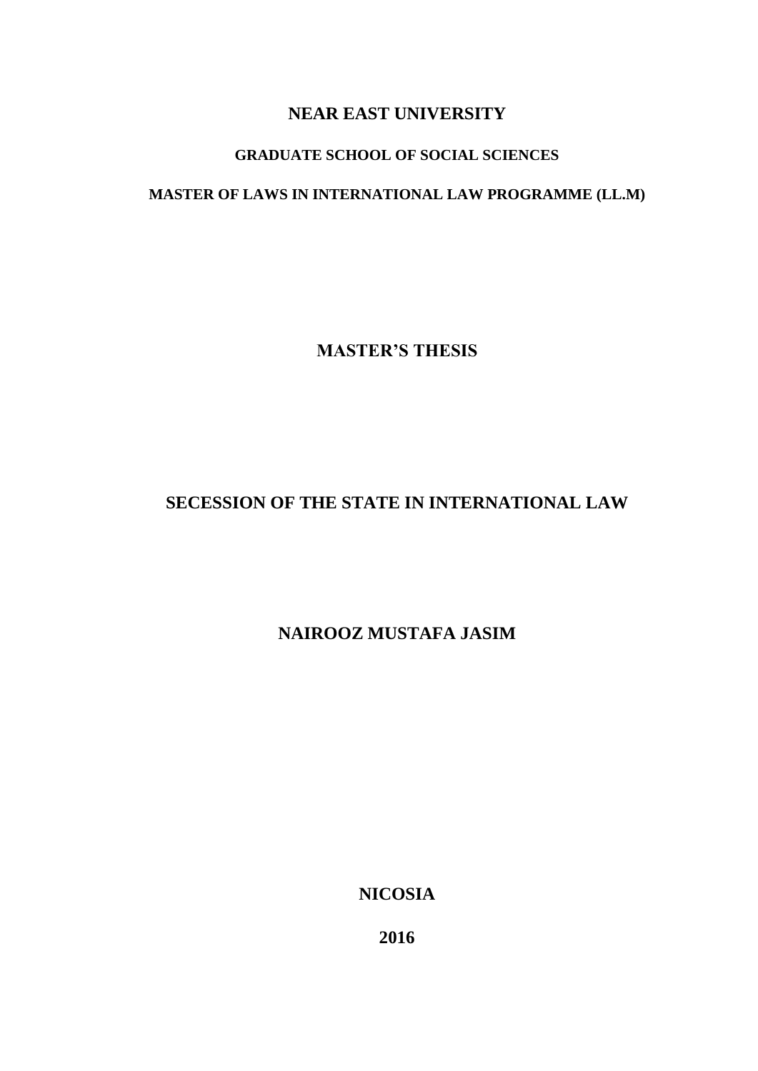**NEAR EAST UNIVERSITY**

**GRADUATE SCHOOL OF SOCIAL SCIENCES**

**MASTER OF LAWS IN INTERNATIONAL LAW PROGRAMME (LL.M)**

**MASTER'S THESIS**

# SECESSION OF THE STATE IN INTERNATIONAL LAW

**NAIROOZ MUSTAFA JASIM**

**NICOSIA**

**2016**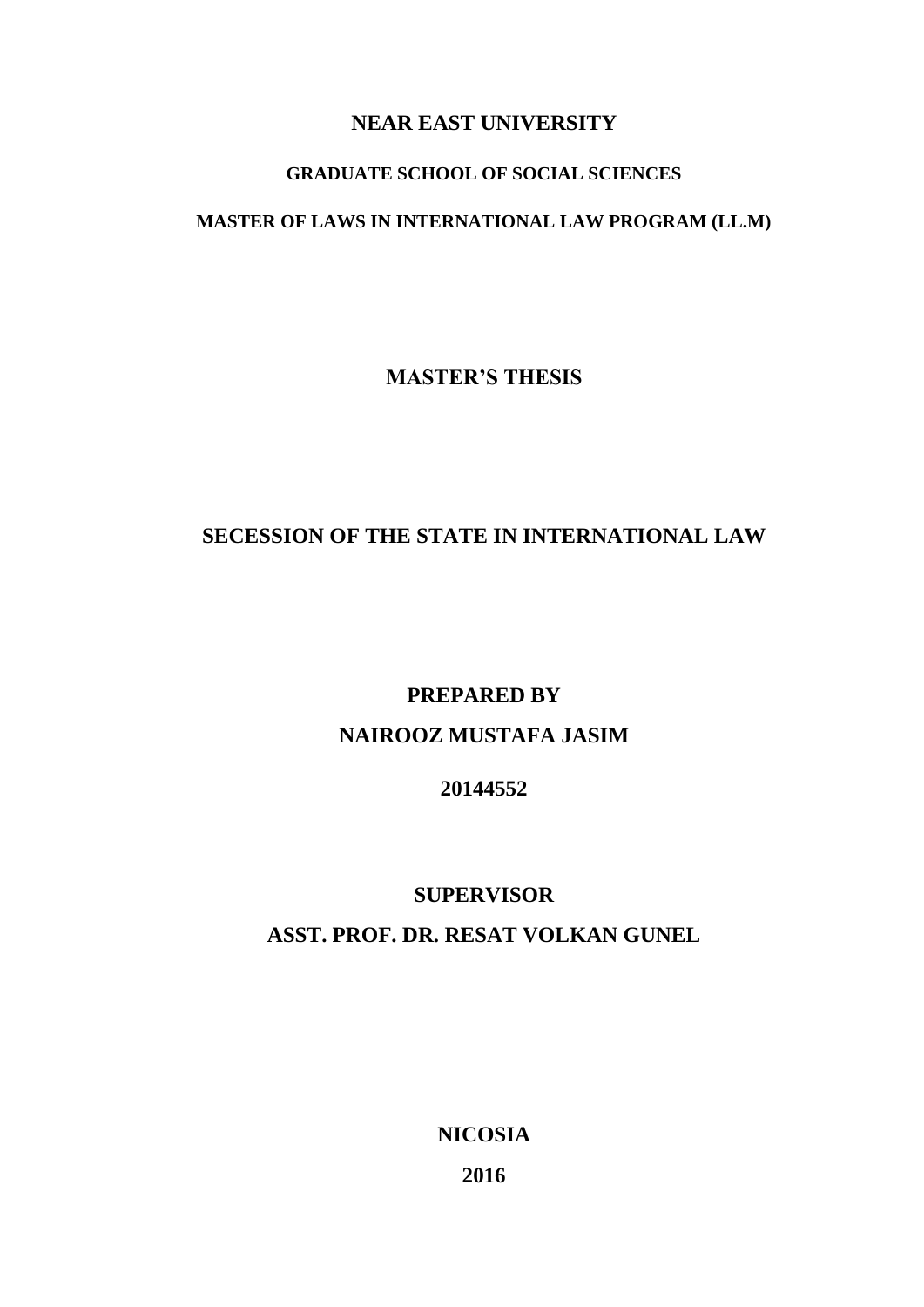**NEAR EAST UNIVERSITY**

**GRADUATE SCHOOL OF SOCIAL SCIENCES**

**MASTER OF LAWS IN INTERNATIONAL LAW PROGRAM (LL.M)**

**MASTER'S THESIS**

# SECESSION OF THE STATE IN INTERNATIONAL LAW

**PREPARED BY**

**NAIROOZ MUSTAFA JASIM**

**20144552**

**SUPERVISOR**

**ASST. PROF. DR. RESAT VOLKAN GUNEL**

**NICOSIA**

**2016**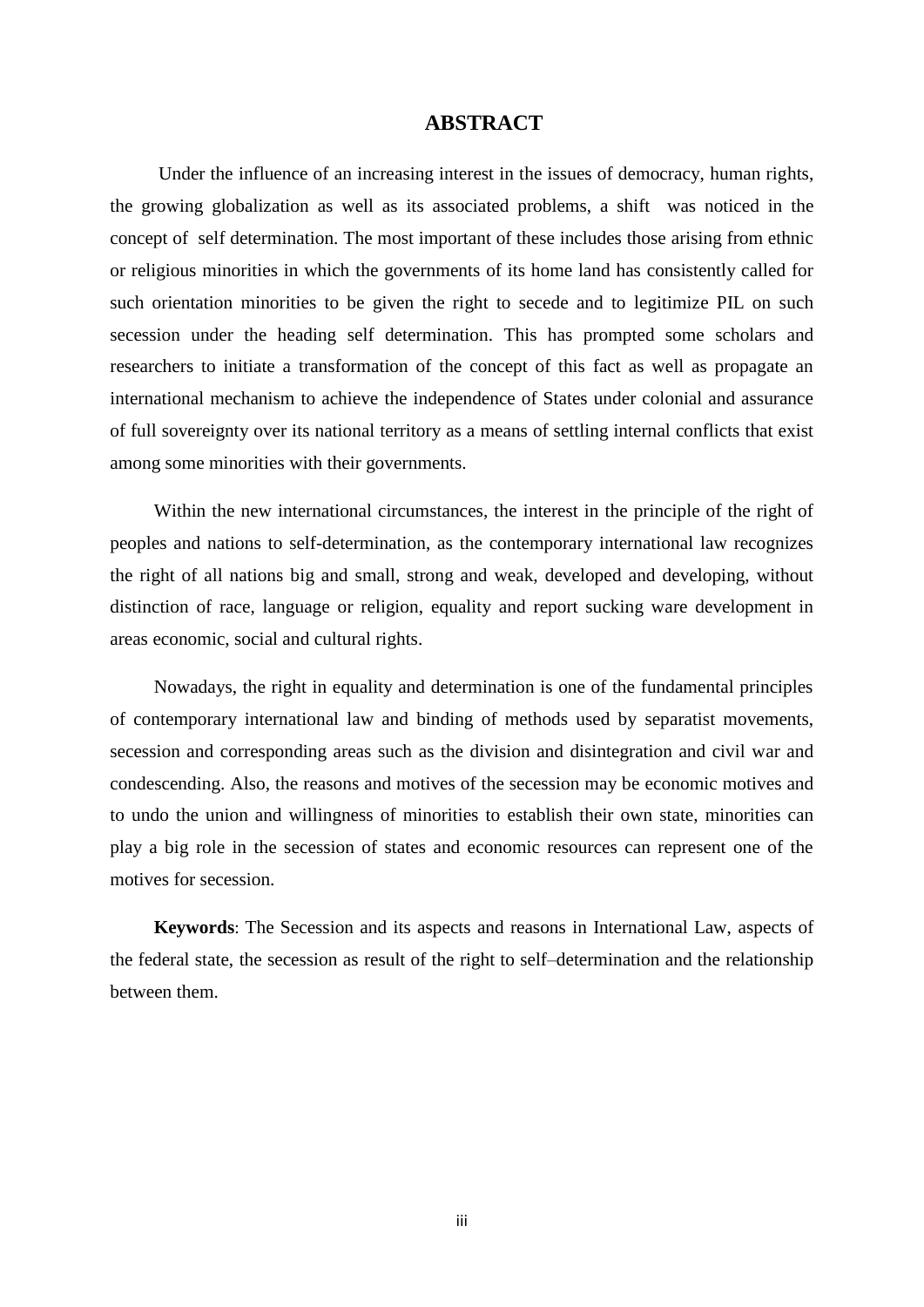# ABSTRACT

Under the influence of an increasing interest in the issues of democracy, human rights, the growing globalization as well as its associated problems, a shift was noticed in the concept of self determination. The most important of these includes those arising from ethnic or religious minorities in which the governments of its home land has consistently called for such orientation minorities to be given the right to secede and to legitimize PIL on such secession under the heading self determination. This has prompted some scholars and researchers to initiate a transformation of the concept of this fact as well as propagate an international mechanism to achieve the independence of States under colonial and assurance of full sovereignty over its national territory as a means of settling internal conflicts that exist among some minorities with their governments.

Within the new international circumstances, the interest in the principle of the right of peoples and nations to self-determination, as the contemporary international law recognizes the right of all nations big and small, strong and weak, developed and developing, without distinction of race, language or religion, equality and report sucking ware development in areas economic, social and cultural rights.

Nowadays, the right in equality and determination is one of the fundamental principles of contemporary international law and binding of methods used by separatist movements, secession and corresponding areas such as the division and disintegration and civil war and condescending. Also, the reasons and motives of the secession may be economic motives and to undo the union and willingness of minorities to establish their own state, minorities can play a big role in the secession of states and economic resources can represent one of the motives for secession.

**Keywords**: The Secession and its aspects and reasons in International Law, aspects of the federal state, the secession as result of the right to self–determination and the relationship between them.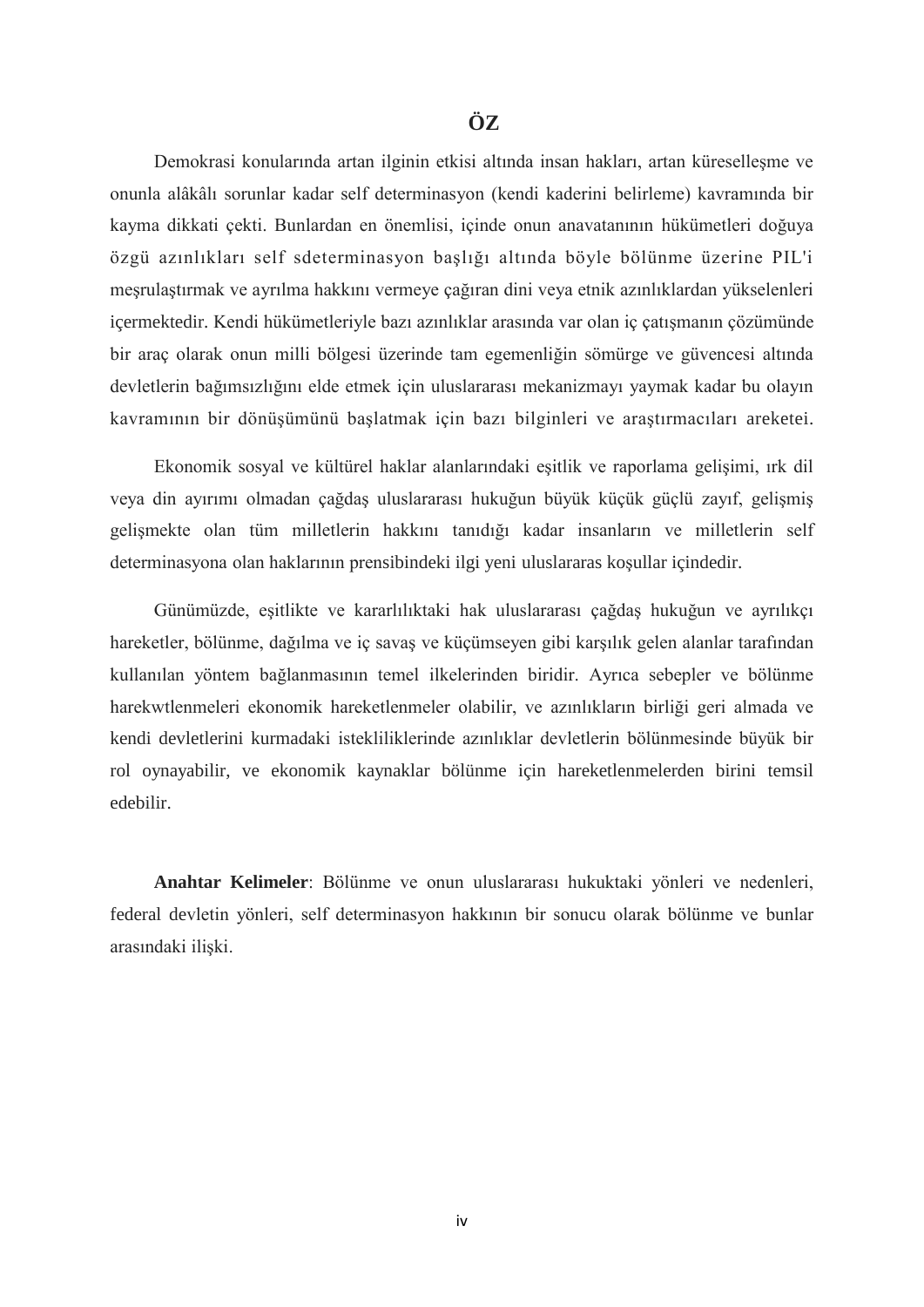# ÖZ

Demokrasi konularında artan ilginin etkisi altında insan hakları, artan küreselleşme ve onunla alâkâlı sorunlar kadar self determinasyon (kendi kaderini belirleme) kavramında bir kayma dikkati çekti. Bunlardan en önemlisi, içinde onun anavatanının hükümetleri doğuya özgü azınlıkları self sdeterminasyon başlığı altında böyle bölünme üzerine PIL'i meşrulaştırmak ve ayrılma hakkını vermeye çağıran dini veya etnik azınlıklardan yükselenleri içermektedir. Kendi hükümetleriyle bazı azınlıklar arasında var olan iç çatışmanın çözümünde bir araç olarak onun milli bölgesi üzerinde tam egemenliğin sömürge ve güvencesi altında devletlerin bağımsızlığını elde etmek için uluslararası mekanizmayı yaymak kadar bu olayın kavramının bir dönüşümünü başlatmak için bazı bilginleri ve araştırmacıları areketei.

Ekonomik sosyal ve kültürel haklar alanlarındaki eşitlik ve raporlama gelişimi, ırk dil veya din ayırımı olmadan çağdaş uluslararası hukuğun büyük küçük güçlü zayıf, gelişmiş gelişmekte olan tüm milletlerin hakkını tanıdığı kadar insanların ve milletlerin self determinasyona olan haklarının prensibindeki ilgi yeni uluslararas koşullar içindedir.

Günümüzde, eşitlikte ve kararlılıktaki hak uluslararası çağdaş hukuğun ve ayrılıkçı hareketler, bölünme, dağılma ve iç savaş ve küçümseyen gibi karşılık gelen alanlar tarafından kullanılan yöntem bağlanmasının temel ilkelerinden biridir. Ayrıca sebepler ve bölünme harekwtlenmeleri ekonomik hareketlenmeler olabilir, ve azınlıkların birliği geri almada ve kendi devletlerini kurmadaki isteklilikler inde azınlıklar devletlerin bölünmesinde büyük bir rol oynayabilir, ve ekonomik kaynaklar bölünme için hareketlenmelerden birini temsil edebilir.

**Anahtar Kelimeler**: Bölünme ve onun uluslararası hukuktaki yönleri ve nedenleri, federal devletin yönleri, self determinasyon hakkının bir sonucu olarak bölünme ve bunlar arasındaki ilişki.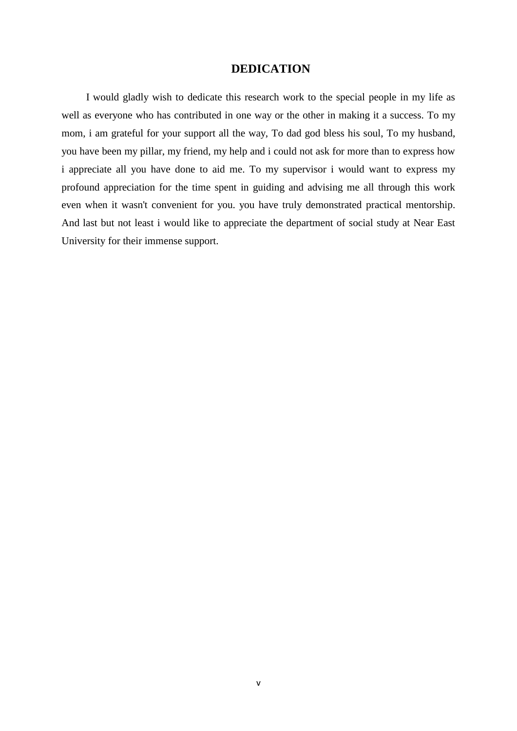# DEDICATION

I would gladly wish to dedicate this research work to the special people in my life as well as everyone who has contributed in one way or the other in making it a success. To my mom, i am grateful for your support all the way, To dad god bless his soul, To my husband, you have been my pillar, my friend, my help and i could not ask for more than to express how i appreciate all you have done to aid me. To my supervisor i would want to express my profound appreciation for the time spent in guiding and advising me all through this work even when it wasn't convenient for you. you have truly demonstrated practical mentorship. And last but not least i would like to appreciate the department of social study at Near East University for their immense support.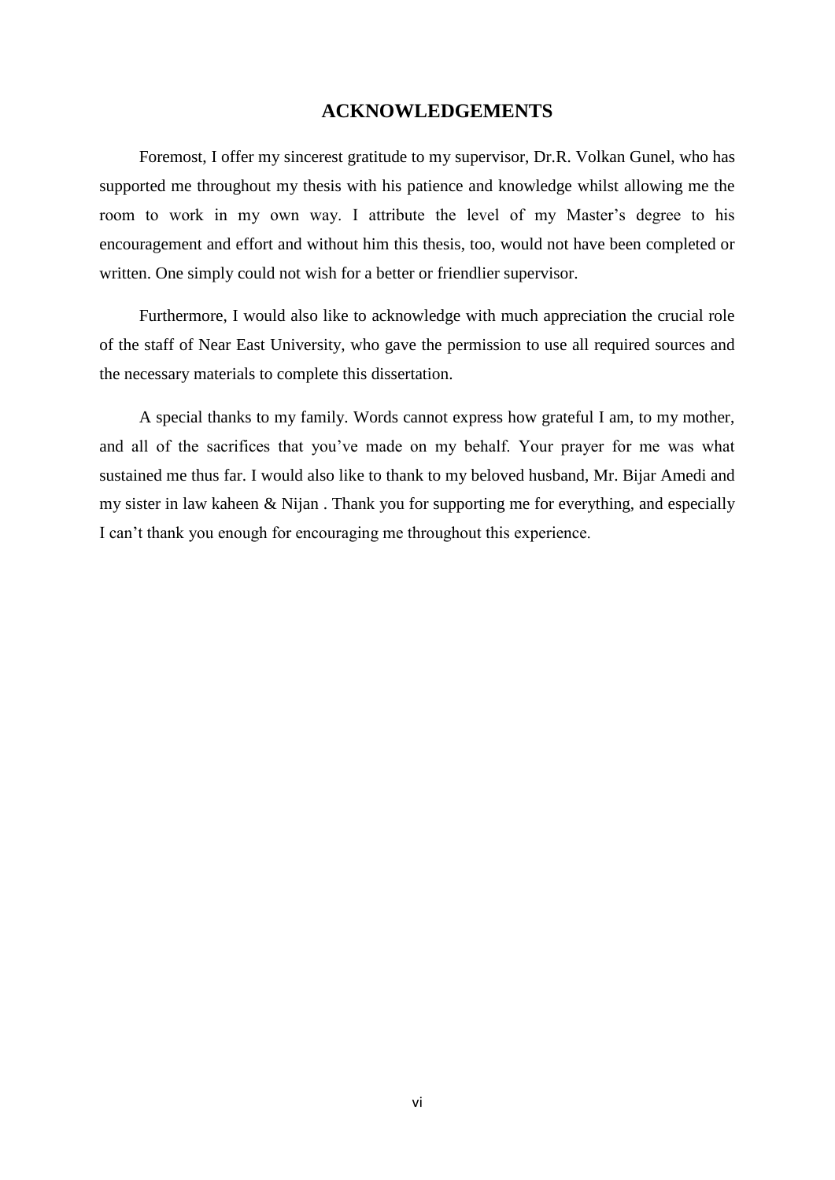## ACKNOWLEDGEMENTS

Foremost, I offer my sincerest gratitude to my supervisor, Dr.R. Volkan Gunel, who has supported me throughout my thesis with his patience and knowledge whilst allowing me the room to work in my own way. I attribute the level of my Master's degree to his encouragement and effort and without him this thesis, too, would not have been completed or written. One simply could not wish for a better or friendlier supervisor.

Furthermore, I would also like to acknowledge with much appreciation the crucial role of the staff of Near East University, who gave the permission to use all required sources and the necessary materials to complete this dissertation.

A special thanks to my family. Words cannot express how grateful I am, to my mother, and all of the sacrifices that you've made on my behalf. Your prayer for me was what sustained me thus far. I would also like to thank to my beloved husband, Mr. Bijar Amedi and my sister in law kaheen & Nijan . Thank you for supporting me for everything, and especially I can't thank you enough for encouraging me throughout this experience.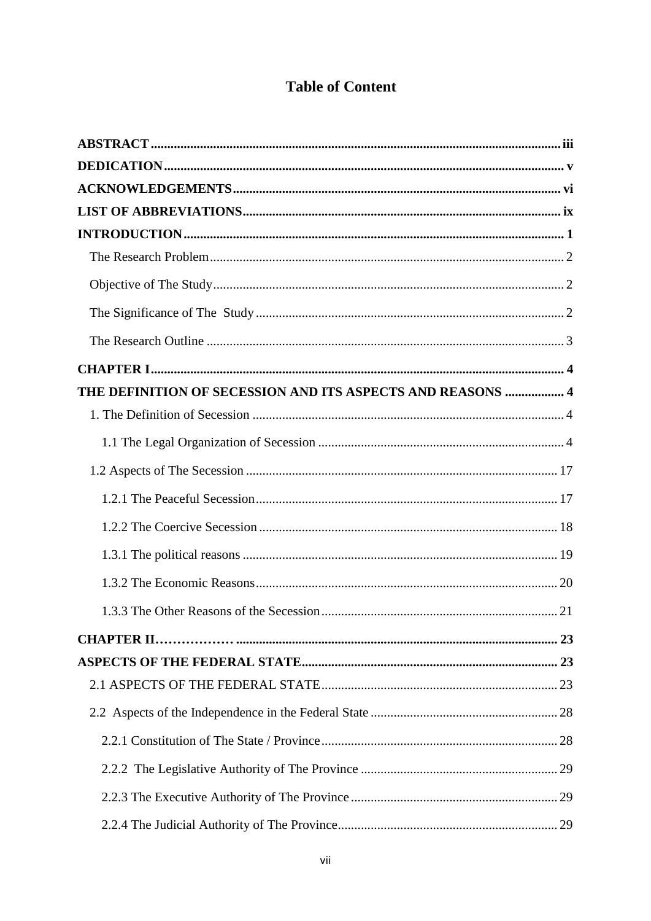# Table of Content

**ABSTRACT** .......... **iii**

**DEDICATION** .......... **v**

**ACKNOWLEDGEMENTS** .......... **vi**

**LIST OF ABBREVIATIONS** .......... **ix**

**INTRODUCTION** .......... **1**

- The Research Problem .......... 2
- Objective of The Study .......... 2
- The Significance of The Study .......... 2
- The Research Outline .......... 3

**CHAPTER I** .......... **4**

**THE DEFINITION OF SECESSION AND ITS ASPECTS AND REASONS** .......... **4**

- 1. The Definition of Secession .......... 4
  - 1.1 The Legal Organization of Secession .......... 4
- 1.2 Aspects of The Secession .......... 17
  - 1.2.1 The Peaceful Secession .......... 17
  - 1.2.2 The Coercive Secession .......... 18
  - 1.3.1 The political reasons .......... 19
  - 1.3.2 The Economic Reasons .......... 20
  - 1.3.3 The Other Reasons of the Secession .......... 21

**CHAPTER II………………** .......... **23**

**ASPECTS OF THE FEDERAL STATE** .......... **23**

- 2.1 ASPECTS OF THE FEDERAL STATE .......... 23
- 2.2 Aspects of the Independence in the Federal State .......... 28
  - 2.2.1 Constitution of The State / Province .......... 28
  - 2.2.2 The Legislative Authority of The Province .......... 29
  - 2.2.3 The Executive Authority of The Province .......... 29
  - 2.2.4 The Judicial Authority of The Province .......... 29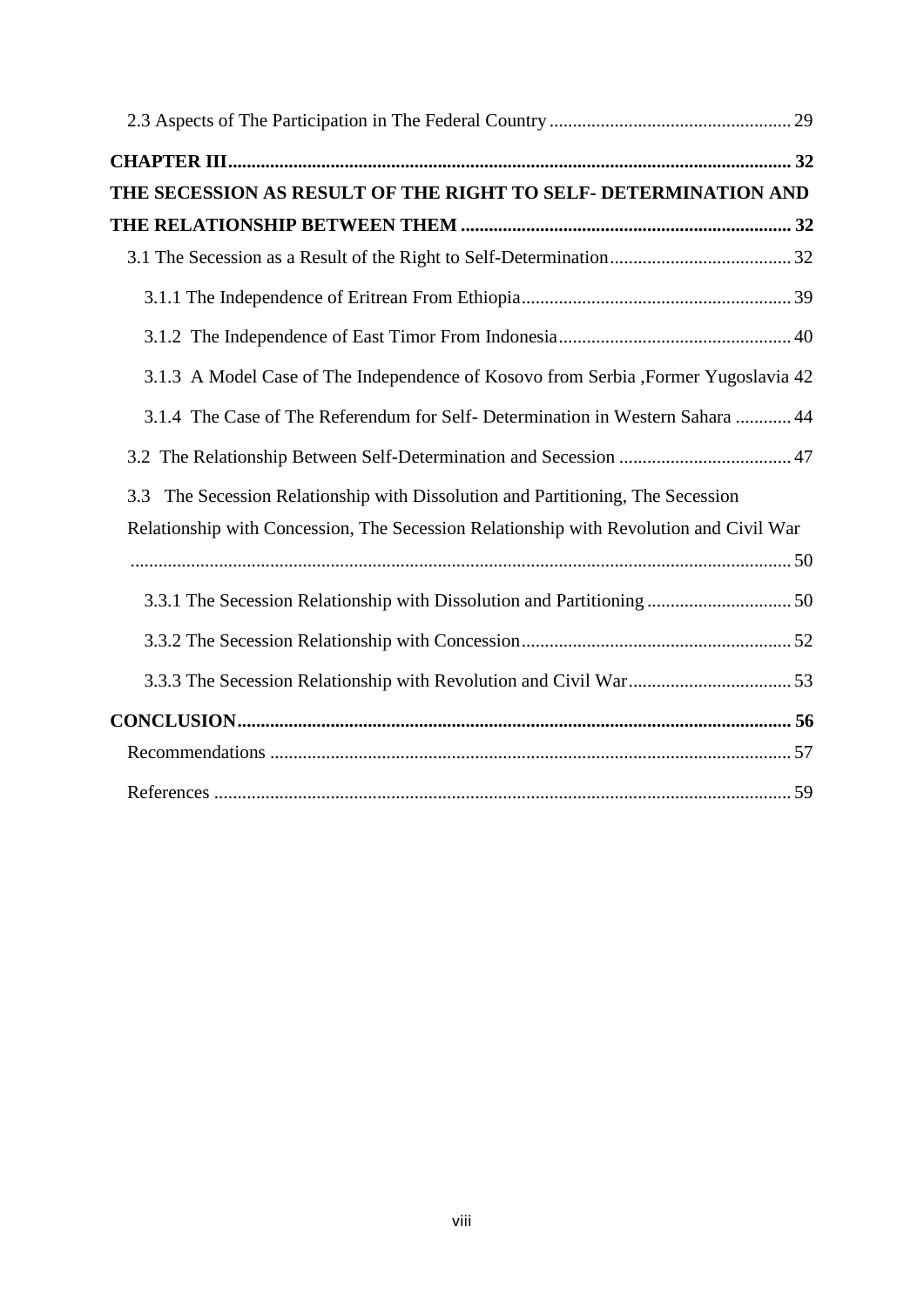2.3 Aspects of The Participation in The Federal Country ... 29

**CHAPTER III** ... **32**

**THE SECESSION AS RESULT OF THE RIGHT TO SELF- DETERMINATION AND THE RELATIONSHIP BETWEEN THEM** ... **32**

3.1 The Secession as a Result of the Right to Self-Determination ... 32

3.1.1 The Independence of Eritrean From Ethiopia ... 39

3.1.2 The Independence of East Timor From Indonesia ... 40

3.1.3 A Model Case of The Independence of Kosovo from Serbia ,Former Yugoslavia 42

3.1.4 The Case of The Referendum for Self- Determination in Western Sahara ... 44

3.2 The Relationship Between Self-Determination and Secession ... 47

3.3 The Secession Relationship with Dissolution and Partitioning, The Secession Relationship with Concession, The Secession Relationship with Revolution and Civil War ... 50

3.3.1 The Secession Relationship with Dissolution and Partitioning ... 50

3.3.2 The Secession Relationship with Concession ... 52

3.3.3 The Secession Relationship with Revolution and Civil War ... 53

**CONCLUSION** ... **56**

Recommendations ... 57

References ... 59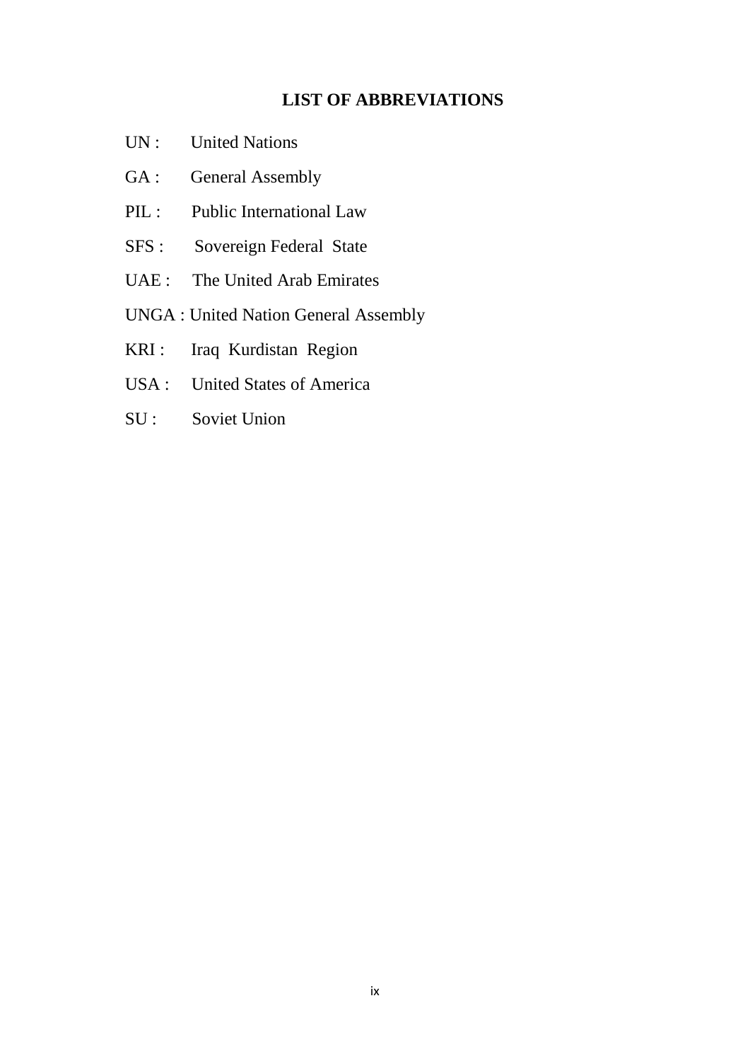# LIST OF ABBREVIATIONS

UN : United Nations

GA : General Assembly

PIL : Public International Law

SFS : Sovereign Federal State

UAE : The United Arab Emirates

UNGA : United Nation General Assembly

KRI : Iraq Kurdistan Region

USA : United States of America

SU : Soviet Union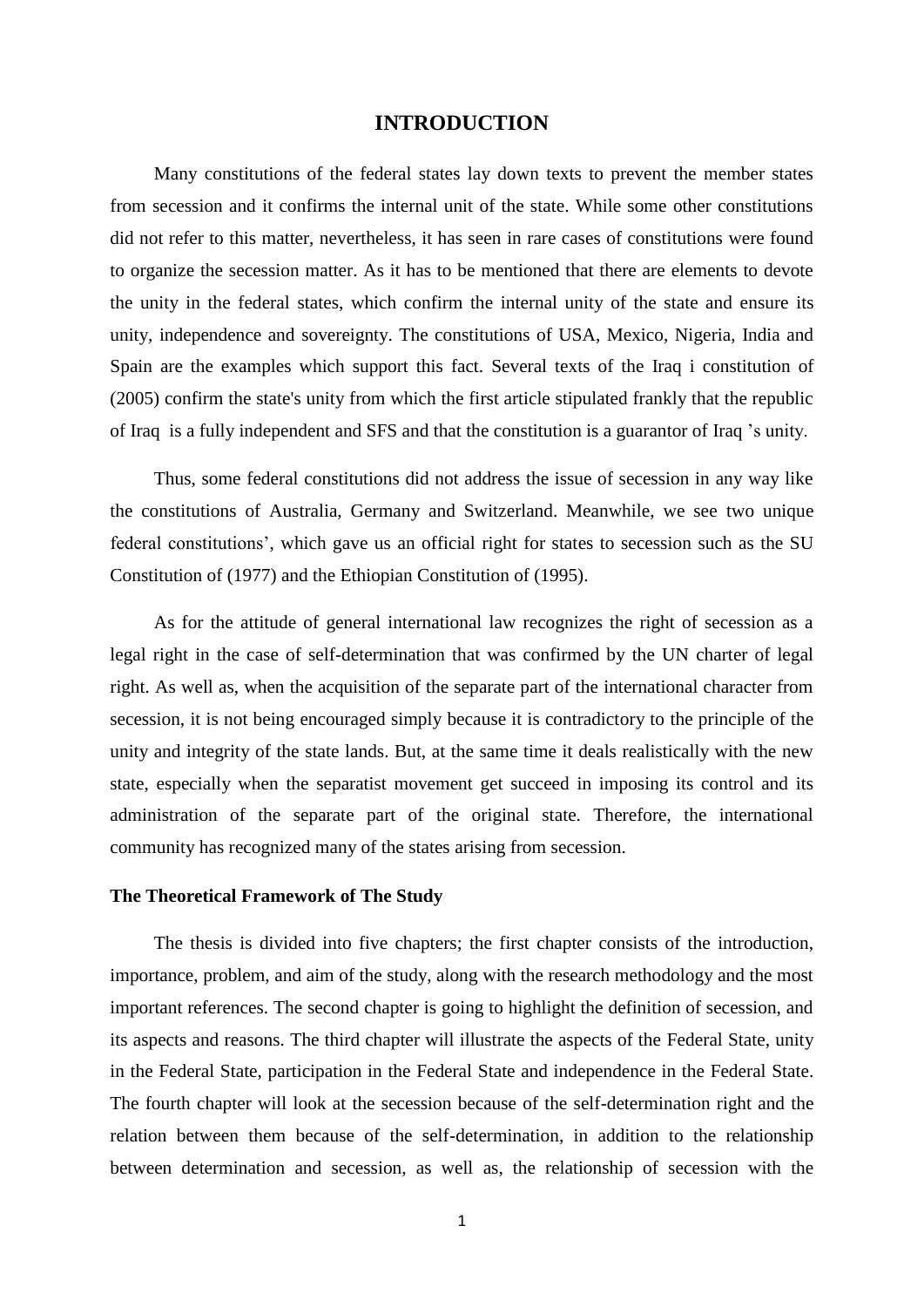# INTRODUCTION

Many constitutions of the federal states lay down texts to prevent the member states from secession and it confirms the internal unit of the state. While some other constitutions did not refer to this matter, nevertheless, it has seen in rare cases of constitutions were found to organize the secession matter. As it has to be mentioned that there are elements to devote the unity in the federal states, which confirm the internal unity of the state and ensure its unity, independence and sovereignty. The constitutions of USA, Mexico, Nigeria, India and Spain are the examples which support this fact. Several texts of the Iraq i constitution of (2005) confirm the state's unity from which the first article stipulated frankly that the republic of Iraq is a fully independent and SFS and that the constitution is a guarantor of Iraq 's unity.

Thus, some federal constitutions did not address the issue of secession in any way like the constitutions of Australia, Germany and Switzerland. Meanwhile, we see two unique federal constitutions', which gave us an official right for states to secession such as the SU Constitution of (1977) and the Ethiopian Constitution of (1995).

As for the attitude of general international law recognizes the right of secession as a legal right in the case of self-determination that was confirmed by the UN charter of legal right. As well as, when the acquisition of the separate part of the international character from secession, it is not being encouraged simply because it is contradictory to the principle of the unity and integrity of the state lands. But, at the same time it deals realistically with the new state, especially when the separatist movement get succeed in imposing its control and its administration of the separate part of the original state. Therefore, the international community has recognized many of the states arising from secession.

**The Theoretical Framework of The Study**

The thesis is divided into five chapters; the first chapter consists of the introduction, importance, problem, and aim of the study, along with the research methodology and the most important references. The second chapter is going to highlight the definition of secession, and its aspects and reasons. The third chapter will illustrate the aspects of the Federal State, unity in the Federal State, participation in the Federal State and independence in the Federal State. The fourth chapter will look at the secession because of the self-determination right and the relation between them because of the self-determination, in addition to the relationship between determination and secession, as well as, the relationship of secession with the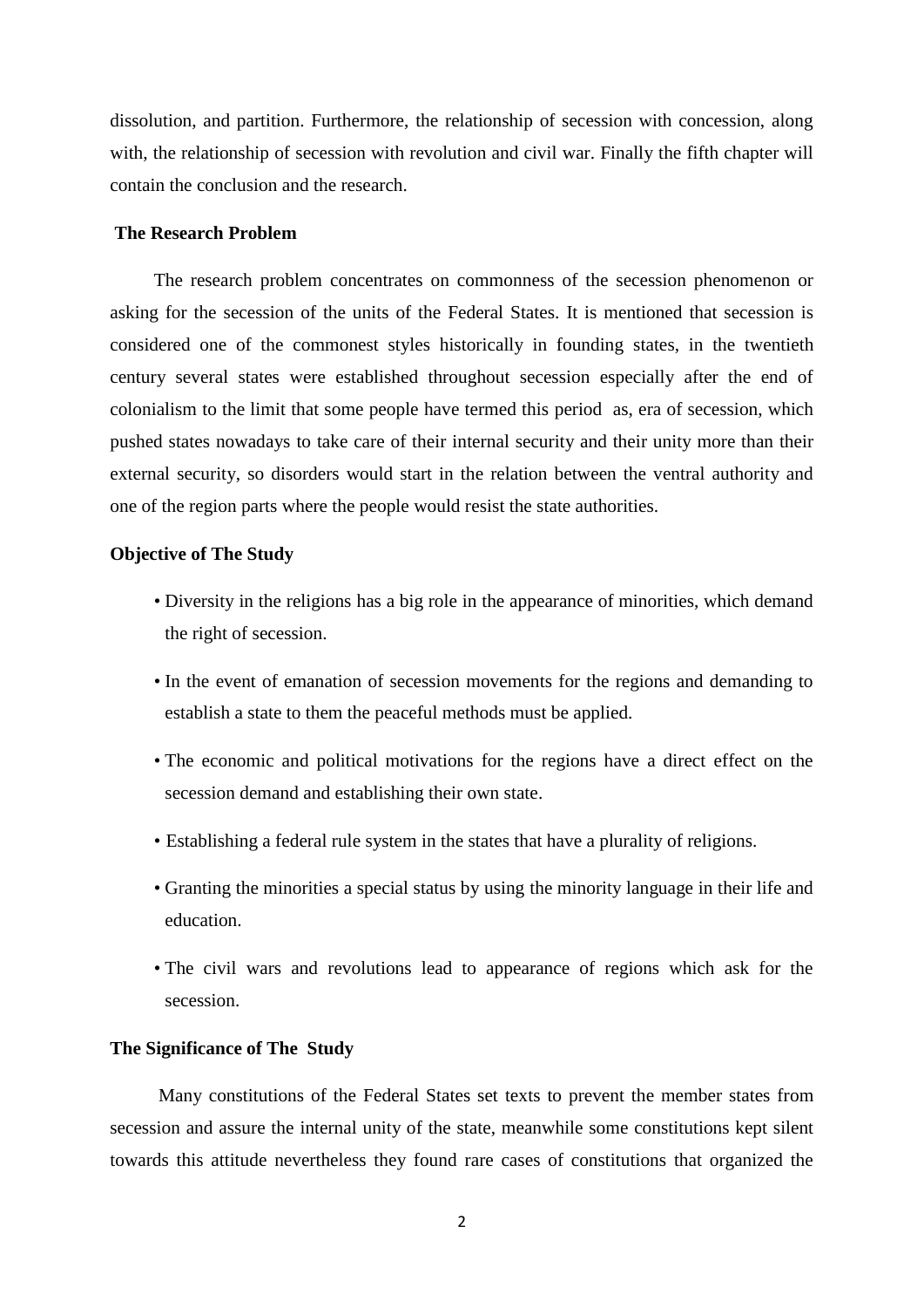dissolution, and partition. Furthermore, the relationship of secession with concession, along with, the relationship of secession with revolution and civil war. Finally the fifth chapter will contain the conclusion and the research.

## The Research Problem

The research problem concentrates on commonness of the secession phenomenon or asking for the secession of the units of the Federal States. It is mentioned that secession is considered one of the commonest styles historically in founding states, in the twentieth century several states were established throughout secession especially after the end of colonialism to the limit that some people have termed this period as, era of secession, which pushed states nowadays to take care of their internal security and their unity more than their external security, so disorders would start in the relation between the ventral authority and one of the region parts where the people would resist the state authorities.

## Objective of The Study

- Diversity in the religions has a big role in the appearance of minorities, which demand the right of secession.
- In the event of emanation of secession movements for the regions and demanding to establish a state to them the peaceful methods must be applied.
- The economic and political motivations for the regions have a direct effect on the secession demand and establishing their own state.
- Establishing a federal rule system in the states that have a plurality of religions.
- Granting the minorities a special status by using the minority language in their life and education.
- The civil wars and revolutions lead to appearance of regions which ask for the secession.

## The Significance of The Study

Many constitutions of the Federal States set texts to prevent the member states from secession and assure the internal unity of the state, meanwhile some constitutions kept silent towards this attitude nevertheless they found rare cases of constitutions that organized the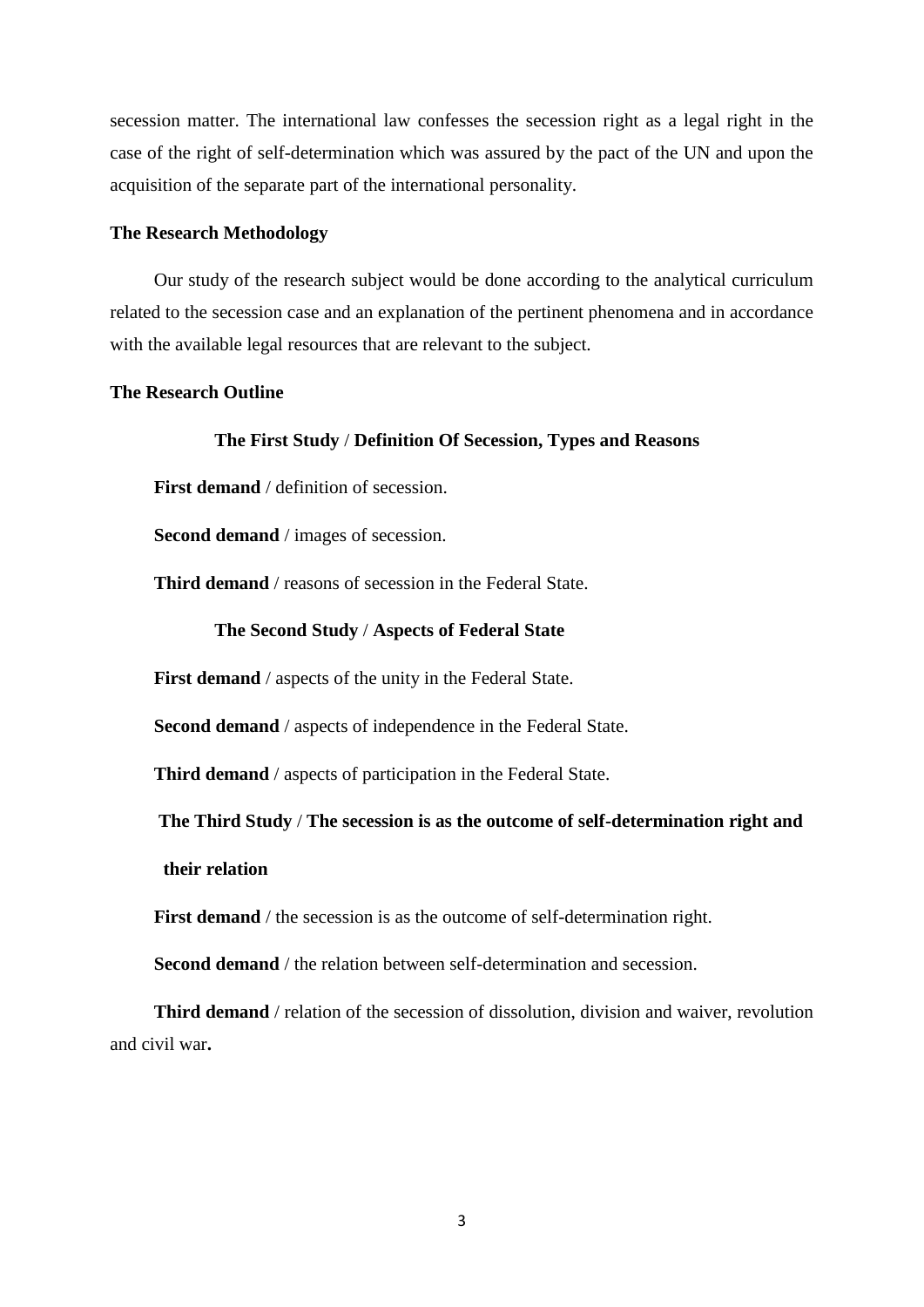secession matter. The international law confesses the secession right as a legal right in the case of the right of self-determination which was assured by the pact of the UN and upon the acquisition of the separate part of the international personality.

**The Research Methodology**

Our study of the research subject would be done according to the analytical curriculum related to the secession case and an explanation of the pertinent phenomena and in accordance with the available legal resources that are relevant to the subject.

**The Research Outline**

**The First Study / Definition Of Secession, Types and Reasons**

**First demand** / definition of secession.

**Second demand** / images of secession.

**Third demand** / reasons of secession in the Federal State.

**The Second Study / Aspects of Federal State**

**First demand** / aspects of the unity in the Federal State.

**Second demand** / aspects of independence in the Federal State.

**Third demand** / aspects of participation in the Federal State.

**The Third Study / The secession is as the outcome of self-determination right and their relation**

**First demand** / the secession is as the outcome of self-determination right.

**Second demand** / the relation between self-determination and secession.

**Third demand** / relation of the secession of dissolution, division and waiver, revolution and civil war.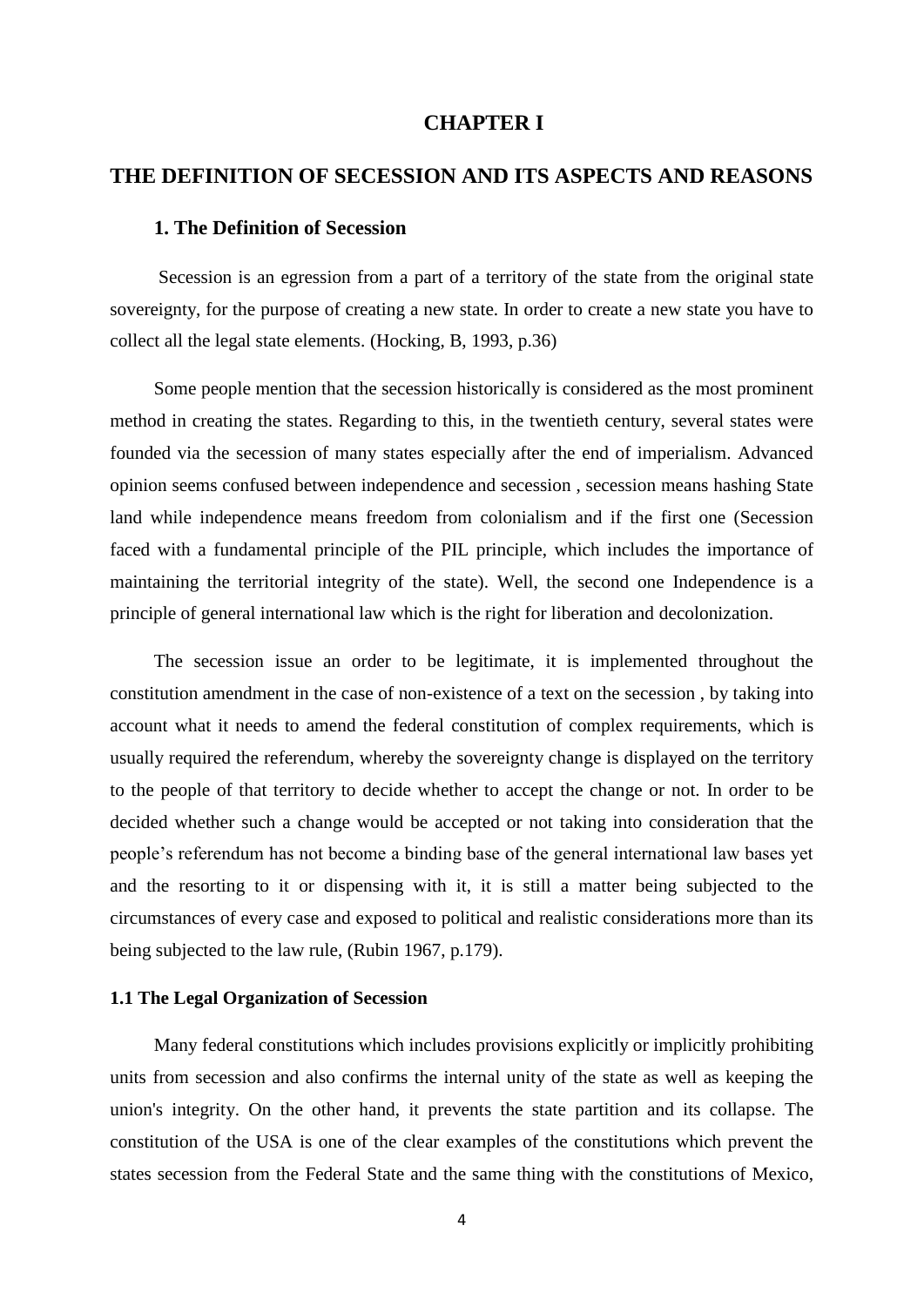# CHAPTER I

# THE DEFINITION OF SECESSION AND ITS ASPECTS AND REASONS

## 1. The Definition of Secession

Secession is an egression from a part of a territory of the state from the original state sovereignty, for the purpose of creating a new state. In order to create a new state you have to collect all the legal state elements. (Hocking, B, 1993, p.36)

Some people mention that the secession historically is considered as the most prominent method in creating the states. Regarding to this, in the twentieth century, several states were founded via the secession of many states especially after the end of imperialism. Advanced opinion seems confused between independence and secession , secession means hashing State land while independence means freedom from colonialism and if the first one (Secession faced with a fundamental principle of the PIL principle, which includes the importance of maintaining the territorial integrity of the state). Well, the second one Independence is a principle of general international law which is the right for liberation and decolonization.

The secession issue an order to be legitimate, it is implemented throughout the constitution amendment in the case of non-existence of a text on the secession , by taking into account what it needs to amend the federal constitution of complex requirements, which is usually required the referendum, whereby the sovereignty change is displayed on the territory to the people of that territory to decide whether to accept the change or not. In order to be decided whether such a change would be accepted or not taking into consideration that the people's referendum has not become a binding base of the general international law bases yet and the resorting to it or dispensing with it, it is still a matter being subjected to the circumstances of every case and exposed to political and realistic considerations more than its being subjected to the law rule, (Rubin 1967, p.179).

### 1.1 The Legal Organization of Secession

Many federal constitutions which includes provisions explicitly or implicitly prohibiting units from secession and also confirms the internal unity of the state as well as keeping the union's integrity. On the other hand, it prevents the state partition and its collapse. The constitution of the USA is one of the clear examples of the constitutions which prevent the states secession from the Federal State and the same thing with the constitutions of Mexico,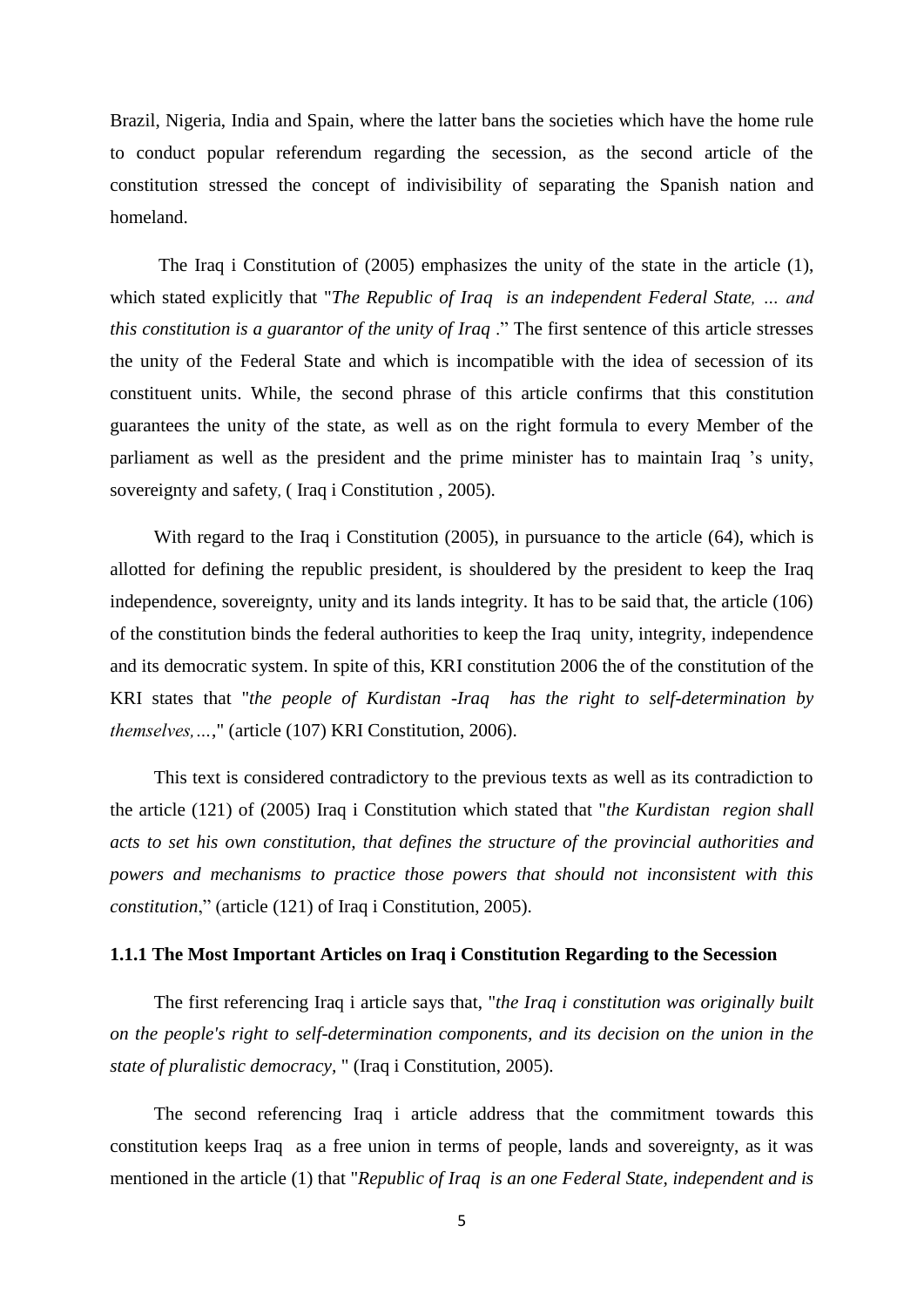Brazil, Nigeria, India and Spain, where the latter bans the societies which have the home rule to conduct popular referendum regarding the secession, as the second article of the constitution stressed the concept of indivisibility of separating the Spanish nation and homeland.

The Iraq i Constitution of (2005) emphasizes the unity of the state in the article (1), which stated explicitly that "*The Republic of Iraq is an independent Federal State, … and this constitution is a guarantor of the unity of Iraq* ." The first sentence of this article stresses the unity of the Federal State and which is incompatible with the idea of secession of its constituent units. While, the second phrase of this article confirms that this constitution guarantees the unity of the state, as well as on the right formula to every Member of the parliament as well as the president and the prime minister has to maintain Iraq 's unity, sovereignty and safety, ( Iraq i Constitution , 2005).

With regard to the Iraq i Constitution (2005), in pursuance to the article (64), which is allotted for defining the republic president, is shouldered by the president to keep the Iraq independence, sovereignty, unity and its lands integrity. It has to be said that, the article (106) of the constitution binds the federal authorities to keep the Iraq unity, integrity, independence and its democratic system. In spite of this, KRI constitution 2006 the of the constitution of the KRI states that "*the people of Kurdistan -Iraq has the right to self-determination by themselves,…*," (article (107) KRI Constitution, 2006).

This text is considered contradictory to the previous texts as well as its contradiction to the article (121) of (2005) Iraq i Constitution which stated that "*the Kurdistan region shall acts to set his own constitution, that defines the structure of the provincial authorities and powers and mechanisms to practice those powers that should not inconsistent with this constitution*," (article (121) of Iraq i Constitution, 2005).

### 1.1.1 The Most Important Articles on Iraq i Constitution Regarding to the Secession

The first referencing Iraq i article says that, "*the Iraq i constitution was originally built on the people's right to self-determination components, and its decision on the union in the state of pluralistic democracy,* " (Iraq i Constitution, 2005).

The second referencing Iraq i article address that the commitment towards this constitution keeps Iraq as a free union in terms of people, lands and sovereignty, as it was mentioned in the article (1) that "*Republic of Iraq is an one Federal State, independent and is*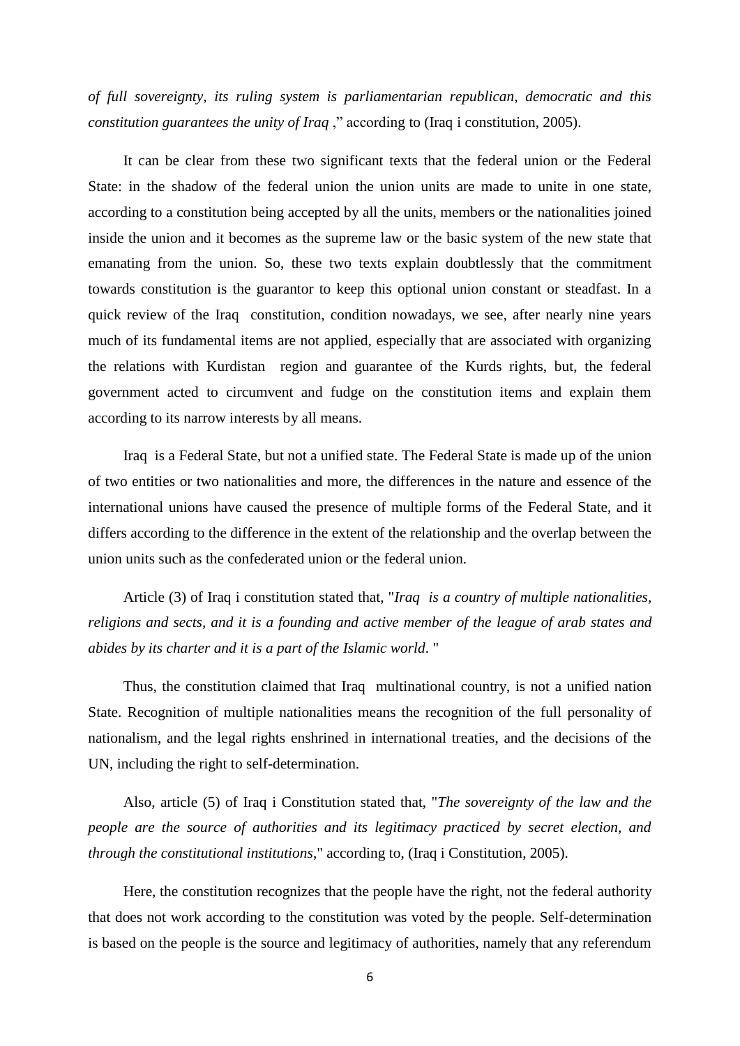*of full sovereignty, its ruling system is parliamentarian republican, democratic and this constitution guarantees the unity of Iraq* ," according to (Iraq i constitution, 2005).

It can be clear from these two significant texts that the federal union or the Federal State: in the shadow of the federal union the union units are made to unite in one state, according to a constitution being accepted by all the units, members or the nationalities joined inside the union and it becomes as the supreme law or the basic system of the new state that emanating from the union. So, these two texts explain doubtlessly that the commitment towards constitution is the guarantor to keep this optional union constant or steadfast. In a quick review of the Iraq constitution, condition nowadays, we see, after nearly nine years much of its fundamental items are not applied, especially that are associated with organizing the relations with Kurdistan region and guarantee of the Kurds rights, but, the federal government acted to circumvent and fudge on the constitution items and explain them according to its narrow interests by all means.

Iraq is a Federal State, but not a unified state. The Federal State is made up of the union of two entities or two nationalities and more, the differences in the nature and essence of the international unions have caused the presence of multiple forms of the Federal State, and it differs according to the difference in the extent of the relationship and the overlap between the union units such as the confederated union or the federal union.

Article (3) of Iraq i constitution stated that, "*Iraq is a country of multiple nationalities, religions and sects, and it is a founding and active member of the league of arab states and abides by its charter and it is a part of the Islamic world*. "

Thus, the constitution claimed that Iraq multinational country, is not a unified nation State. Recognition of multiple nationalities means the recognition of the full personality of nationalism, and the legal rights enshrined in international treaties, and the decisions of the UN, including the right to self-determination.

Also, article (5) of Iraq i Constitution stated that, "*The sovereignty of the law and the people are the source of authorities and its legitimacy practiced by secret election, and through the constitutional institutions*," according to, (Iraq i Constitution, 2005).

Here, the constitution recognizes that the people have the right, not the federal authority that does not work according to the constitution was voted by the people. Self-determination is based on the people is the source and legitimacy of authorities, namely that any referendum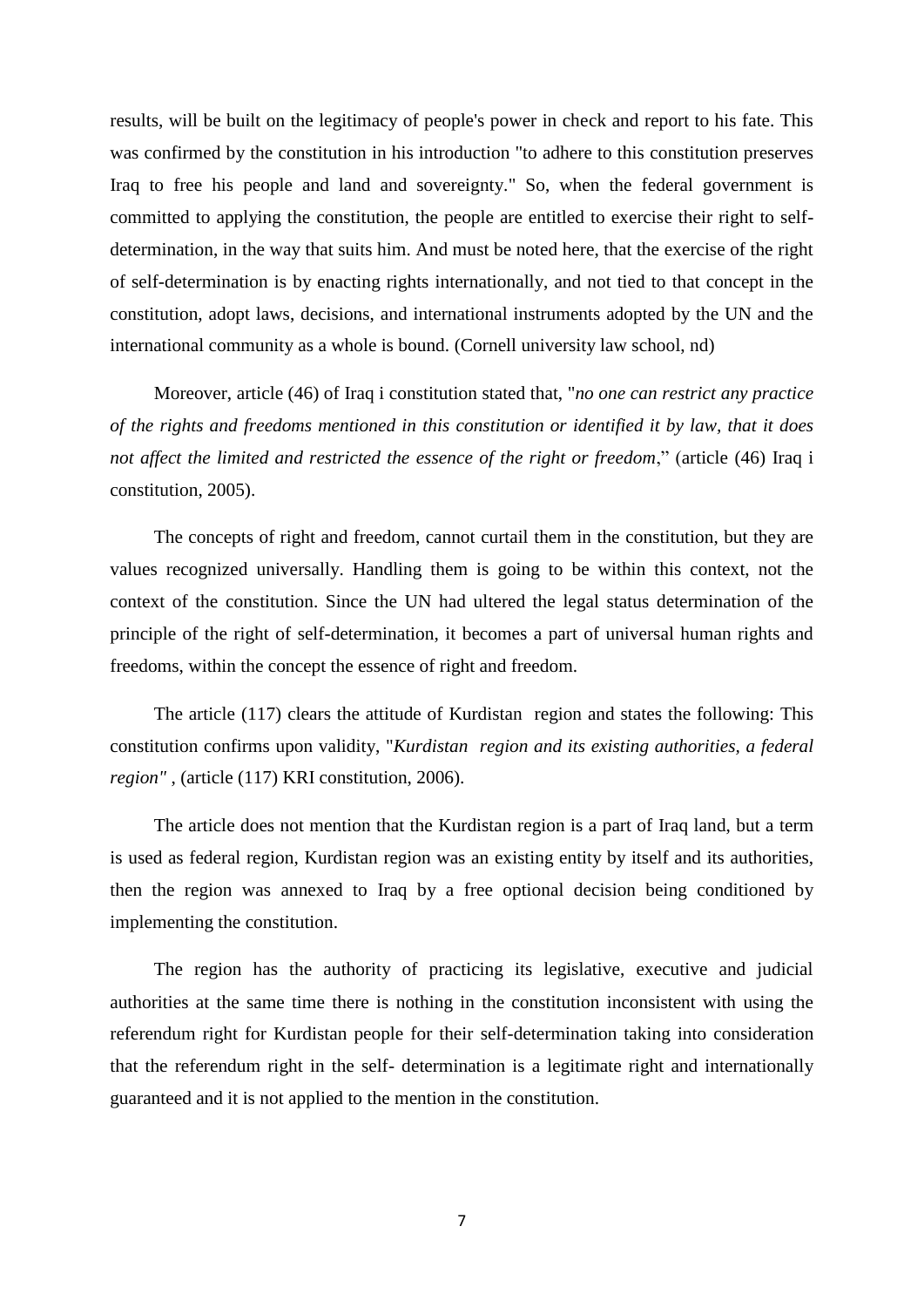results, will be built on the legitimacy of people's power in check and report to his fate. This was confirmed by the constitution in his introduction "to adhere to this constitution preserves Iraq to free his people and land and sovereignty." So, when the federal government is committed to applying the constitution, the people are entitled to exercise their right to self-determination, in the way that suits him. And must be noted here, that the exercise of the right of self-determination is by enacting rights internationally, and not tied to that concept in the constitution, adopt laws, decisions, and international instruments adopted by the UN and the international community as a whole is bound. (Cornell university law school, nd)

Moreover, article (46) of Iraq i constitution stated that, "*no one can restrict any practice of the rights and freedoms mentioned in this constitution or identified it by law, that it does not affect the limited and restricted the essence of the right or freedom*," (article (46) Iraq i constitution, 2005).

The concepts of right and freedom, cannot curtail them in the constitution, but they are values recognized universally. Handling them is going to be within this context, not the context of the constitution. Since the UN had ultered the legal status determination of the principle of the right of self-determination, it becomes a part of universal human rights and freedoms, within the concept the essence of right and freedom.

The article (117) clears the attitude of Kurdistan region and states the following: This constitution confirms upon validity, "*Kurdistan region and its existing authorities, a federal region"* , (article (117) KRI constitution, 2006).

The article does not mention that the Kurdistan region is a part of Iraq land, but a term is used as federal region, Kurdistan region was an existing entity by itself and its authorities, then the region was annexed to Iraq by a free optional decision being conditioned by implementing the constitution.

The region has the authority of practicing its legislative, executive and judicial authorities at the same time there is nothing in the constitution inconsistent with using the referendum right for Kurdistan people for their self-determination taking into consideration that the referendum right in the self- determination is a legitimate right and internationally guaranteed and it is not applied to the mention in the constitution.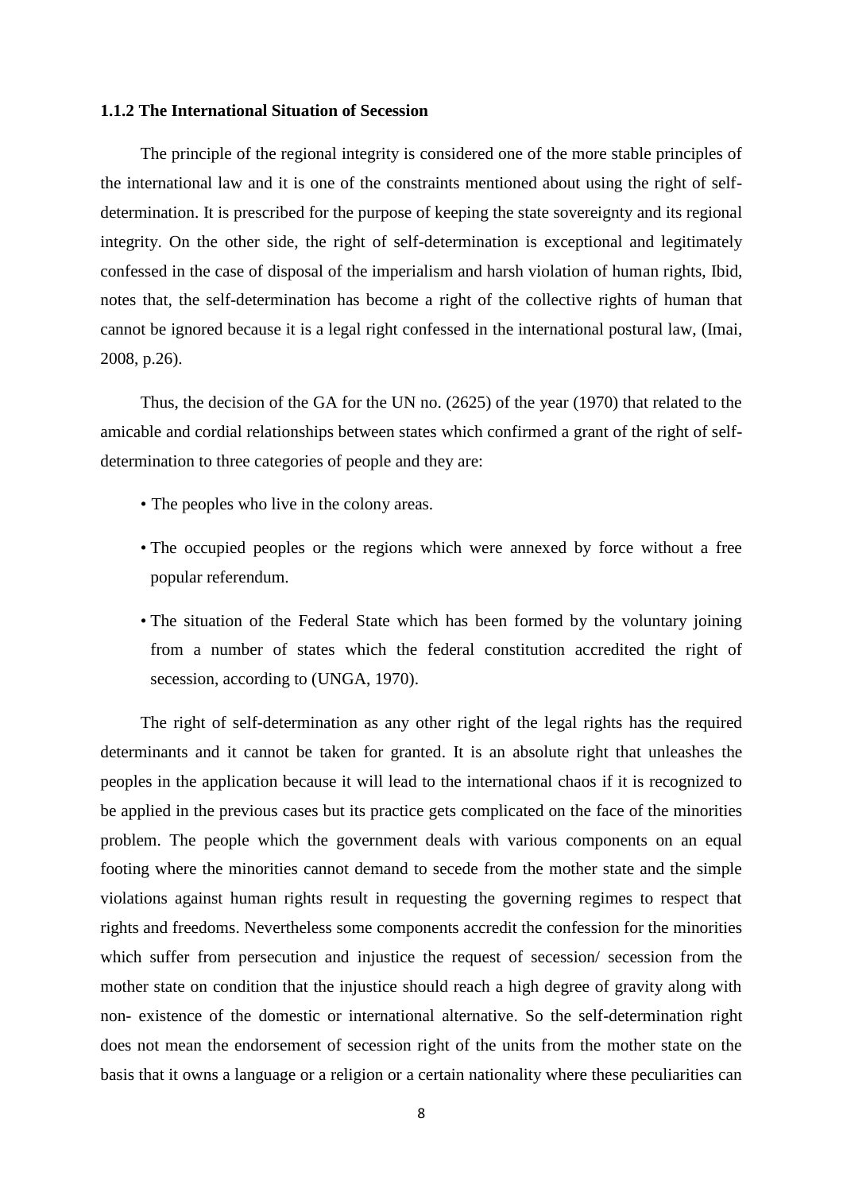### 1.1.2 The International Situation of Secession

The principle of the regional integrity is considered one of the more stable principles of the international law and it is one of the constraints mentioned about using the right of self-determination. It is prescribed for the purpose of keeping the state sovereignty and its regional integrity. On the other side, the right of self-determination is exceptional and legitimately confessed in the case of disposal of the imperialism and harsh violation of human rights, Ibid, notes that, the self-determination has become a right of the collective rights of human that cannot be ignored because it is a legal right confessed in the international postural law, (Imai, 2008, p.26).

Thus, the decision of the GA for the UN no. (2625) of the year (1970) that related to the amicable and cordial relationships between states which confirmed a grant of the right of self-determination to three categories of people and they are:

- The peoples who live in the colony areas.
- The occupied peoples or the regions which were annexed by force without a free popular referendum.
- The situation of the Federal State which has been formed by the voluntary joining from a number of states which the federal constitution accredited the right of secession, according to (UNGA, 1970).

The right of self-determination as any other right of the legal rights has the required determinants and it cannot be taken for granted. It is an absolute right that unleashes the peoples in the application because it will lead to the international chaos if it is recognized to be applied in the previous cases but its practice gets complicated on the face of the minorities problem. The people which the government deals with various components on an equal footing where the minorities cannot demand to secede from the mother state and the simple violations against human rights result in requesting the governing regimes to respect that rights and freedoms. Nevertheless some components accredit the confession for the minorities which suffer from persecution and injustice the request of secession/ secession from the mother state on condition that the injustice should reach a high degree of gravity along with non- existence of the domestic or international alternative. So the self-determination right does not mean the endorsement of secession right of the units from the mother state on the basis that it owns a language or a religion or a certain nationality where these peculiarities can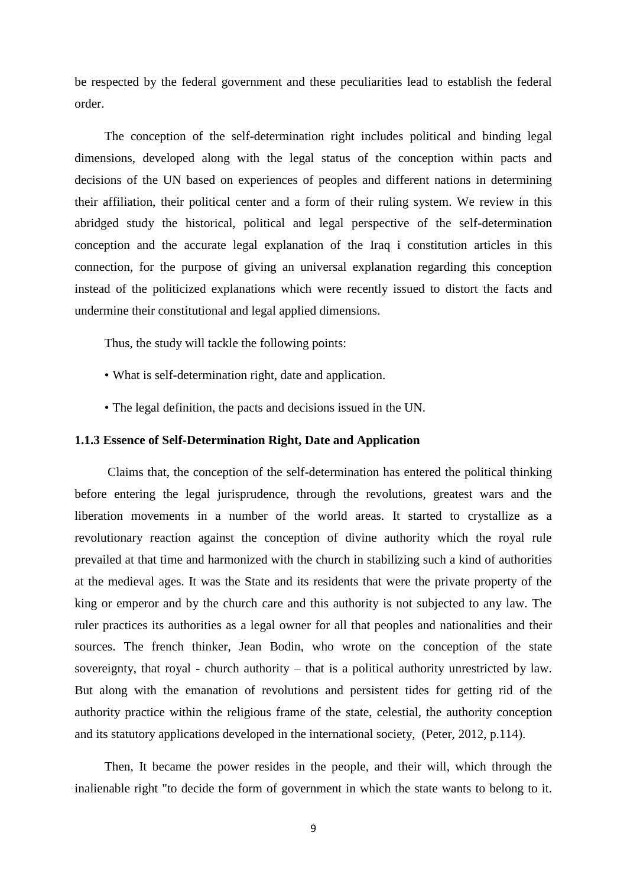be respected by the federal government and these peculiarities lead to establish the federal order.

The conception of the self-determination right includes political and binding legal dimensions, developed along with the legal status of the conception within pacts and decisions of the UN based on experiences of peoples and different nations in determining their affiliation, their political center and a form of their ruling system. We review in this abridged study the historical, political and legal perspective of the self-determination conception and the accurate legal explanation of the Iraq i constitution articles in this connection, for the purpose of giving an universal explanation regarding this conception instead of the politicized explanations which were recently issued to distort the facts and undermine their constitutional and legal applied dimensions.

Thus, the study will tackle the following points:

- What is self-determination right, date and application.
- The legal definition, the pacts and decisions issued in the UN.

### 1.1.3 Essence of Self-Determination Right, Date and Application

Claims that, the conception of the self-determination has entered the political thinking before entering the legal jurisprudence, through the revolutions, greatest wars and the liberation movements in a number of the world areas. It started to crystallize as a revolutionary reaction against the conception of divine authority which the royal rule prevailed at that time and harmonized with the church in stabilizing such a kind of authorities at the medieval ages. It was the State and its residents that were the private property of the king or emperor and by the church care and this authority is not subjected to any law. The ruler practices its authorities as a legal owner for all that peoples and nationalities and their sources. The french thinker, Jean Bodin, who wrote on the conception of the state sovereignty, that royal - church authority – that is a political authority unrestricted by law. But along with the emanation of revolutions and persistent tides for getting rid of the authority practice within the religious frame of the state, celestial, the authority conception and its statutory applications developed in the international society, (Peter, 2012, p.114).

Then, It became the power resides in the people, and their will, which through the inalienable right "to decide the form of government in which the state wants to belong to it.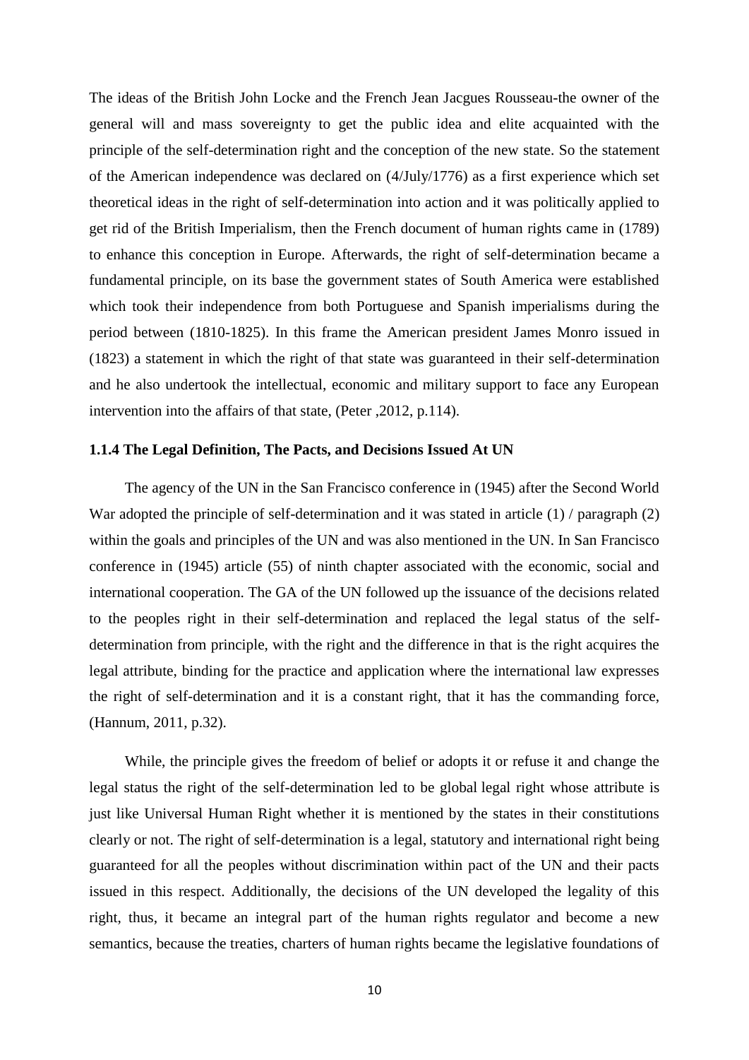The ideas of the British John Locke and the French Jean Jacgues Rousseau-the owner of the general will and mass sovereignty to get the public idea and elite acquainted with the principle of the self-determination right and the conception of the new state. So the statement of the American independence was declared on (4/July/1776) as a first experience which set theoretical ideas in the right of self-determination into action and it was politically applied to get rid of the British Imperialism, then the French document of human rights came in (1789) to enhance this conception in Europe. Afterwards, the right of self-determination became a fundamental principle, on its base the government states of South America were established which took their independence from both Portuguese and Spanish imperialisms during the period between (1810-1825). In this frame the American president James Monro issued in (1823) a statement in which the right of that state was guaranteed in their self-determination and he also undertook the intellectual, economic and military support to face any European intervention into the affairs of that state, (Peter ,2012, p.114).

### 1.1.4 The Legal Definition, The Pacts, and Decisions Issued At UN

The agency of the UN in the San Francisco conference in (1945) after the Second World War adopted the principle of self-determination and it was stated in article (1) / paragraph (2) within the goals and principles of the UN and was also mentioned in the UN. In San Francisco conference in (1945) article (55) of ninth chapter associated with the economic, social and international cooperation. The GA of the UN followed up the issuance of the decisions related to the peoples right in their self-determination and replaced the legal status of the self-determination from principle, with the right and the difference in that is the right acquires the legal attribute, binding for the practice and application where the international law expresses the right of self-determination and it is a constant right, that it has the commanding force, (Hannum, 2011, p.32).

While, the principle gives the freedom of belief or adopts it or refuse it and change the legal status the right of the self-determination led to be global legal right whose attribute is just like Universal Human Right whether it is mentioned by the states in their constitutions clearly or not. The right of self-determination is a legal, statutory and international right being guaranteed for all the peoples without discrimination within pact of the UN and their pacts issued in this respect. Additionally, the decisions of the UN developed the legality of this right, thus, it became an integral part of the human rights regulator and become a new semantics, because the treaties, charters of human rights became the legislative foundations of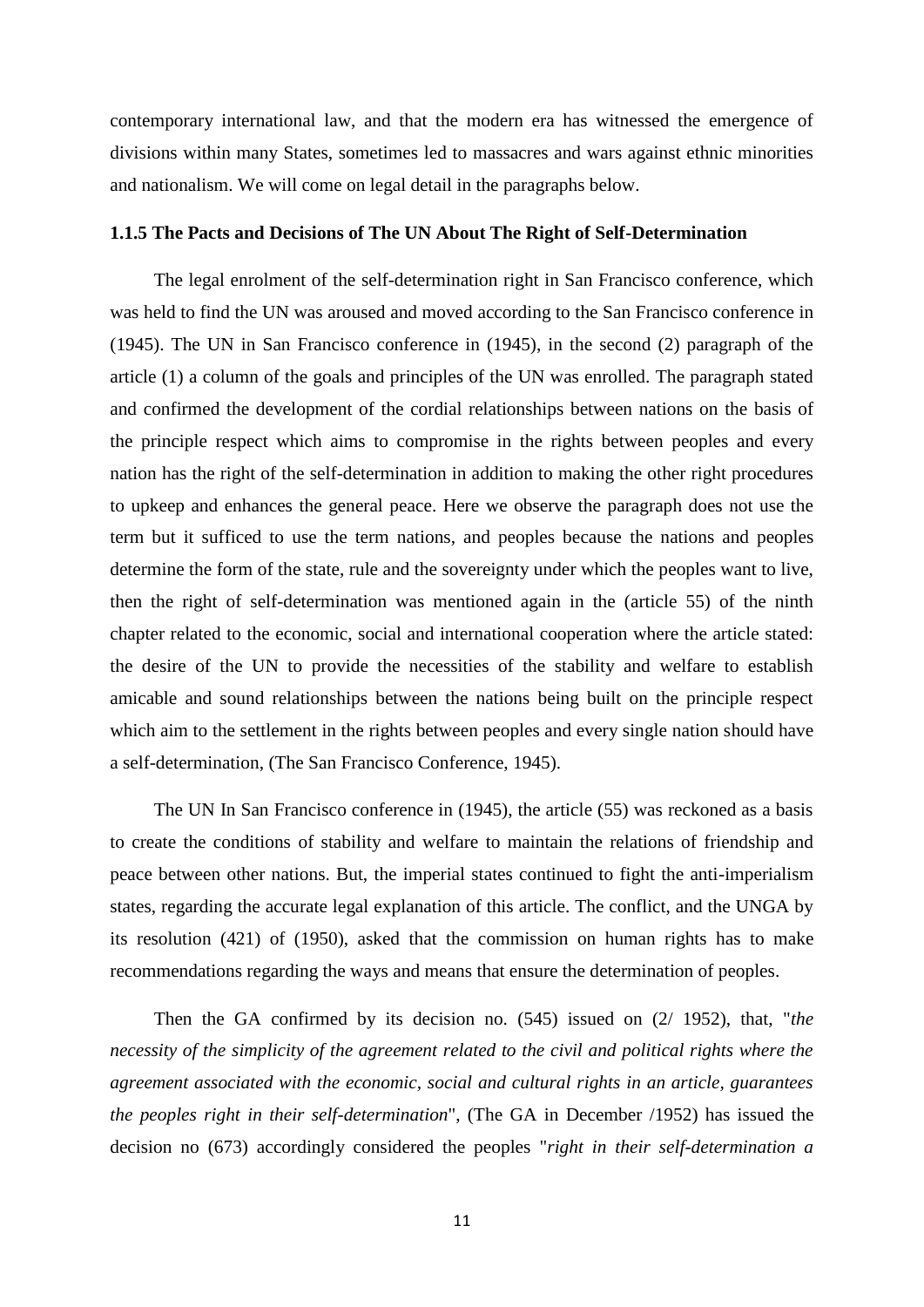contemporary international law, and that the modern era has witnessed the emergence of divisions within many States, sometimes led to massacres and wars against ethnic minorities and nationalism. We will come on legal detail in the paragraphs below.

### 1.1.5 The Pacts and Decisions of The UN About The Right of Self-Determination

The legal enrolment of the self-determination right in San Francisco conference, which was held to find the UN was aroused and moved according to the San Francisco conference in (1945). The UN in San Francisco conference in (1945), in the second (2) paragraph of the article (1) a column of the goals and principles of the UN was enrolled. The paragraph stated and confirmed the development of the cordial relationships between nations on the basis of the principle respect which aims to compromise in the rights between peoples and every nation has the right of the self-determination in addition to making the other right procedures to upkeep and enhances the general peace. Here we observe the paragraph does not use the term but it sufficed to use the term nations, and peoples because the nations and peoples determine the form of the state, rule and the sovereignty under which the peoples want to live, then the right of self-determination was mentioned again in the (article 55) of the ninth chapter related to the economic, social and international cooperation where the article stated: the desire of the UN to provide the necessities of the stability and welfare to establish amicable and sound relationships between the nations being built on the principle respect which aim to the settlement in the rights between peoples and every single nation should have a self-determination, (The San Francisco Conference, 1945).

The UN In San Francisco conference in (1945), the article (55) was reckoned as a basis to create the conditions of stability and welfare to maintain the relations of friendship and peace between other nations. But, the imperial states continued to fight the anti-imperialism states, regarding the accurate legal explanation of this article. The conflict, and the UNGA by its resolution (421) of (1950), asked that the commission on human rights has to make recommendations regarding the ways and means that ensure the determination of peoples.

Then the GA confirmed by its decision no. (545) issued on (2/ 1952), that, "*the necessity of the simplicity of the agreement related to the civil and political rights where the agreement associated with the economic, social and cultural rights in an article, guarantees the peoples right in their self-determination*", (The GA in December /1952) has issued the decision no (673) accordingly considered the peoples "*right in their self-determination a*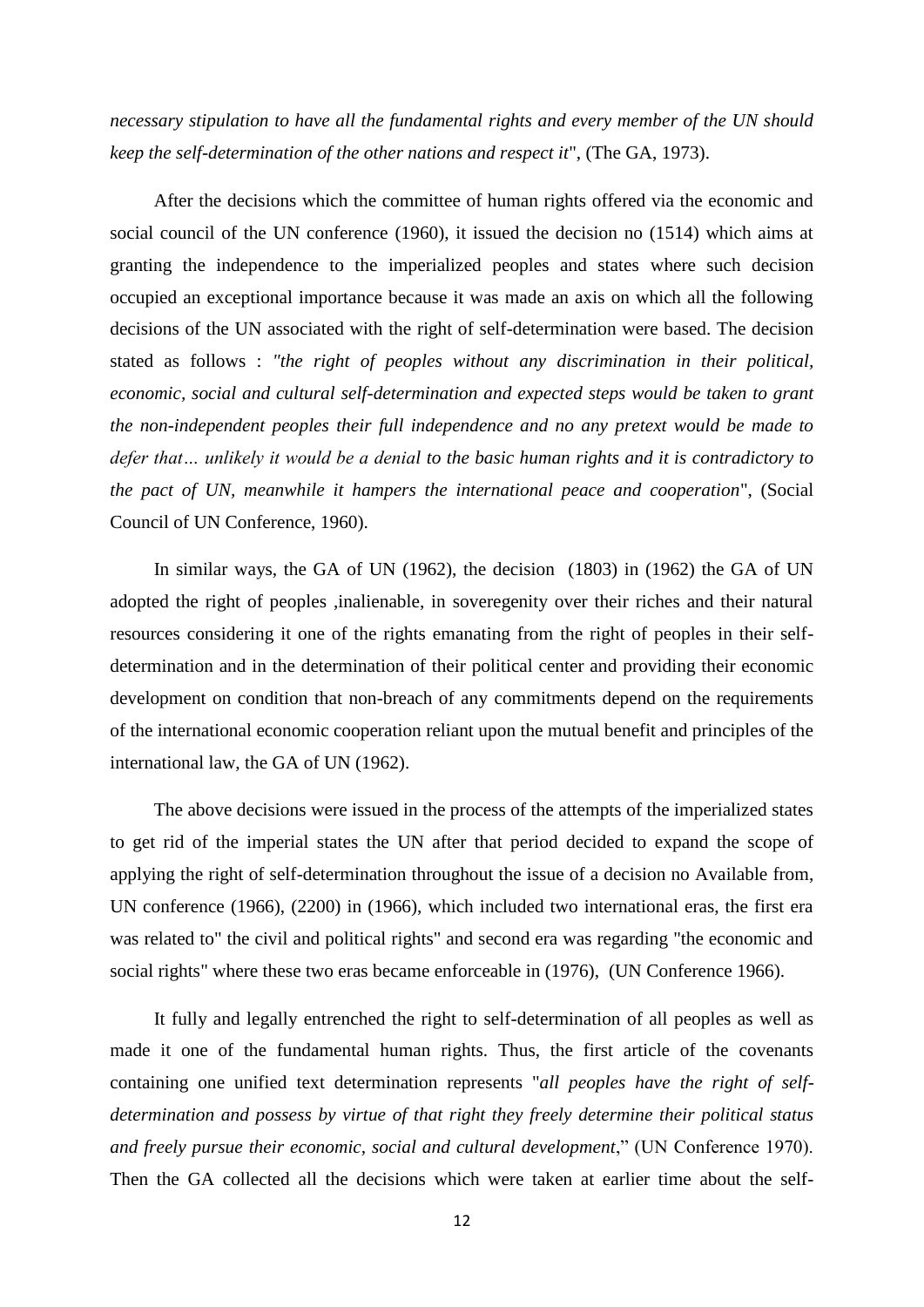*necessary stipulation to have all the fundamental rights and every member of the UN should keep the self-determination of the other nations and respect it*", (The GA, 1973).

After the decisions which the committee of human rights offered via the economic and social council of the UN conference (1960), it issued the decision no (1514) which aims at granting the independence to the imperialized peoples and states where such decision occupied an exceptional importance because it was made an axis on which all the following decisions of the UN associated with the right of self-determination were based. The decision stated as follows : *"the right of peoples without any discrimination in their political, economic, social and cultural self-determination and expected steps would be taken to grant the non-independent peoples their full independence and no any pretext would be made to defer that… unlikely it would be a denial to the basic human rights and it is contradictory to the pact of UN, meanwhile it hampers the international peace and cooperation*", (Social Council of UN Conference, 1960).

In similar ways, the GA of UN (1962), the decision (1803) in (1962) the GA of UN adopted the right of peoples ,inalienable, in soveregenity over their riches and their natural resources considering it one of the rights emanating from the right of peoples in their self-determination and in the determination of their political center and providing their economic development on condition that non-breach of any commitments depend on the requirements of the international economic cooperation reliant upon the mutual benefit and principles of the international law, the GA of UN (1962).

The above decisions were issued in the process of the attempts of the imperialized states to get rid of the imperial states the UN after that period decided to expand the scope of applying the right of self-determination throughout the issue of a decision no Available from, UN conference (1966), (2200) in (1966), which included two international eras, the first era was related to" the civil and political rights" and second era was regarding "the economic and social rights" where these two eras became enforceable in (1976), (UN Conference 1966).

It fully and legally entrenched the right to self-determination of all peoples as well as made it one of the fundamental human rights. Thus, the first article of the covenants containing one unified text determination represents "*all peoples have the right of self-determination and possess by virtue of that right they freely determine their political status and freely pursue their economic, social and cultural development*," (UN Conference 1970). Then the GA collected all the decisions which were taken at earlier time about the self-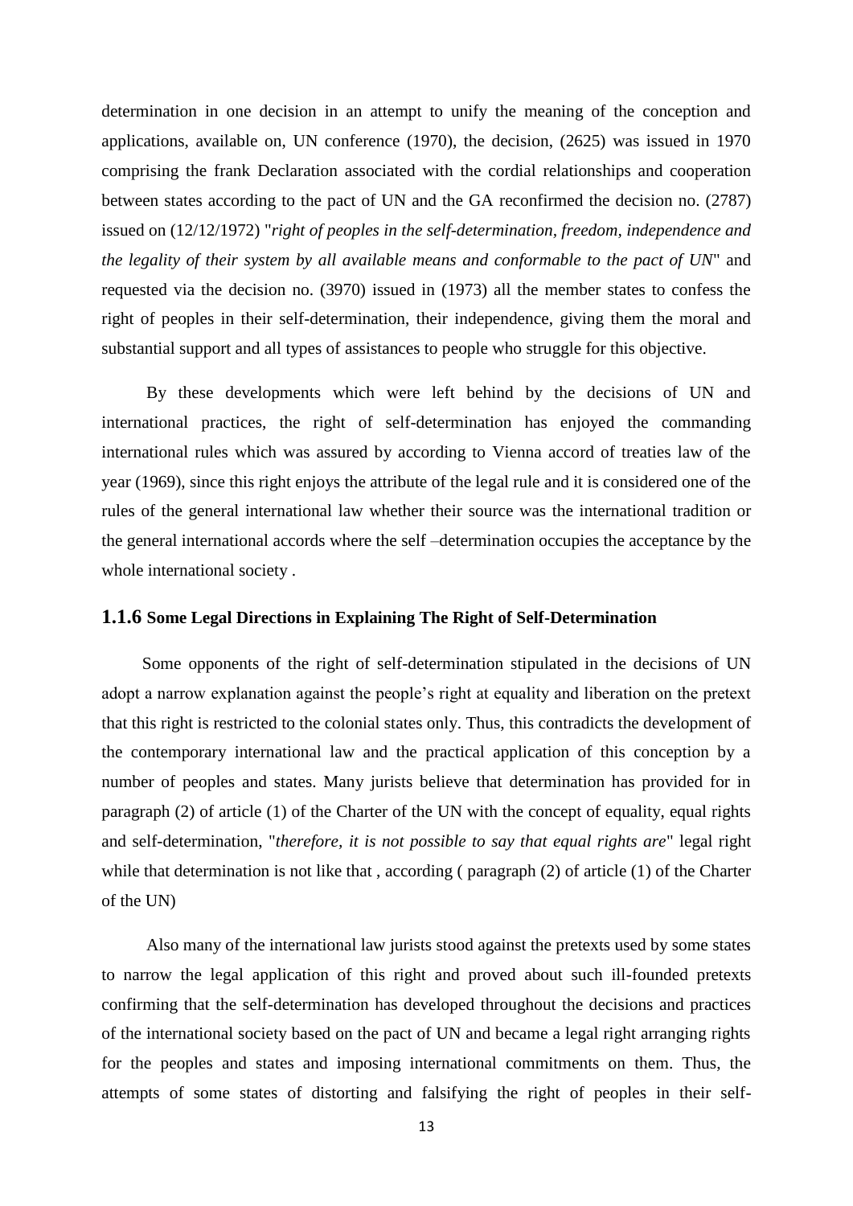determination in one decision in an attempt to unify the meaning of the conception and applications, available on, UN conference (1970), the decision, (2625) was issued in 1970 comprising the frank Declaration associated with the cordial relationships and cooperation between states according to the pact of UN and the GA reconfirmed the decision no. (2787) issued on (12/12/1972) "*right of peoples in the self-determination, freedom, independence and the legality of their system by all available means and conformable to the pact of UN*" and requested via the decision no. (3970) issued in (1973) all the member states to confess the right of peoples in their self-determination, their independence, giving them the moral and substantial support and all types of assistances to people who struggle for this objective.

By these developments which were left behind by the decisions of UN and international practices, the right of self-determination has enjoyed the commanding international rules which was assured by according to Vienna accord of treaties law of the year (1969), since this right enjoys the attribute of the legal rule and it is considered one of the rules of the general international law whether their source was the international tradition or the general international accords where the self –determination occupies the acceptance by the whole international society .

### 1.1.6 Some Legal Directions in Explaining The Right of Self-Determination

Some opponents of the right of self-determination stipulated in the decisions of UN adopt a narrow explanation against the people's right at equality and liberation on the pretext that this right is restricted to the colonial states only. Thus, this contradicts the development of the contemporary international law and the practical application of this conception by a number of peoples and states. Many jurists believe that determination has provided for in paragraph (2) of article (1) of the Charter of the UN with the concept of equality, equal rights and self-determination, "*therefore, it is not possible to say that equal rights are*" legal right while that determination is not like that , according ( paragraph (2) of article (1) of the Charter of the UN)

Also many of the international law jurists stood against the pretexts used by some states to narrow the legal application of this right and proved about such ill-founded pretexts confirming that the self-determination has developed throughout the decisions and practices of the international society based on the pact of UN and became a legal right arranging rights for the peoples and states and imposing international commitments on them. Thus, the attempts of some states of distorting and falsifying the right of peoples in their self-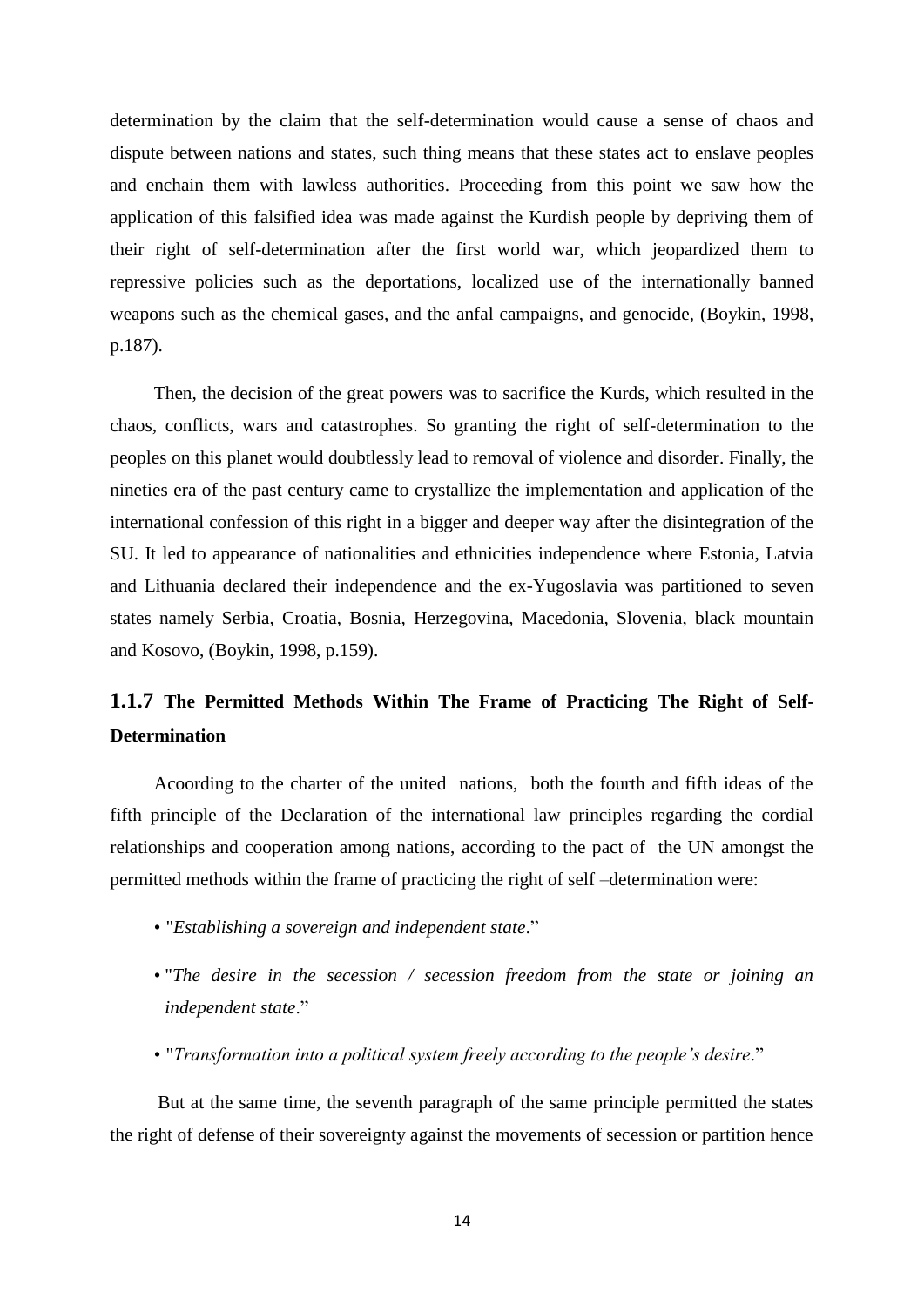determination by the claim that the self-determination would cause a sense of chaos and dispute between nations and states, such thing means that these states act to enslave peoples and enchain them with lawless authorities. Proceeding from this point we saw how the application of this falsified idea was made against the Kurdish people by depriving them of their right of self-determination after the first world war, which jeopardized them to repressive policies such as the deportations, localized use of the internationally banned weapons such as the chemical gases, and the anfal campaigns, and genocide, (Boykin, 1998, p.187).

Then, the decision of the great powers was to sacrifice the Kurds, which resulted in the chaos, conflicts, wars and catastrophes. So granting the right of self-determination to the peoples on this planet would doubtlessly lead to removal of violence and disorder. Finally, the nineties era of the past century came to crystallize the implementation and application of the international confession of this right in a bigger and deeper way after the disintegration of the SU. It led to appearance of nationalities and ethnicities independence where Estonia, Latvia and Lithuania declared their independence and the ex-Yugoslavia was partitioned to seven states namely Serbia, Croatia, Bosnia, Herzegovina, Macedonia, Slovenia, black mountain and Kosovo, (Boykin, 1998, p.159).

### 1.1.7 The Permitted Methods Within The Frame of Practicing The Right of Self-Determination

Acoording to the charter of the united nations, both the fourth and fifth ideas of the fifth principle of the Declaration of the international law principles regarding the cordial relationships and cooperation among nations, according to the pact of the UN amongst the permitted methods within the frame of practicing the right of self –determination were:

- "*Establishing a sovereign and independent state*."
- "*The desire in the secession / secession freedom from the state or joining an independent state*."
- "*Transformation into a political system freely according to the people's desire*."

But at the same time, the seventh paragraph of the same principle permitted the states the right of defense of their sovereignty against the movements of secession or partition hence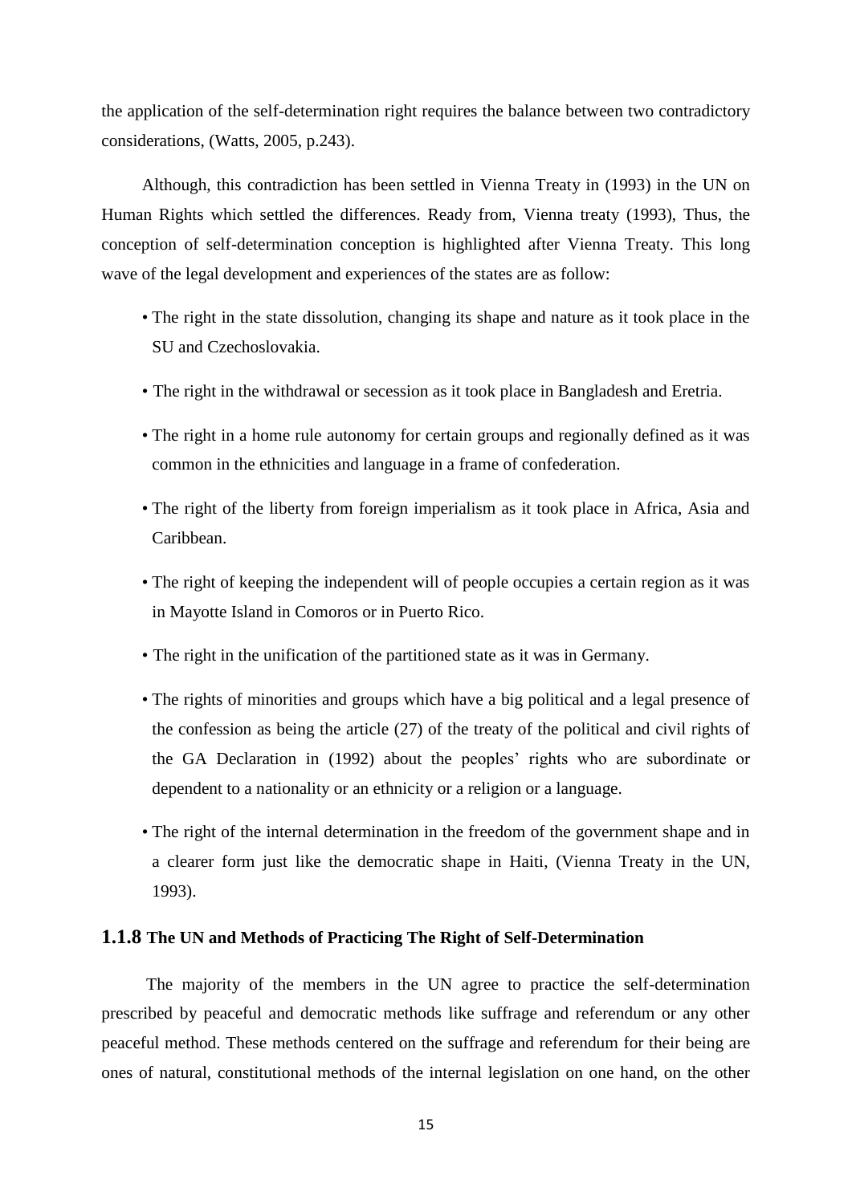the application of the self-determination right requires the balance between two contradictory considerations, (Watts, 2005, p.243).

Although, this contradiction has been settled in Vienna Treaty in (1993) in the UN on Human Rights which settled the differences. Ready from, Vienna treaty (1993), Thus, the conception of self-determination conception is highlighted after Vienna Treaty. This long wave of the legal development and experiences of the states are as follow:

- The right in the state dissolution, changing its shape and nature as it took place in the SU and Czechoslovakia.
- The right in the withdrawal or secession as it took place in Bangladesh and Eretria.
- The right in a home rule autonomy for certain groups and regionally defined as it was common in the ethnicities and language in a frame of confederation.
- The right of the liberty from foreign imperialism as it took place in Africa, Asia and Caribbean.
- The right of keeping the independent will of people occupies a certain region as it was in Mayotte Island in Comoros or in Puerto Rico.
- The right in the unification of the partitioned state as it was in Germany.
- The rights of minorities and groups which have a big political and a legal presence of the confession as being the article (27) of the treaty of the political and civil rights of the GA Declaration in (1992) about the peoples' rights who are subordinate or dependent to a nationality or an ethnicity or a religion or a language.
- The right of the internal determination in the freedom of the government shape and in a clearer form just like the democratic shape in Haiti, (Vienna Treaty in the UN, 1993).

### 1.1.8 The UN and Methods of Practicing The Right of Self-Determination

The majority of the members in the UN agree to practice the self-determination prescribed by peaceful and democratic methods like suffrage and referendum or any other peaceful method. These methods centered on the suffrage and referendum for their being are ones of natural, constitutional methods of the internal legislation on one hand, on the other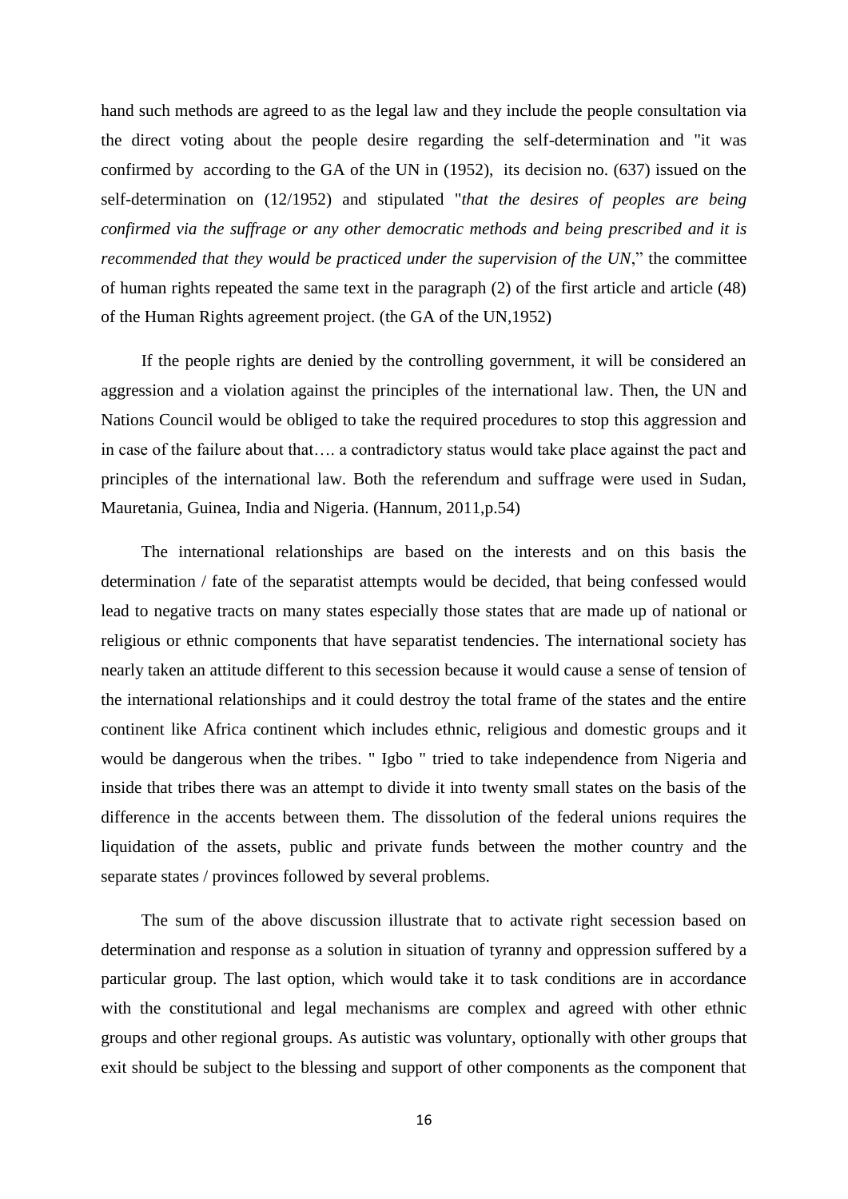hand such methods are agreed to as the legal law and they include the people consultation via the direct voting about the people desire regarding the self-determination and "it was confirmed by according to the GA of the UN in (1952), its decision no. (637) issued on the self-determination on (12/1952) and stipulated "*that the desires of peoples are being confirmed via the suffrage or any other democratic methods and being prescribed and it is recommended that they would be practiced under the supervision of the UN*," the committee of human rights repeated the same text in the paragraph (2) of the first article and article (48) of the Human Rights agreement project. (the GA of the UN,1952)

If the people rights are denied by the controlling government, it will be considered an aggression and a violation against the principles of the international law. Then, the UN and Nations Council would be obliged to take the required procedures to stop this aggression and in case of the failure about that…. a contradictory status would take place against the pact and principles of the international law. Both the referendum and suffrage were used in Sudan, Mauretania, Guinea, India and Nigeria. (Hannum, 2011,p.54)

The international relationships are based on the interests and on this basis the determination / fate of the separatist attempts would be decided, that being confessed would lead to negative tracts on many states especially those states that are made up of national or religious or ethnic components that have separatist tendencies. The international society has nearly taken an attitude different to this secession because it would cause a sense of tension of the international relationships and it could destroy the total frame of the states and the entire continent like Africa continent which includes ethnic, religious and domestic groups and it would be dangerous when the tribes. " Igbo " tried to take independence from Nigeria and inside that tribes there was an attempt to divide it into twenty small states on the basis of the difference in the accents between them. The dissolution of the federal unions requires the liquidation of the assets, public and private funds between the mother country and the separate states / provinces followed by several problems.

The sum of the above discussion illustrate that to activate right secession based on determination and response as a solution in situation of tyranny and oppression suffered by a particular group. The last option, which would take it to task conditions are in accordance with the constitutional and legal mechanisms are complex and agreed with other ethnic groups and other regional groups. As autistic was voluntary, optionally with other groups that exit should be subject to the blessing and support of other components as the component that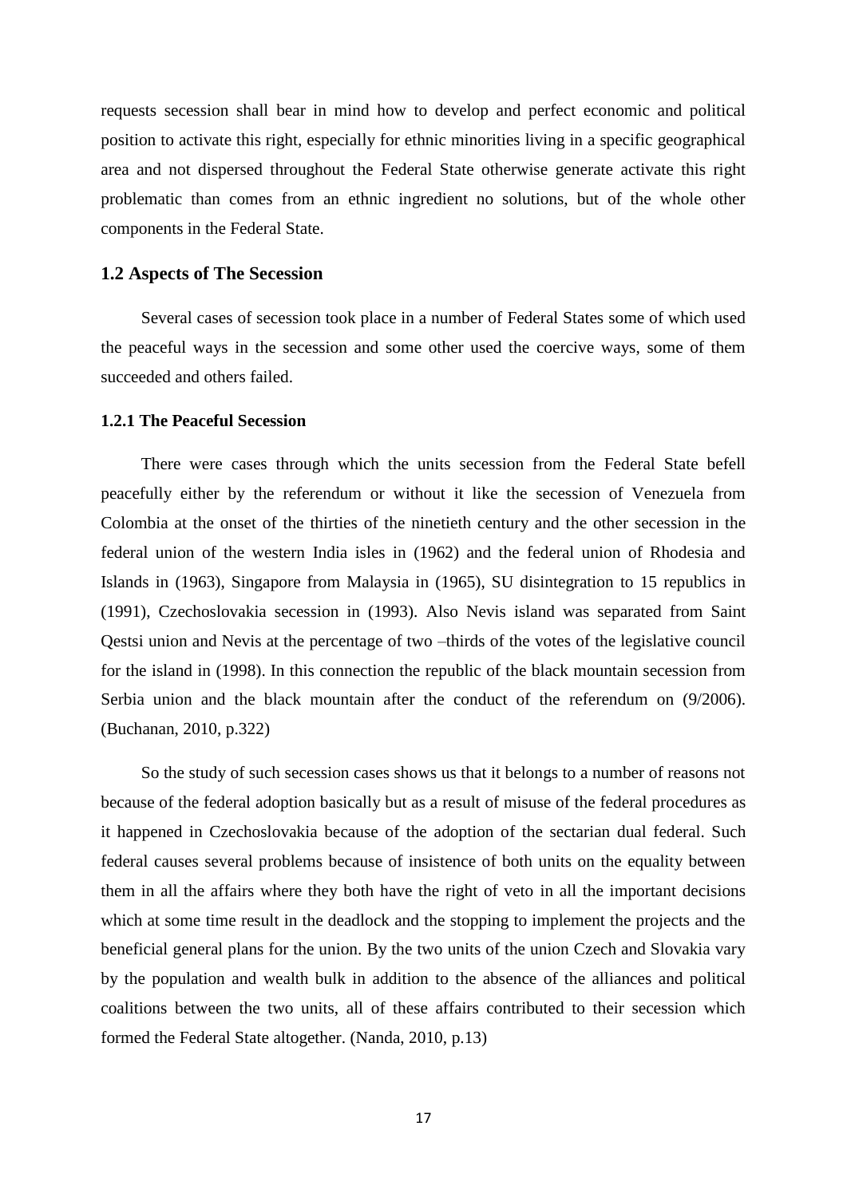requests secession shall bear in mind how to develop and perfect economic and political position to activate this right, especially for ethnic minorities living in a specific geographical area and not dispersed throughout the Federal State otherwise generate activate this right problematic than comes from an ethnic ingredient no solutions, but of the whole other components in the Federal State.

## 1.2 Aspects of The Secession

Several cases of secession took place in a number of Federal States some of which used the peaceful ways in the secession and some other used the coercive ways, some of them succeeded and others failed.

### 1.2.1 The Peaceful Secession

There were cases through which the units secession from the Federal State befell peacefully either by the referendum or without it like the secession of Venezuela from Colombia at the onset of the thirties of the ninetieth century and the other secession in the federal union of the western India isles in (1962) and the federal union of Rhodesia and Islands in (1963), Singapore from Malaysia in (1965), SU disintegration to 15 republics in (1991), Czechoslovakia secession in (1993). Also Nevis island was separated from Saint Qestsi union and Nevis at the percentage of two –thirds of the votes of the legislative council for the island in (1998). In this connection the republic of the black mountain secession from Serbia union and the black mountain after the conduct of the referendum on (9/2006). (Buchanan, 2010, p.322)

So the study of such secession cases shows us that it belongs to a number of reasons not because of the federal adoption basically but as a result of misuse of the federal procedures as it happened in Czechoslovakia because of the adoption of the sectarian dual federal. Such federal causes several problems because of insistence of both units on the equality between them in all the affairs where they both have the right of veto in all the important decisions which at some time result in the deadlock and the stopping to implement the projects and the beneficial general plans for the union. By the two units of the union Czech and Slovakia vary by the population and wealth bulk in addition to the absence of the alliances and political coalitions between the two units, all of these affairs contributed to their secession which formed the Federal State altogether. (Nanda, 2010, p.13)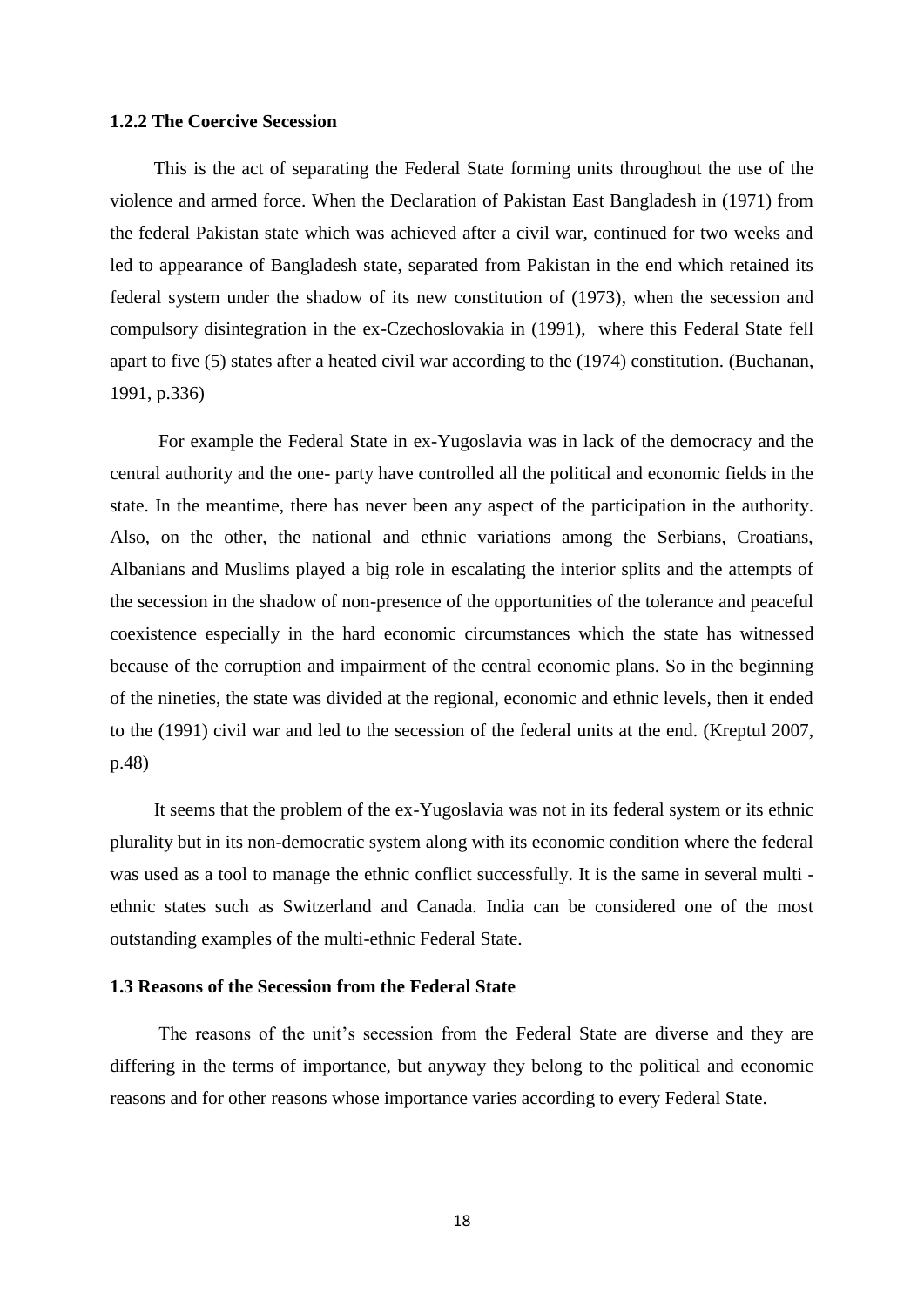### 1.2.2 The Coercive Secession

This is the act of separating the Federal State forming units throughout the use of the violence and armed force. When the Declaration of Pakistan East Bangladesh in (1971) from the federal Pakistan state which was achieved after a civil war, continued for two weeks and led to appearance of Bangladesh state, separated from Pakistan in the end which retained its federal system under the shadow of its new constitution of (1973), when the secession and compulsory disintegration in the ex-Czechoslovakia in (1991), where this Federal State fell apart to five (5) states after a heated civil war according to the (1974) constitution. (Buchanan, 1991, p.336)

For example the Federal State in ex-Yugoslavia was in lack of the democracy and the central authority and the one- party have controlled all the political and economic fields in the state. In the meantime, there has never been any aspect of the participation in the authority. Also, on the other, the national and ethnic variations among the Serbians, Croatians, Albanians and Muslims played a big role in escalating the interior splits and the attempts of the secession in the shadow of non-presence of the opportunities of the tolerance and peaceful coexistence especially in the hard economic circumstances which the state has witnessed because of the corruption and impairment of the central economic plans. So in the beginning of the nineties, the state was divided at the regional, economic and ethnic levels, then it ended to the (1991) civil war and led to the secession of the federal units at the end. (Kreptul 2007, p.48)

It seems that the problem of the ex-Yugoslavia was not in its federal system or its ethnic plurality but in its non-democratic system along with its economic condition where the federal was used as a tool to manage the ethnic conflict successfully. It is the same in several multi - ethnic states such as Switzerland and Canada. India can be considered one of the most outstanding examples of the multi-ethnic Federal State.

## 1.3 Reasons of the Secession from the Federal State

The reasons of the unit's secession from the Federal State are diverse and they are differing in the terms of importance, but anyway they belong to the political and economic reasons and for other reasons whose importance varies according to every Federal State.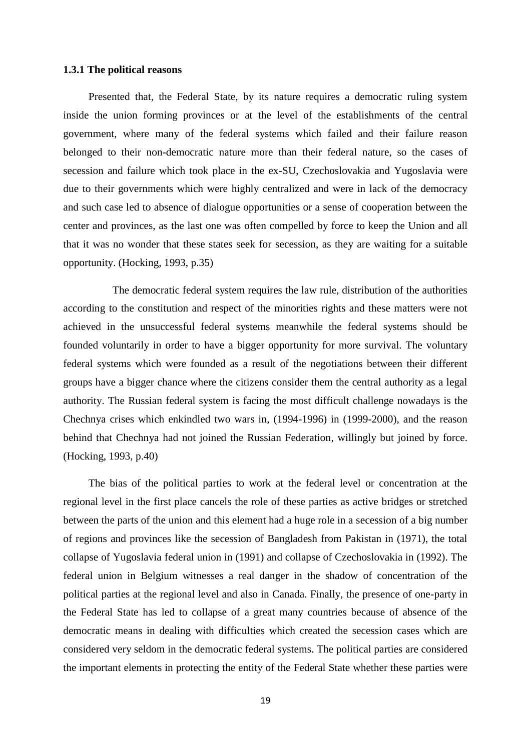### 1.3.1 The political reasons

Presented that, the Federal State, by its nature requires a democratic ruling system inside the union forming provinces or at the level of the establishments of the central government, where many of the federal systems which failed and their failure reason belonged to their non-democratic nature more than their federal nature, so the cases of secession and failure which took place in the ex-SU, Czechoslovakia and Yugoslavia were due to their governments which were highly centralized and were in lack of the democracy and such case led to absence of dialogue opportunities or a sense of cooperation between the center and provinces, as the last one was often compelled by force to keep the Union and all that it was no wonder that these states seek for secession, as they are waiting for a suitable opportunity. (Hocking, 1993, p.35)

The democratic federal system requires the law rule, distribution of the authorities according to the constitution and respect of the minorities rights and these matters were not achieved in the unsuccessful federal systems meanwhile the federal systems should be founded voluntarily in order to have a bigger opportunity for more survival. The voluntary federal systems which were founded as a result of the negotiations between their different groups have a bigger chance where the citizens consider them the central authority as a legal authority. The Russian federal system is facing the most difficult challenge nowadays is the Chechnya crises which enkindled two wars in, (1994-1996) in (1999-2000), and the reason behind that Chechnya had not joined the Russian Federation, willingly but joined by force. (Hocking, 1993, p.40)

The bias of the political parties to work at the federal level or concentration at the regional level in the first place cancels the role of these parties as active bridges or stretched between the parts of the union and this element had a huge role in a secession of a big number of regions and provinces like the secession of Bangladesh from Pakistan in (1971), the total collapse of Yugoslavia federal union in (1991) and collapse of Czechoslovakia in (1992). The federal union in Belgium witnesses a real danger in the shadow of concentration of the political parties at the regional level and also in Canada. Finally, the presence of one-party in the Federal State has led to collapse of a great many countries because of absence of the democratic means in dealing with difficulties which created the secession cases which are considered very seldom in the democratic federal systems. The political parties are considered the important elements in protecting the entity of the Federal State whether these parties were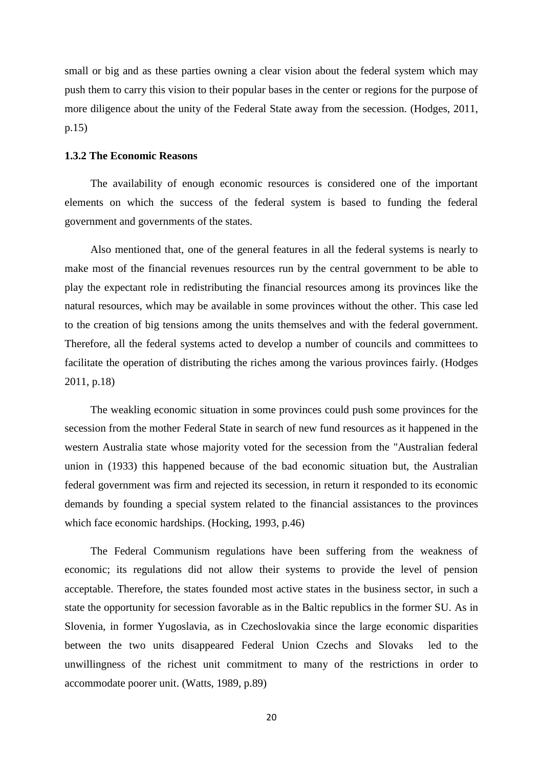small or big and as these parties owning a clear vision about the federal system which may push them to carry this vision to their popular bases in the center or regions for the purpose of more diligence about the unity of the Federal State away from the secession. (Hodges, 2011, p.15)

### 1.3.2 The Economic Reasons

The availability of enough economic resources is considered one of the important elements on which the success of the federal system is based to funding the federal government and governments of the states.

Also mentioned that, one of the general features in all the federal systems is nearly to make most of the financial revenues resources run by the central government to be able to play the expectant role in redistributing the financial resources among its provinces like the natural resources, which may be available in some provinces without the other. This case led to the creation of big tensions among the units themselves and with the federal government. Therefore, all the federal systems acted to develop a number of councils and committees to facilitate the operation of distributing the riches among the various provinces fairly. (Hodges 2011, p.18)

The weakling economic situation in some provinces could push some provinces for the secession from the mother Federal State in search of new fund resources as it happened in the western Australia state whose majority voted for the secession from the "Australian federal union in (1933) this happened because of the bad economic situation but, the Australian federal government was firm and rejected its secession, in return it responded to its economic demands by founding a special system related to the financial assistances to the provinces which face economic hardships. (Hocking, 1993, p.46)

The Federal Communism regulations have been suffering from the weakness of economic; its regulations did not allow their systems to provide the level of pension acceptable. Therefore, the states founded most active states in the business sector, in such a state the opportunity for secession favorable as in the Baltic republics in the former SU. As in Slovenia, in former Yugoslavia, as in Czechoslovakia since the large economic disparities between the two units disappeared Federal Union Czechs and Slovaks led to the unwillingness of the richest unit commitment to many of the restrictions in order to accommodate poorer unit. (Watts, 1989, p.89)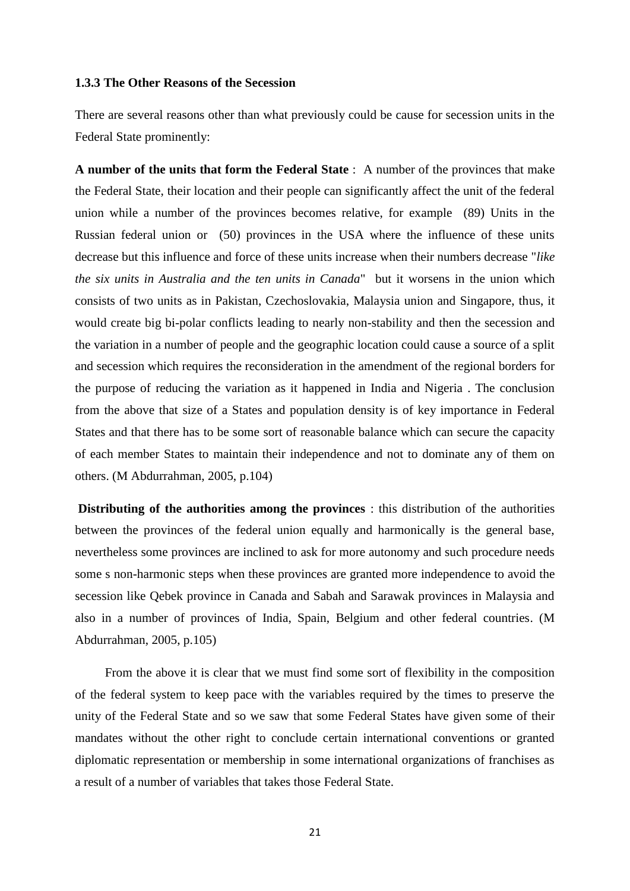### 1.3.3 The Other Reasons of the Secession

There are several reasons other than what previously could be cause for secession units in the Federal State prominently:

**A number of the units that form the Federal State** : A number of the provinces that make the Federal State, their location and their people can significantly affect the unit of the federal union while a number of the provinces becomes relative, for example (89) Units in the Russian federal union or (50) provinces in the USA where the influence of these units decrease but this influence and force of these units increase when their numbers decrease "*like the six units in Australia and the ten units in Canada*" but it worsens in the union which consists of two units as in Pakistan, Czechoslovakia, Malaysia union and Singapore, thus, it would create big bi-polar conflicts leading to nearly non-stability and then the secession and the variation in a number of people and the geographic location could cause a source of a split and secession which requires the reconsideration in the amendment of the regional borders for the purpose of reducing the variation as it happened in India and Nigeria . The conclusion from the above that size of a States and population density is of key importance in Federal States and that there has to be some sort of reasonable balance which can secure the capacity of each member States to maintain their independence and not to dominate any of them on others. (M Abdurrahman, 2005, p.104)

**Distributing of the authorities among the provinces** : this distribution of the authorities between the provinces of the federal union equally and harmonically is the general base, nevertheless some provinces are inclined to ask for more autonomy and such procedure needs some s non-harmonic steps when these provinces are granted more independence to avoid the secession like Qebek province in Canada and Sabah and Sarawak provinces in Malaysia and also in a number of provinces of India, Spain, Belgium and other federal countries. (M Abdurrahman, 2005, p.105)

From the above it is clear that we must find some sort of flexibility in the composition of the federal system to keep pace with the variables required by the times to preserve the unity of the Federal State and so we saw that some Federal States have given some of their mandates without the other right to conclude certain international conventions or granted diplomatic representation or membership in some international organizations of franchises as a result of a number of variables that takes those Federal State.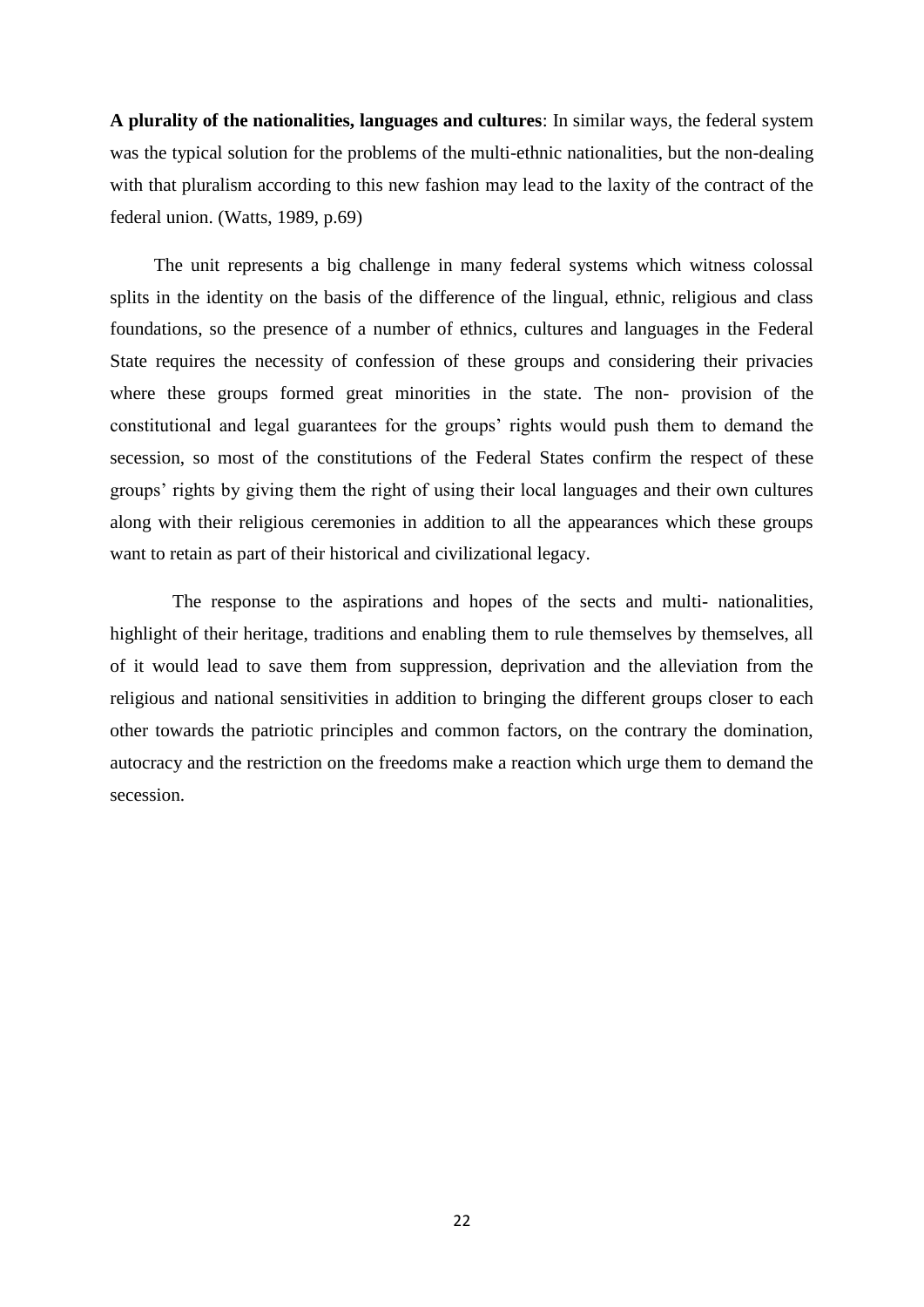**A plurality of the nationalities, languages and cultures**: In similar ways, the federal system was the typical solution for the problems of the multi-ethnic nationalities, but the non-dealing with that pluralism according to this new fashion may lead to the laxity of the contract of the federal union. (Watts, 1989, p.69)

The unit represents a big challenge in many federal systems which witness colossal splits in the identity on the basis of the difference of the lingual, ethnic, religious and class foundations, so the presence of a number of ethnics, cultures and languages in the Federal State requires the necessity of confession of these groups and considering their privacies where these groups formed great minorities in the state. The non- provision of the constitutional and legal guarantees for the groups' rights would push them to demand the secession, so most of the constitutions of the Federal States confirm the respect of these groups' rights by giving them the right of using their local languages and their own cultures along with their religious ceremonies in addition to all the appearances which these groups want to retain as part of their historical and civilizational legacy.

The response to the aspirations and hopes of the sects and multi- nationalities, highlight of their heritage, traditions and enabling them to rule themselves by themselves, all of it would lead to save them from suppression, deprivation and the alleviation from the religious and national sensitivities in addition to bringing the different groups closer to each other towards the patriotic principles and common factors, on the contrary the domination, autocracy and the restriction on the freedoms make a reaction which urge them to demand the secession.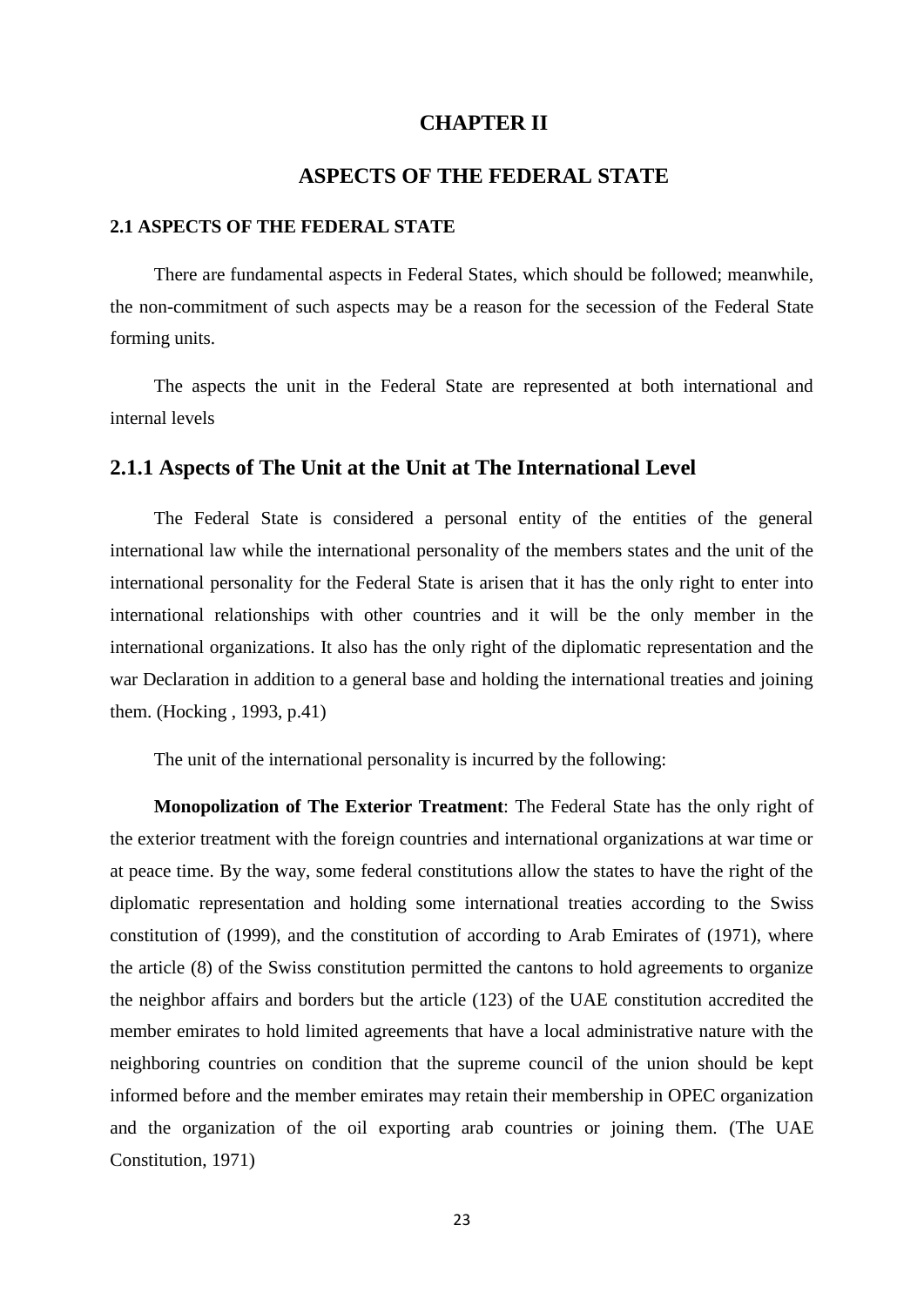# CHAPTER II

# ASPECTS OF THE FEDERAL STATE

### 2.1 ASPECTS OF THE FEDERAL STATE

There are fundamental aspects in Federal States, which should be followed; meanwhile, the non-commitment of such aspects may be a reason for the secession of the Federal State forming units.

The aspects the unit in the Federal State are represented at both international and internal levels

## 2.1.1 Aspects of The Unit at the Unit at The International Level

The Federal State is considered a personal entity of the entities of the general international law while the international personality of the members states and the unit of the international personality for the Federal State is arisen that it has the only right to enter into international relationships with other countries and it will be the only member in the international organizations. It also has the only right of the diplomatic representation and the war Declaration in addition to a general base and holding the international treaties and joining them. (Hocking , 1993, p.41)

The unit of the international personality is incurred by the following:

**Monopolization of The Exterior Treatment**: The Federal State has the only right of the exterior treatment with the foreign countries and international organizations at war time or at peace time. By the way, some federal constitutions allow the states to have the right of the diplomatic representation and holding some international treaties according to the Swiss constitution of (1999), and the constitution of according to Arab Emirates of (1971), where the article (8) of the Swiss constitution permitted the cantons to hold agreements to organize the neighbor affairs and borders but the article (123) of the UAE constitution accredited the member emirates to hold limited agreements that have a local administrative nature with the neighboring countries on condition that the supreme council of the union should be kept informed before and the member emirates may retain their membership in OPEC organization and the organization of the oil exporting arab countries or joining them. (The UAE Constitution, 1971)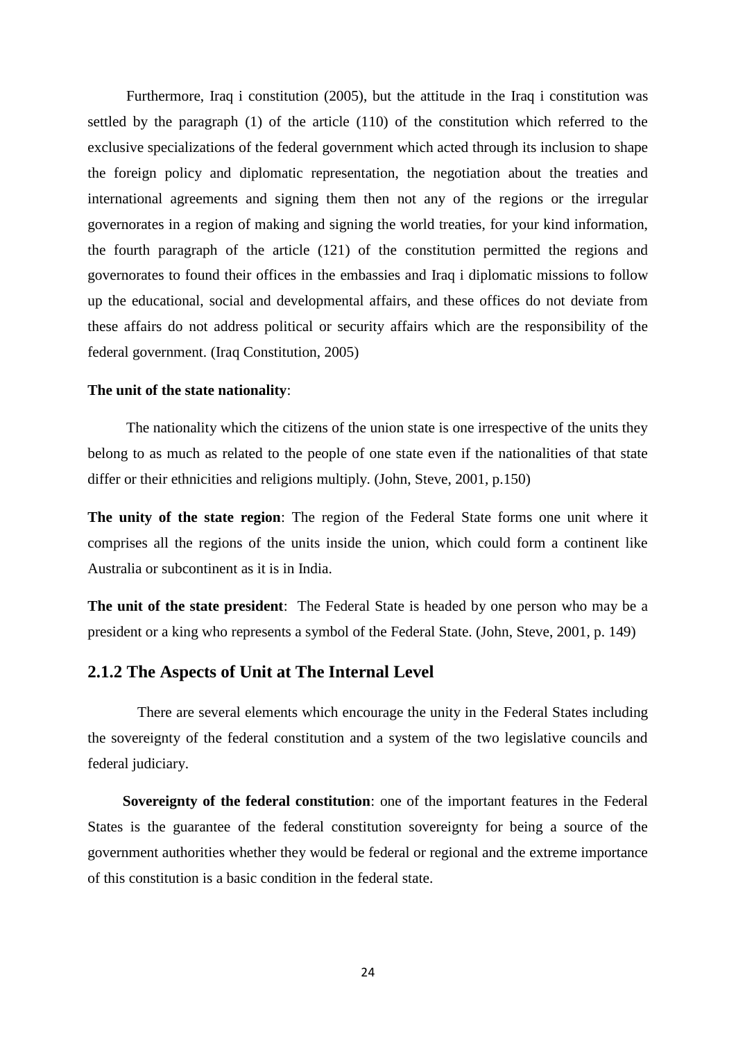Furthermore, Iraq i constitution (2005), but the attitude in the Iraq i constitution was settled by the paragraph (1) of the article (110) of the constitution which referred to the exclusive specializations of the federal government which acted through its inclusion to shape the foreign policy and diplomatic representation, the negotiation about the treaties and international agreements and signing them then not any of the regions or the irregular governorates in a region of making and signing the world treaties, for your kind information, the fourth paragraph of the article (121) of the constitution permitted the regions and governorates to found their offices in the embassies and Iraq i diplomatic missions to follow up the educational, social and developmental affairs, and these offices do not deviate from these affairs do not address political or security affairs which are the responsibility of the federal government. (Iraq Constitution, 2005)

**The unit of the state nationality**:

The nationality which the citizens of the union state is one irrespective of the units they belong to as much as related to the people of one state even if the nationalities of that state differ or their ethnicities and religions multiply. (John, Steve, 2001, p.150)

**The unity of the state region**: The region of the Federal State forms one unit where it comprises all the regions of the units inside the union, which could form a continent like Australia or subcontinent as it is in India.

**The unit of the state president**: The Federal State is headed by one person who may be a president or a king who represents a symbol of the Federal State. (John, Steve, 2001, p. 149)

## 2.1.2 The Aspects of Unit at The Internal Level

There are several elements which encourage the unity in the Federal States including the sovereignty of the federal constitution and a system of the two legislative councils and federal judiciary.

**Sovereignty of the federal constitution**: one of the important features in the Federal States is the guarantee of the federal constitution sovereignty for being a source of the government authorities whether they would be federal or regional and the extreme importance of this constitution is a basic condition in the federal state.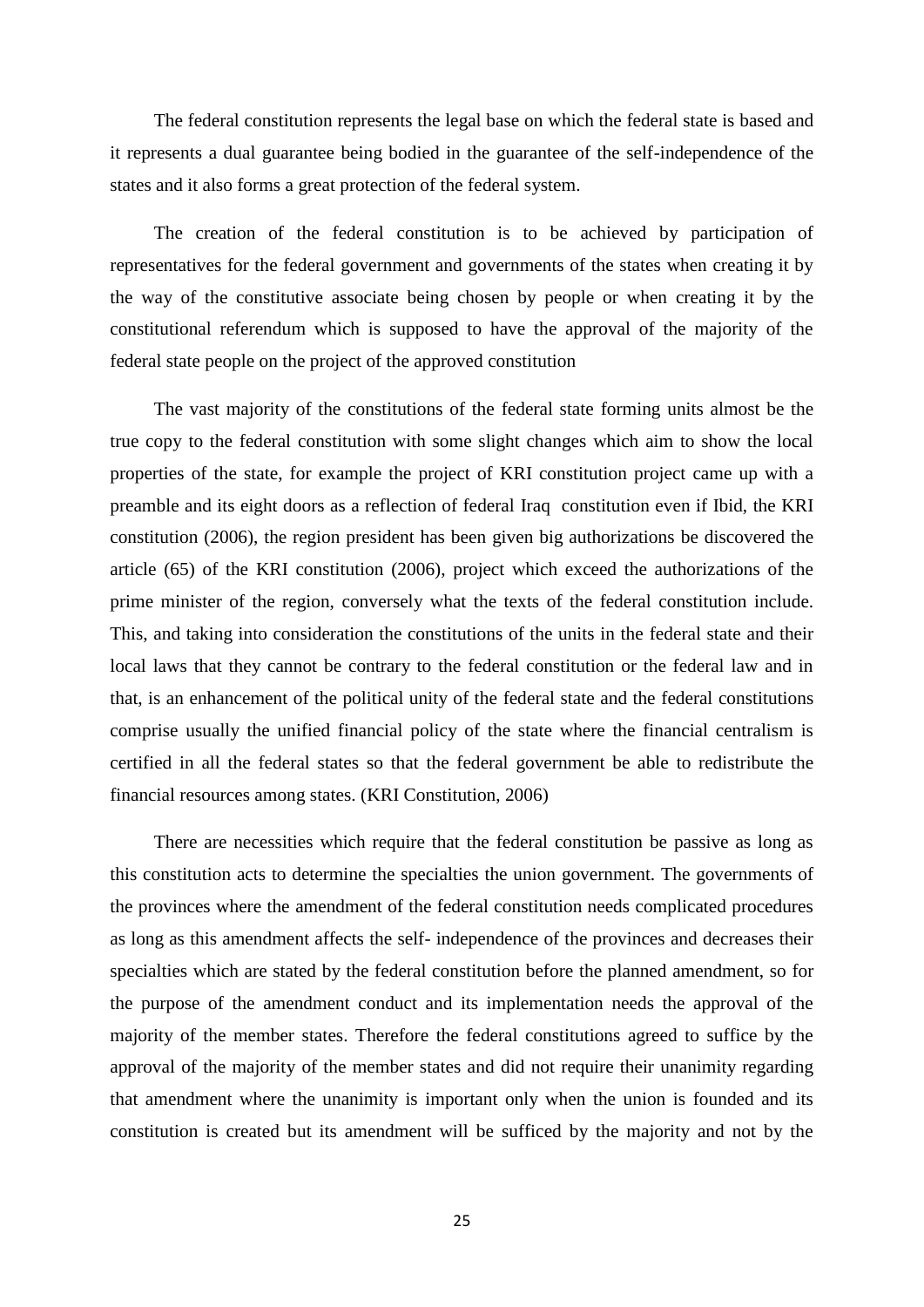The federal constitution represents the legal base on which the federal state is based and it represents a dual guarantee being bodied in the guarantee of the self-independence of the states and it also forms a great protection of the federal system.

The creation of the federal constitution is to be achieved by participation of representatives for the federal government and governments of the states when creating it by the way of the constitutive associate being chosen by people or when creating it by the constitutional referendum which is supposed to have the approval of the majority of the federal state people on the project of the approved constitution

The vast majority of the constitutions of the federal state forming units almost be the true copy to the federal constitution with some slight changes which aim to show the local properties of the state, for example the project of KRI constitution project came up with a preamble and its eight doors as a reflection of federal Iraq constitution even if Ibid, the KRI constitution (2006), the region president has been given big authorizations be discovered the article (65) of the KRI constitution (2006), project which exceed the authorizations of the prime minister of the region, conversely what the texts of the federal constitution include. This, and taking into consideration the constitutions of the units in the federal state and their local laws that they cannot be contrary to the federal constitution or the federal law and in that, is an enhancement of the political unity of the federal state and the federal constitutions comprise usually the unified financial policy of the state where the financial centralism is certified in all the federal states so that the federal government be able to redistribute the financial resources among states. (KRI Constitution, 2006)

There are necessities which require that the federal constitution be passive as long as this constitution acts to determine the specialties the union government. The governments of the provinces where the amendment of the federal constitution needs complicated procedures as long as this amendment affects the self- independence of the provinces and decreases their specialties which are stated by the federal constitution before the planned amendment, so for the purpose of the amendment conduct and its implementation needs the approval of the majority of the member states. Therefore the federal constitutions agreed to suffice by the approval of the majority of the member states and did not require their unanimity regarding that amendment where the unanimity is important only when the union is founded and its constitution is created but its amendment will be sufficed by the majority and not by the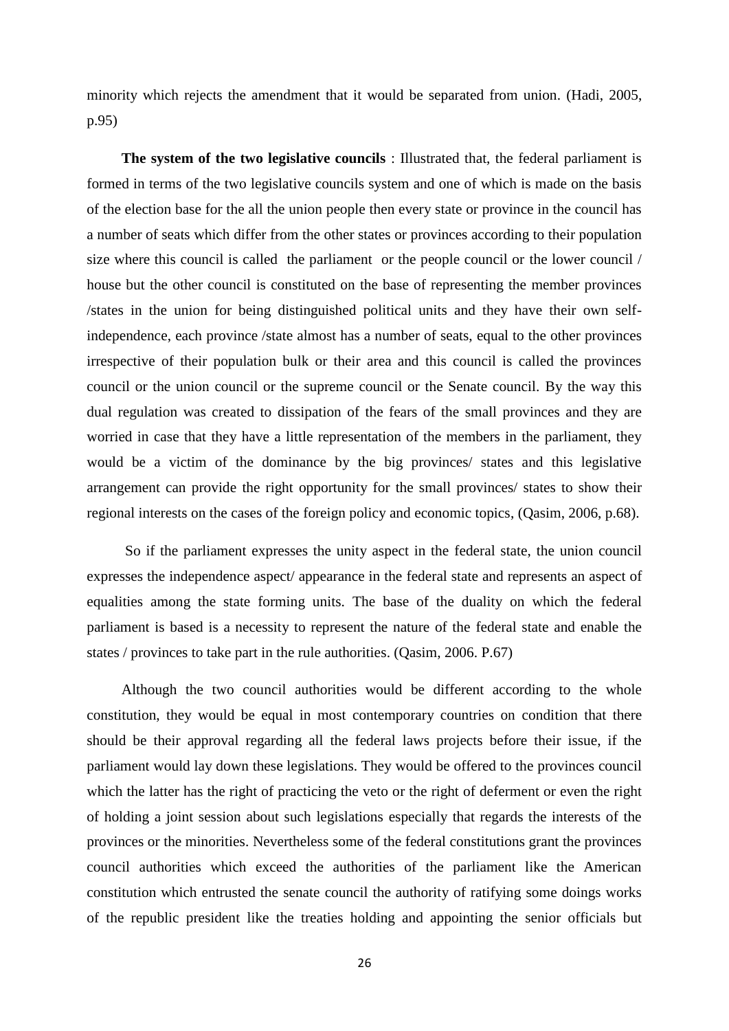minority which rejects the amendment that it would be separated from union. (Hadi, 2005, p.95)

**The system of the two legislative councils** : Illustrated that, the federal parliament is formed in terms of the two legislative councils system and one of which is made on the basis of the election base for the all the union people then every state or province in the council has a number of seats which differ from the other states or provinces according to their population size where this council is called the parliament or the people council or the lower council / house but the other council is constituted on the base of representing the member provinces /states in the union for being distinguished political units and they have their own self-independence, each province /state almost has a number of seats, equal to the other provinces irrespective of their population bulk or their area and this council is called the provinces council or the union council or the supreme council or the Senate council. By the way this dual regulation was created to dissipation of the fears of the small provinces and they are worried in case that they have a little representation of the members in the parliament, they would be a victim of the dominance by the big provinces/ states and this legislative arrangement can provide the right opportunity for the small provinces/ states to show their regional interests on the cases of the foreign policy and economic topics, (Qasim, 2006, p.68).

So if the parliament expresses the unity aspect in the federal state, the union council expresses the independence aspect/ appearance in the federal state and represents an aspect of equalities among the state forming units. The base of the duality on which the federal parliament is based is a necessity to represent the nature of the federal state and enable the states / provinces to take part in the rule authorities. (Qasim, 2006. P.67)

Although the two council authorities would be different according to the whole constitution, they would be equal in most contemporary countries on condition that there should be their approval regarding all the federal laws projects before their issue, if the parliament would lay down these legislations. They would be offered to the provinces council which the latter has the right of practicing the veto or the right of deferment or even the right of holding a joint session about such legislations especially that regards the interests of the provinces or the minorities. Nevertheless some of the federal constitutions grant the provinces council authorities which exceed the authorities of the parliament like the American constitution which entrusted the senate council the authority of ratifying some doings works of the republic president like the treaties holding and appointing the senior officials but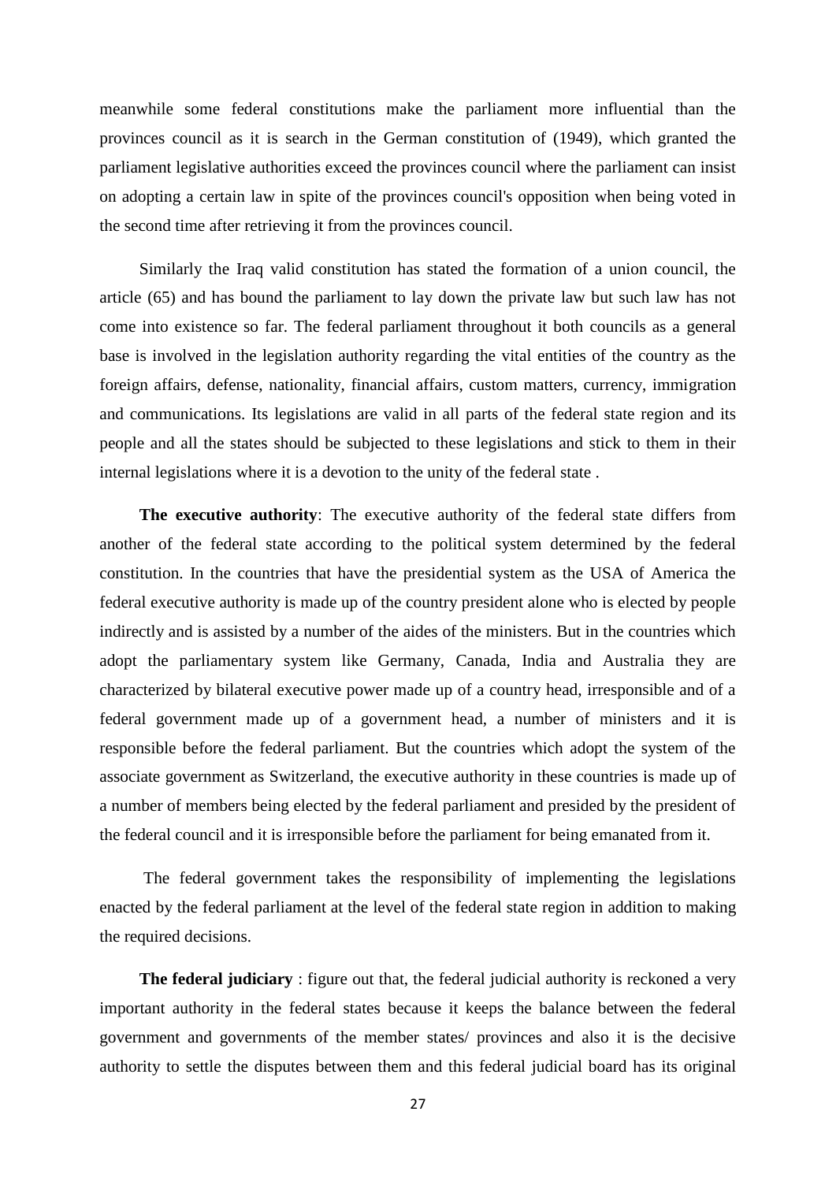meanwhile some federal constitutions make the parliament more influential than the provinces council as it is search in the German constitution of (1949), which granted the parliament legislative authorities exceed the provinces council where the parliament can insist on adopting a certain law in spite of the provinces council's opposition when being voted in the second time after retrieving it from the provinces council.

Similarly the Iraq valid constitution has stated the formation of a union council, the article (65) and has bound the parliament to lay down the private law but such law has not come into existence so far. The federal parliament throughout it both councils as a general base is involved in the legislation authority regarding the vital entities of the country as the foreign affairs, defense, nationality, financial affairs, custom matters, currency, immigration and communications. Its legislations are valid in all parts of the federal state region and its people and all the states should be subjected to these legislations and stick to them in their internal legislations where it is a devotion to the unity of the federal state .

**The executive authority**: The executive authority of the federal state differs from another of the federal state according to the political system determined by the federal constitution. In the countries that have the presidential system as the USA of America the federal executive authority is made up of the country president alone who is elected by people indirectly and is assisted by a number of the aides of the ministers. But in the countries which adopt the parliamentary system like Germany, Canada, India and Australia they are characterized by bilateral executive power made up of a country head, irresponsible and of a federal government made up of a government head, a number of ministers and it is responsible before the federal parliament. But the countries which adopt the system of the associate government as Switzerland, the executive authority in these countries is made up of a number of members being elected by the federal parliament and presided by the president of the federal council and it is irresponsible before the parliament for being emanated from it.

The federal government takes the responsibility of implementing the legislations enacted by the federal parliament at the level of the federal state region in addition to making the required decisions.

**The federal judiciary** : figure out that, the federal judicial authority is reckoned a very important authority in the federal states because it keeps the balance between the federal government and governments of the member states/ provinces and also it is the decisive authority to settle the disputes between them and this federal judicial board has its original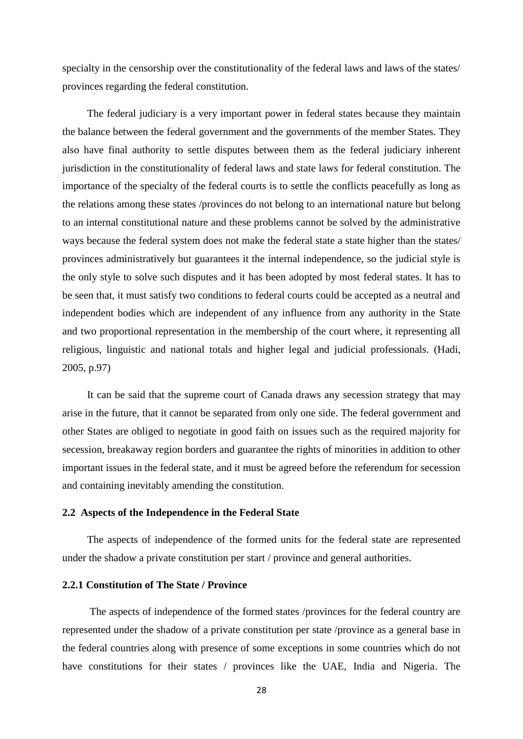specialty in the censorship over the constitutionality of the federal laws and laws of the states/ provinces regarding the federal constitution.

The federal judiciary is a very important power in federal states because they maintain the balance between the federal government and the governments of the member States. They also have final authority to settle disputes between them as the federal judiciary inherent jurisdiction in the constitutionality of federal laws and state laws for federal constitution. The importance of the specialty of the federal courts is to settle the conflicts peacefully as long as the relations among these states /provinces do not belong to an international nature but belong to an internal constitutional nature and these problems cannot be solved by the administrative ways because the federal system does not make the federal state a state higher than the states/ provinces administratively but guarantees it the internal independence, so the judicial style is the only style to solve such disputes and it has been adopted by most federal states. It has to be seen that, it must satisfy two conditions to federal courts could be accepted as a neutral and independent bodies which are independent of any influence from any authority in the State and two proportional representation in the membership of the court where, it representing all religious, linguistic and national totals and higher legal and judicial professionals. (Hadi, 2005, p.97)

It can be said that the supreme court of Canada draws any secession strategy that may arise in the future, that it cannot be separated from only one side. The federal government and other States are obliged to negotiate in good faith on issues such as the required majority for secession, breakaway region borders and guarantee the rights of minorities in addition to other important issues in the federal state, and it must be agreed before the referendum for secession and containing inevitably amending the constitution.

### 2.2 Aspects of the Independence in the Federal State

The aspects of independence of the formed units for the federal state are represented under the shadow a private constitution per start / province and general authorities.

#### 2.2.1 Constitution of The State / Province

The aspects of independence of the formed states /provinces for the federal country are represented under the shadow of a private constitution per state /province as a general base in the federal countries along with presence of some exceptions in some countries which do not have constitutions for their states / provinces like the UAE, India and Nigeria. The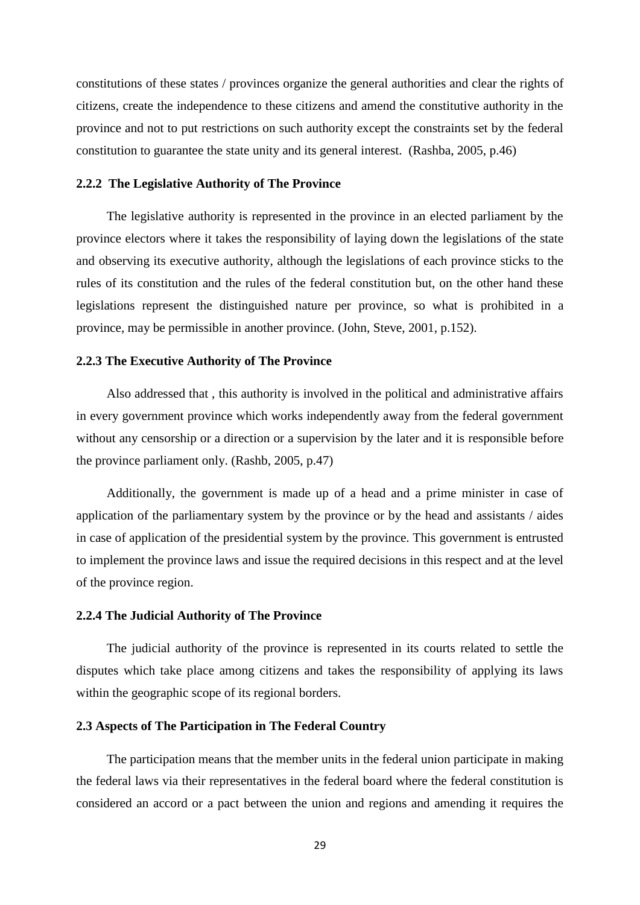constitutions of these states / provinces organize the general authorities and clear the rights of citizens, create the independence to these citizens and amend the constitutive authority in the province and not to put restrictions on such authority except the constraints set by the federal constitution to guarantee the state unity and its general interest. (Rashba, 2005, p.46)

### 2.2.2 The Legislative Authority of The Province

The legislative authority is represented in the province in an elected parliament by the province electors where it takes the responsibility of laying down the legislations of the state and observing its executive authority, although the legislations of each province sticks to the rules of its constitution and the rules of the federal constitution but, on the other hand these legislations represent the distinguished nature per province, so what is prohibited in a province, may be permissible in another province. (John, Steve, 2001, p.152).

### 2.2.3 The Executive Authority of The Province

Also addressed that , this authority is involved in the political and administrative affairs in every government province which works independently away from the federal government without any censorship or a direction or a supervision by the later and it is responsible before the province parliament only. (Rashb, 2005, p.47)

Additionally, the government is made up of a head and a prime minister in case of application of the parliamentary system by the province or by the head and assistants / aides in case of application of the presidential system by the province. This government is entrusted to implement the province laws and issue the required decisions in this respect and at the level of the province region.

### 2.2.4 The Judicial Authority of The Province

The judicial authority of the province is represented in its courts related to settle the disputes which take place among citizens and takes the responsibility of applying its laws within the geographic scope of its regional borders.

## 2.3 Aspects of The Participation in The Federal Country

The participation means that the member units in the federal union participate in making the federal laws via their representatives in the federal board where the federal constitution is considered an accord or a pact between the union and regions and amending it requires the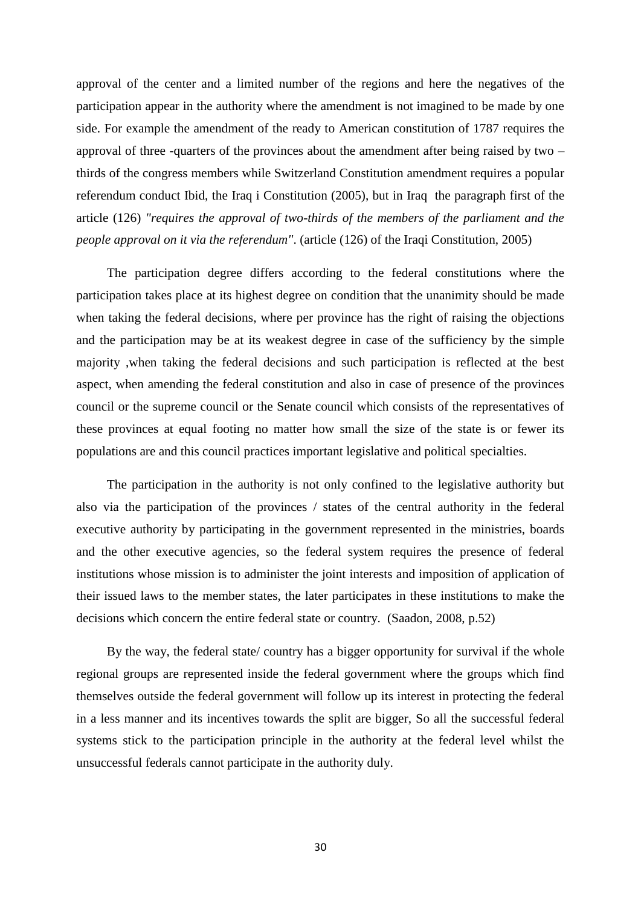approval of the center and a limited number of the regions and here the negatives of the participation appear in the authority where the amendment is not imagined to be made by one side. For example the amendment of the ready to American constitution of 1787 requires the approval of three -quarters of the provinces about the amendment after being raised by two – thirds of the congress members while Switzerland Constitution amendment requires a popular referendum conduct Ibid, the Iraq i Constitution (2005), but in Iraq the paragraph first of the article (126) *"requires the approval of two-thirds of the members of the parliament and the people approval on it via the referendum"*. (article (126) of the Iraqi Constitution, 2005)

The participation degree differs according to the federal constitutions where the participation takes place at its highest degree on condition that the unanimity should be made when taking the federal decisions, where per province has the right of raising the objections and the participation may be at its weakest degree in case of the sufficiency by the simple majority ,when taking the federal decisions and such participation is reflected at the best aspect, when amending the federal constitution and also in case of presence of the provinces council or the supreme council or the Senate council which consists of the representatives of these provinces at equal footing no matter how small the size of the state is or fewer its populations are and this council practices important legislative and political specialties.

The participation in the authority is not only confined to the legislative authority but also via the participation of the provinces / states of the central authority in the federal executive authority by participating in the government represented in the ministries, boards and the other executive agencies, so the federal system requires the presence of federal institutions whose mission is to administer the joint interests and imposition of application of their issued laws to the member states, the later participates in these institutions to make the decisions which concern the entire federal state or country. (Saadon, 2008, p.52)

By the way, the federal state/ country has a bigger opportunity for survival if the whole regional groups are represented inside the federal government where the groups which find themselves outside the federal government will follow up its interest in protecting the federal in a less manner and its incentives towards the split are bigger, So all the successful federal systems stick to the participation principle in the authority at the federal level whilst the unsuccessful federals cannot participate in the authority duly.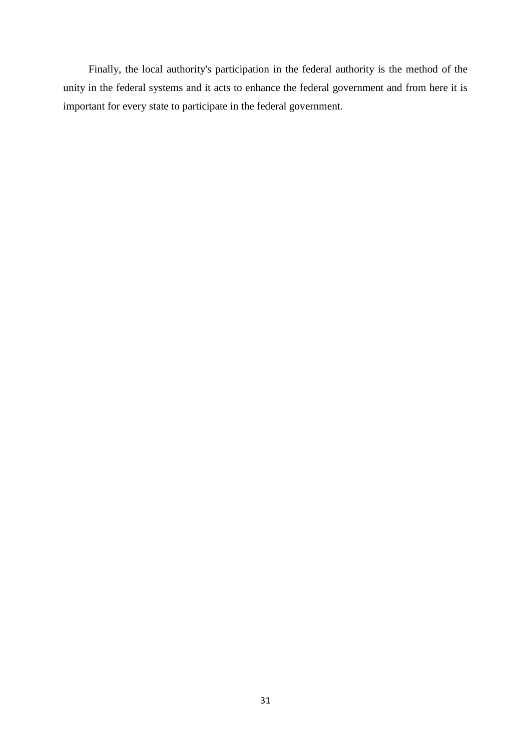Finally, the local authority's participation in the federal authority is the method of the unity in the federal systems and it acts to enhance the federal government and from here it is important for every state to participate in the federal government.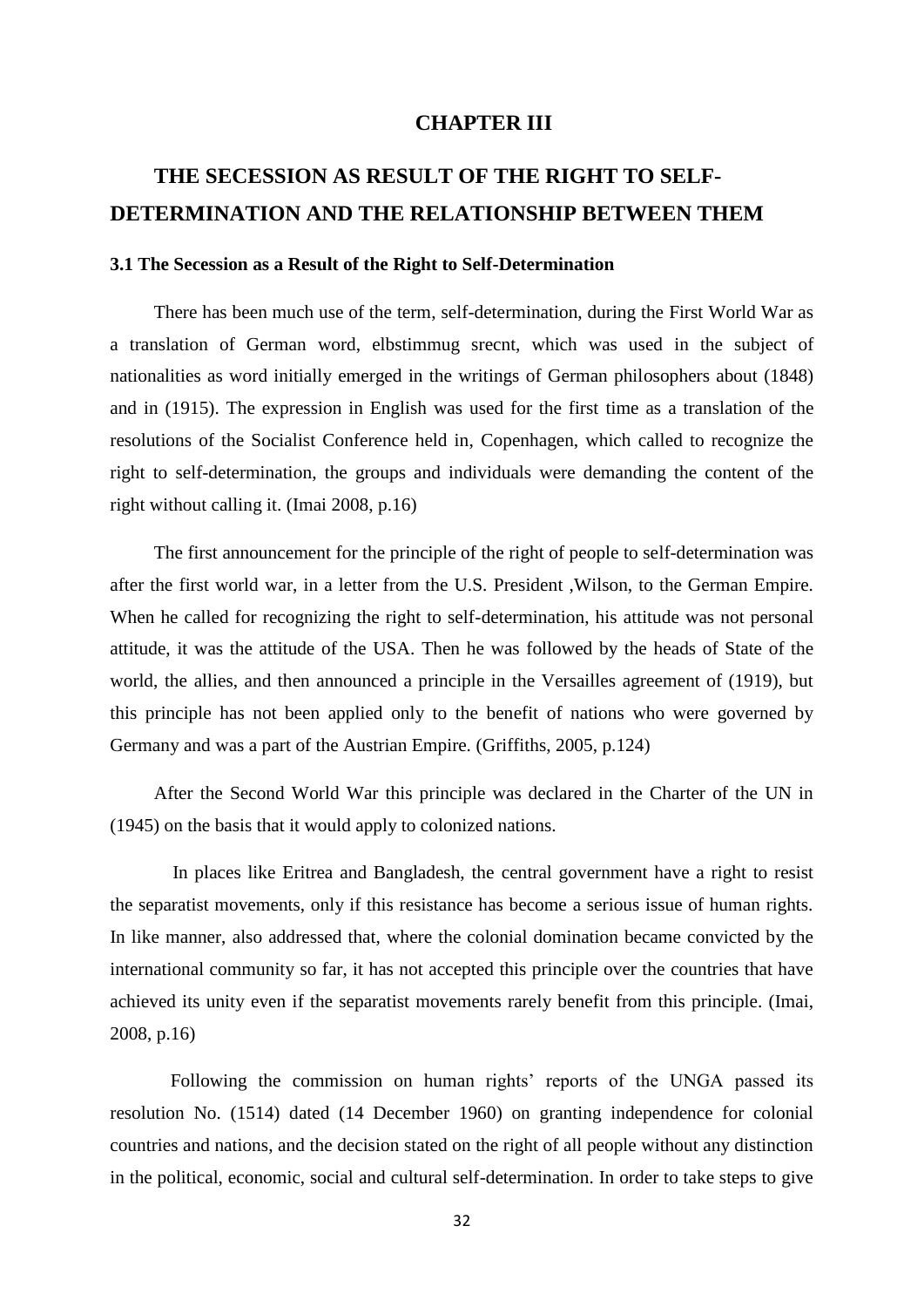# CHAPTER III

# THE SECESSION AS RESULT OF THE RIGHT TO SELF-DETERMINATION AND THE RELATIONSHIP BETWEEN THEM

### 3.1 The Secession as a Result of the Right to Self-Determination

There has been much use of the term, self-determination, during the First World War as a translation of German word, elbstimmug srecnt, which was used in the subject of nationalities as word initially emerged in the writings of German philosophers about (1848) and in (1915). The expression in English was used for the first time as a translation of the resolutions of the Socialist Conference held in, Copenhagen, which called to recognize the right to self-determination, the groups and individuals were demanding the content of the right without calling it. (Imai 2008, p.16)

The first announcement for the principle of the right of people to self-determination was after the first world war, in a letter from the U.S. President ,Wilson, to the German Empire. When he called for recognizing the right to self-determination, his attitude was not personal attitude, it was the attitude of the USA. Then he was followed by the heads of State of the world, the allies, and then announced a principle in the Versailles agreement of (1919), but this principle has not been applied only to the benefit of nations who were governed by Germany and was a part of the Austrian Empire. (Griffiths, 2005, p.124)

After the Second World War this principle was declared in the Charter of the UN in (1945) on the basis that it would apply to colonized nations.

In places like Eritrea and Bangladesh, the central government have a right to resist the separatist movements, only if this resistance has become a serious issue of human rights. In like manner, also addressed that, where the colonial domination became convicted by the international community so far, it has not accepted this principle over the countries that have achieved its unity even if the separatist movements rarely benefit from this principle. (Imai, 2008, p.16)

Following the commission on human rights' reports of the UNGA passed its resolution No. (1514) dated (14 December 1960) on granting independence for colonial countries and nations, and the decision stated on the right of all people without any distinction in the political, economic, social and cultural self-determination. In order to take steps to give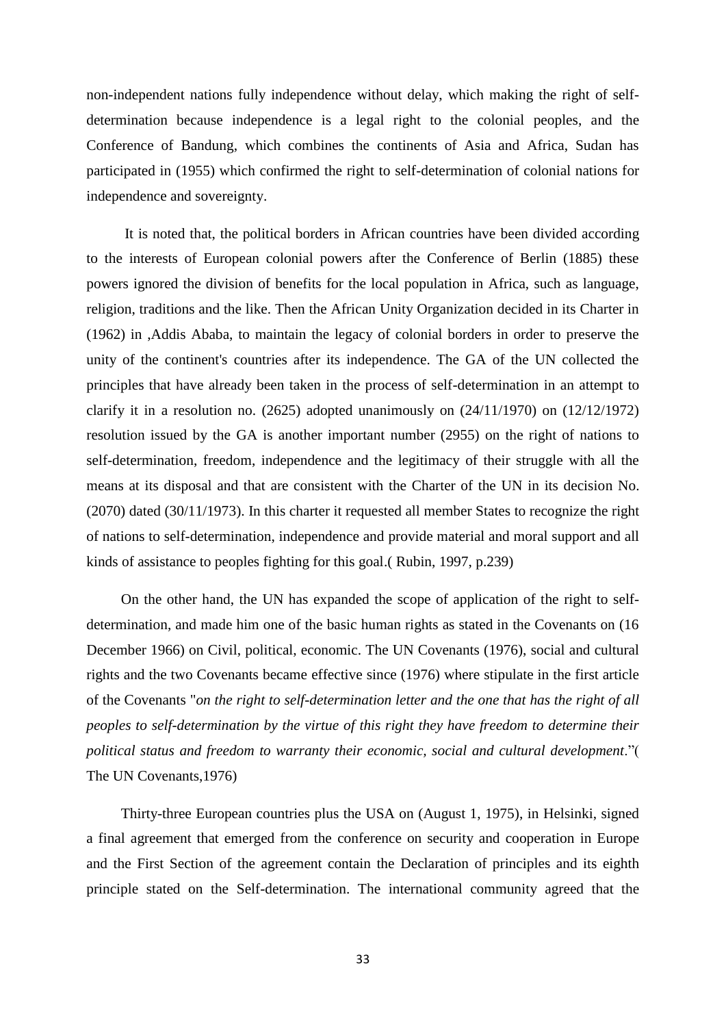non-independent nations fully independence without delay, which making the right of self-determination because independence is a legal right to the colonial peoples, and the Conference of Bandung, which combines the continents of Asia and Africa, Sudan has participated in (1955) which confirmed the right to self-determination of colonial nations for independence and sovereignty.

It is noted that, the political borders in African countries have been divided according to the interests of European colonial powers after the Conference of Berlin (1885) these powers ignored the division of benefits for the local population in Africa, such as language, religion, traditions and the like. Then the African Unity Organization decided in its Charter in (1962) in ,Addis Ababa, to maintain the legacy of colonial borders in order to preserve the unity of the continent's countries after its independence. The GA of the UN collected the principles that have already been taken in the process of self-determination in an attempt to clarify it in a resolution no. (2625) adopted unanimously on (24/11/1970) on (12/12/1972) resolution issued by the GA is another important number (2955) on the right of nations to self-determination, freedom, independence and the legitimacy of their struggle with all the means at its disposal and that are consistent with the Charter of the UN in its decision No. (2070) dated (30/11/1973). In this charter it requested all member States to recognize the right of nations to self-determination, independence and provide material and moral support and all kinds of assistance to peoples fighting for this goal.( Rubin, 1997, p.239)

On the other hand, the UN has expanded the scope of application of the right to self-determination, and made him one of the basic human rights as stated in the Covenants on (16 December 1966) on Civil, political, economic. The UN Covenants (1976), social and cultural rights and the two Covenants became effective since (1976) where stipulate in the first article of the Covenants "*on the right to self-determination letter and the one that has the right of all peoples to self-determination by the virtue of this right they have freedom to determine their political status and freedom to warranty their economic, social and cultural development*."( The UN Covenants,1976)

Thirty-three European countries plus the USA on (August 1, 1975), in Helsinki, signed a final agreement that emerged from the conference on security and cooperation in Europe and the First Section of the agreement contain the Declaration of principles and its eighth principle stated on the Self-determination. The international community agreed that the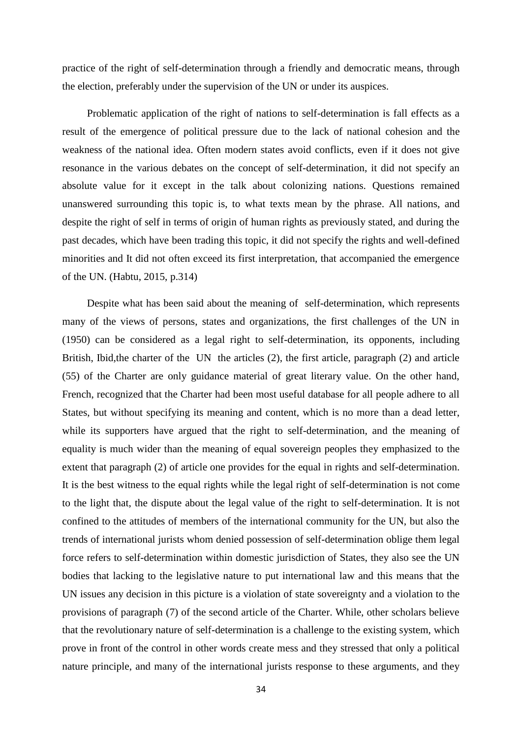practice of the right of self-determination through a friendly and democratic means, through the election, preferably under the supervision of the UN or under its auspices.

Problematic application of the right of nations to self-determination is fall effects as a result of the emergence of political pressure due to the lack of national cohesion and the weakness of the national idea. Often modern states avoid conflicts, even if it does not give resonance in the various debates on the concept of self-determination, it did not specify an absolute value for it except in the talk about colonizing nations. Questions remained unanswered surrounding this topic is, to what texts mean by the phrase. All nations, and despite the right of self in terms of origin of human rights as previously stated, and during the past decades, which have been trading this topic, it did not specify the rights and well-defined minorities and It did not often exceed its first interpretation, that accompanied the emergence of the UN. (Habtu, 2015, p.314)

Despite what has been said about the meaning of self-determination, which represents many of the views of persons, states and organizations, the first challenges of the UN in (1950) can be considered as a legal right to self-determination, its opponents, including British, Ibid,the charter of the UN the articles (2), the first article, paragraph (2) and article (55) of the Charter are only guidance material of great literary value. On the other hand, French, recognized that the Charter had been most useful database for all people adhere to all States, but without specifying its meaning and content, which is no more than a dead letter, while its supporters have argued that the right to self-determination, and the meaning of equality is much wider than the meaning of equal sovereign peoples they emphasized to the extent that paragraph (2) of article one provides for the equal in rights and self-determination. It is the best witness to the equal rights while the legal right of self-determination is not come to the light that, the dispute about the legal value of the right to self-determination. It is not confined to the attitudes of members of the international community for the UN, but also the trends of international jurists whom denied possession of self-determination oblige them legal force refers to self-determination within domestic jurisdiction of States, they also see the UN bodies that lacking to the legislative nature to put international law and this means that the UN issues any decision in this picture is a violation of state sovereignty and a violation to the provisions of paragraph (7) of the second article of the Charter. While, other scholars believe that the revolutionary nature of self-determination is a challenge to the existing system, which prove in front of the control in other words create mess and they stressed that only a political nature principle, and many of the international jurists response to these arguments, and they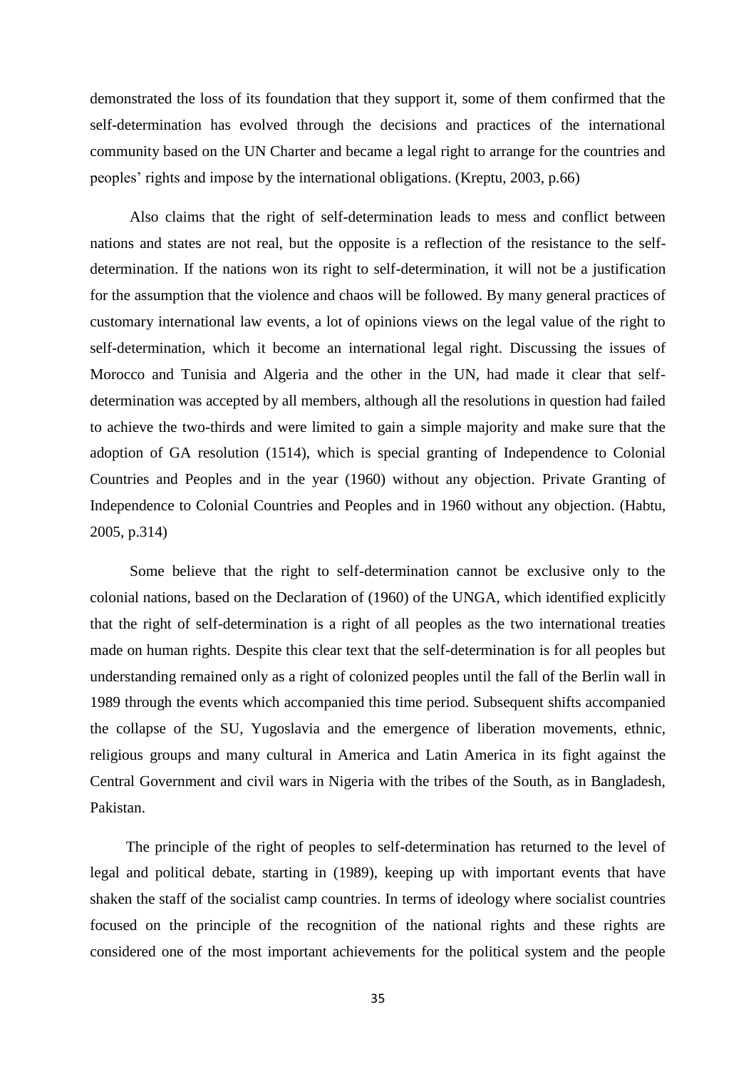demonstrated the loss of its foundation that they support it, some of them confirmed that the self-determination has evolved through the decisions and practices of the international community based on the UN Charter and became a legal right to arrange for the countries and peoples' rights and impose by the international obligations. (Kreptu, 2003, p.66)

Also claims that the right of self-determination leads to mess and conflict between nations and states are not real, but the opposite is a reflection of the resistance to the self-determination. If the nations won its right to self-determination, it will not be a justification for the assumption that the violence and chaos will be followed. By many general practices of customary international law events, a lot of opinions views on the legal value of the right to self-determination, which it become an international legal right. Discussing the issues of Morocco and Tunisia and Algeria and the other in the UN, had made it clear that self-determination was accepted by all members, although all the resolutions in question had failed to achieve the two-thirds and were limited to gain a simple majority and make sure that the adoption of GA resolution (1514), which is special granting of Independence to Colonial Countries and Peoples and in the year (1960) without any objection. Private Granting of Independence to Colonial Countries and Peoples and in 1960 without any objection. (Habtu, 2005, p.314)

Some believe that the right to self-determination cannot be exclusive only to the colonial nations, based on the Declaration of (1960) of the UNGA, which identified explicitly that the right of self-determination is a right of all peoples as the two international treaties made on human rights. Despite this clear text that the self-determination is for all peoples but understanding remained only as a right of colonized peoples until the fall of the Berlin wall in 1989 through the events which accompanied this time period. Subsequent shifts accompanied the collapse of the SU, Yugoslavia and the emergence of liberation movements, ethnic, religious groups and many cultural in America and Latin America in its fight against the Central Government and civil wars in Nigeria with the tribes of the South, as in Bangladesh, Pakistan.

The principle of the right of peoples to self-determination has returned to the level of legal and political debate, starting in (1989), keeping up with important events that have shaken the staff of the socialist camp countries. In terms of ideology where socialist countries focused on the principle of the recognition of the national rights and these rights are considered one of the most important achievements for the political system and the people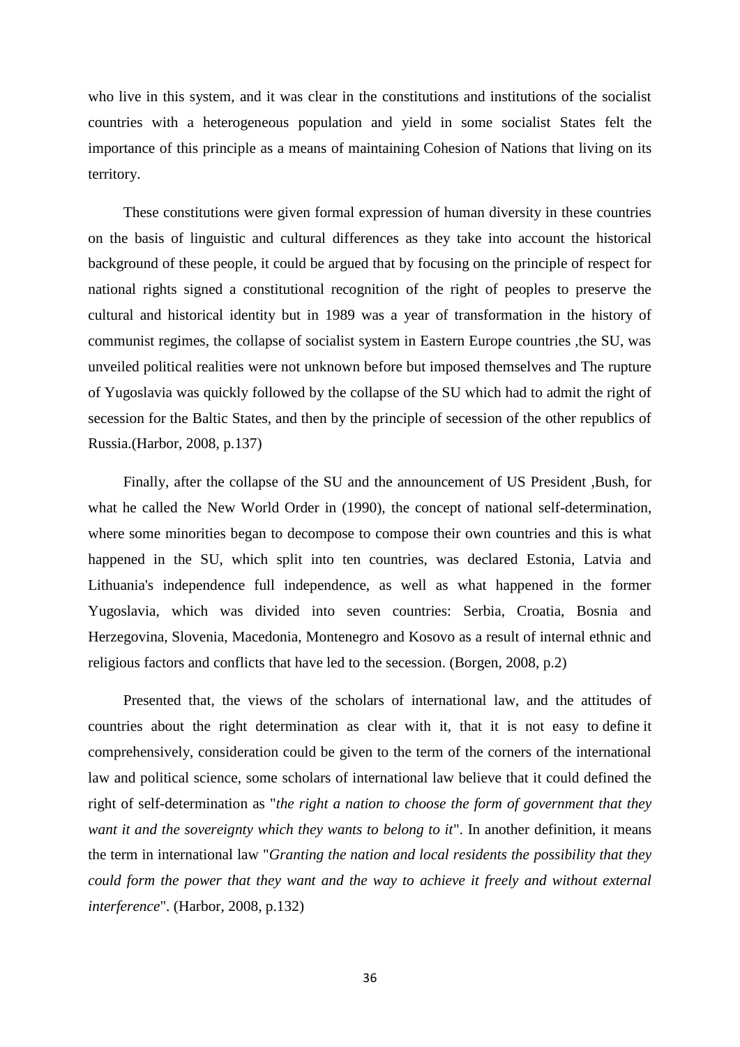who live in this system, and it was clear in the constitutions and institutions of the socialist countries with a heterogeneous population and yield in some socialist States felt the importance of this principle as a means of maintaining Cohesion of Nations that living on its territory.

These constitutions were given formal expression of human diversity in these countries on the basis of linguistic and cultural differences as they take into account the historical background of these people, it could be argued that by focusing on the principle of respect for national rights signed a constitutional recognition of the right of peoples to preserve the cultural and historical identity but in 1989 was a year of transformation in the history of communist regimes, the collapse of socialist system in Eastern Europe countries ,the SU, was unveiled political realities were not unknown before but imposed themselves and The rupture of Yugoslavia was quickly followed by the collapse of the SU which had to admit the right of secession for the Baltic States, and then by the principle of secession of the other republics of Russia.(Harbor, 2008, p.137)

Finally, after the collapse of the SU and the announcement of US President ,Bush, for what he called the New World Order in (1990), the concept of national self-determination, where some minorities began to decompose to compose their own countries and this is what happened in the SU, which split into ten countries, was declared Estonia, Latvia and Lithuania's independence full independence, as well as what happened in the former Yugoslavia, which was divided into seven countries: Serbia, Croatia, Bosnia and Herzegovina, Slovenia, Macedonia, Montenegro and Kosovo as a result of internal ethnic and religious factors and conflicts that have led to the secession. (Borgen, 2008, p.2)

Presented that, the views of the scholars of international law, and the attitudes of countries about the right determination as clear with it, that it is not easy to define it comprehensively, consideration could be given to the term of the corners of the international law and political science, some scholars of international law believe that it could defined the right of self-determination as "*the right a nation to choose the form of government that they want it and the sovereignty which they wants to belong to it*". In another definition, it means the term in international law "*Granting the nation and local residents the possibility that they could form the power that they want and the way to achieve it freely and without external interference*". (Harbor, 2008, p.132)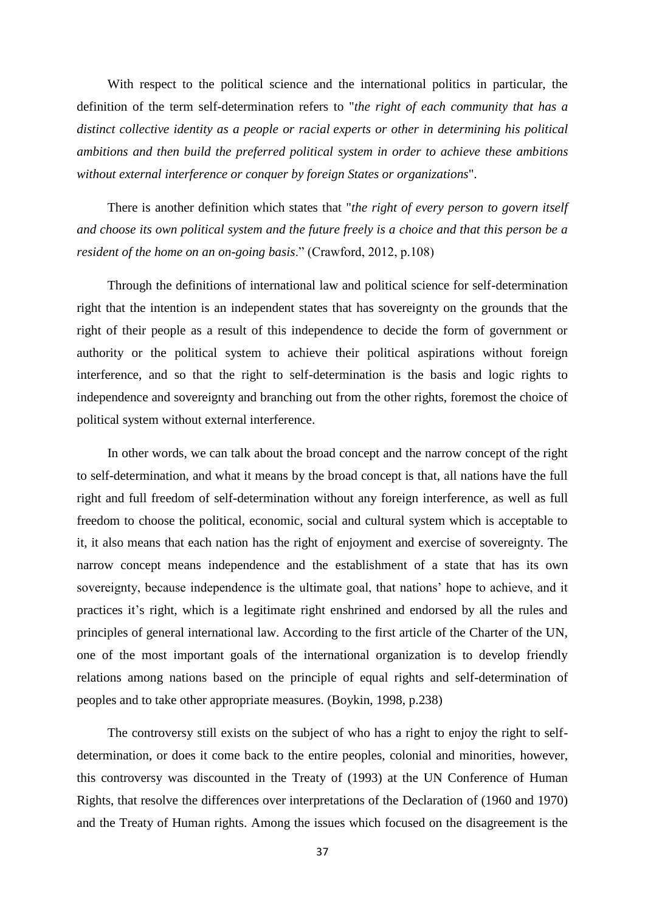With respect to the political science and the international politics in particular, the definition of the term self-determination refers to "*the right of each community that has a distinct collective identity as a people or racial experts or other in determining his political ambitions and then build the preferred political system in order to achieve these ambitions without external interference or conquer by foreign States or organizations*".

There is another definition which states that "*the right of every person to govern itself and choose its own political system and the future freely is a choice and that this person be a resident of the home on an on-going basis*." (Crawford, 2012, p.108)

Through the definitions of international law and political science for self-determination right that the intention is an independent states that has sovereignty on the grounds that the right of their people as a result of this independence to decide the form of government or authority or the political system to achieve their political aspirations without foreign interference, and so that the right to self-determination is the basis and logic rights to independence and sovereignty and branching out from the other rights, foremost the choice of political system without external interference.

In other words, we can talk about the broad concept and the narrow concept of the right to self-determination, and what it means by the broad concept is that, all nations have the full right and full freedom of self-determination without any foreign interference, as well as full freedom to choose the political, economic, social and cultural system which is acceptable to it, it also means that each nation has the right of enjoyment and exercise of sovereignty. The narrow concept means independence and the establishment of a state that has its own sovereignty, because independence is the ultimate goal, that nations' hope to achieve, and it practices it's right, which is a legitimate right enshrined and endorsed by all the rules and principles of general international law. According to the first article of the Charter of the UN, one of the most important goals of the international organization is to develop friendly relations among nations based on the principle of equal rights and self-determination of peoples and to take other appropriate measures. (Boykin, 1998, p.238)

The controversy still exists on the subject of who has a right to enjoy the right to self-determination, or does it come back to the entire peoples, colonial and minorities, however, this controversy was discounted in the Treaty of (1993) at the UN Conference of Human Rights, that resolve the differences over interpretations of the Declaration of (1960 and 1970) and the Treaty of Human rights. Among the issues which focused on the disagreement is the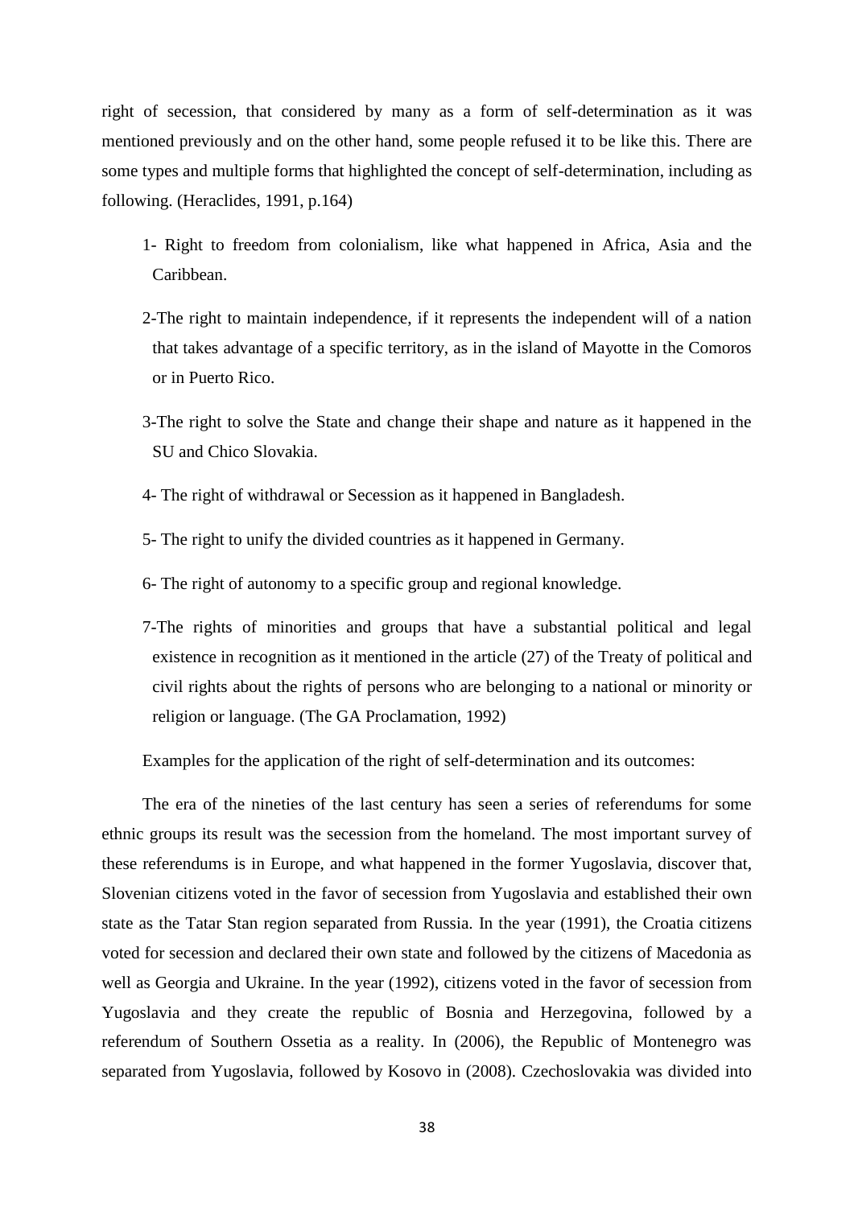right of secession, that considered by many as a form of self-determination as it was mentioned previously and on the other hand, some people refused it to be like this. There are some types and multiple forms that highlighted the concept of self-determination, including as following. (Heraclides, 1991, p.164)

1- Right to freedom from colonialism, like what happened in Africa, Asia and the Caribbean.

2-The right to maintain independence, if it represents the independent will of a nation that takes advantage of a specific territory, as in the island of Mayotte in the Comoros or in Puerto Rico.

3-The right to solve the State and change their shape and nature as it happened in the SU and Chico Slovakia.

4- The right of withdrawal or Secession as it happened in Bangladesh.

5- The right to unify the divided countries as it happened in Germany.

6- The right of autonomy to a specific group and regional knowledge.

7-The rights of minorities and groups that have a substantial political and legal existence in recognition as it mentioned in the article (27) of the Treaty of political and civil rights about the rights of persons who are belonging to a national or minority or religion or language. (The GA Proclamation, 1992)

Examples for the application of the right of self-determination and its outcomes:

The era of the nineties of the last century has seen a series of referendums for some ethnic groups its result was the secession from the homeland. The most important survey of these referendums is in Europe, and what happened in the former Yugoslavia, discover that, Slovenian citizens voted in the favor of secession from Yugoslavia and established their own state as the Tatar Stan region separated from Russia. In the year (1991), the Croatia citizens voted for secession and declared their own state and followed by the citizens of Macedonia as well as Georgia and Ukraine. In the year (1992), citizens voted in the favor of secession from Yugoslavia and they create the republic of Bosnia and Herzegovina, followed by a referendum of Southern Ossetia as a reality. In (2006), the Republic of Montenegro was separated from Yugoslavia, followed by Kosovo in (2008). Czechoslovakia was divided into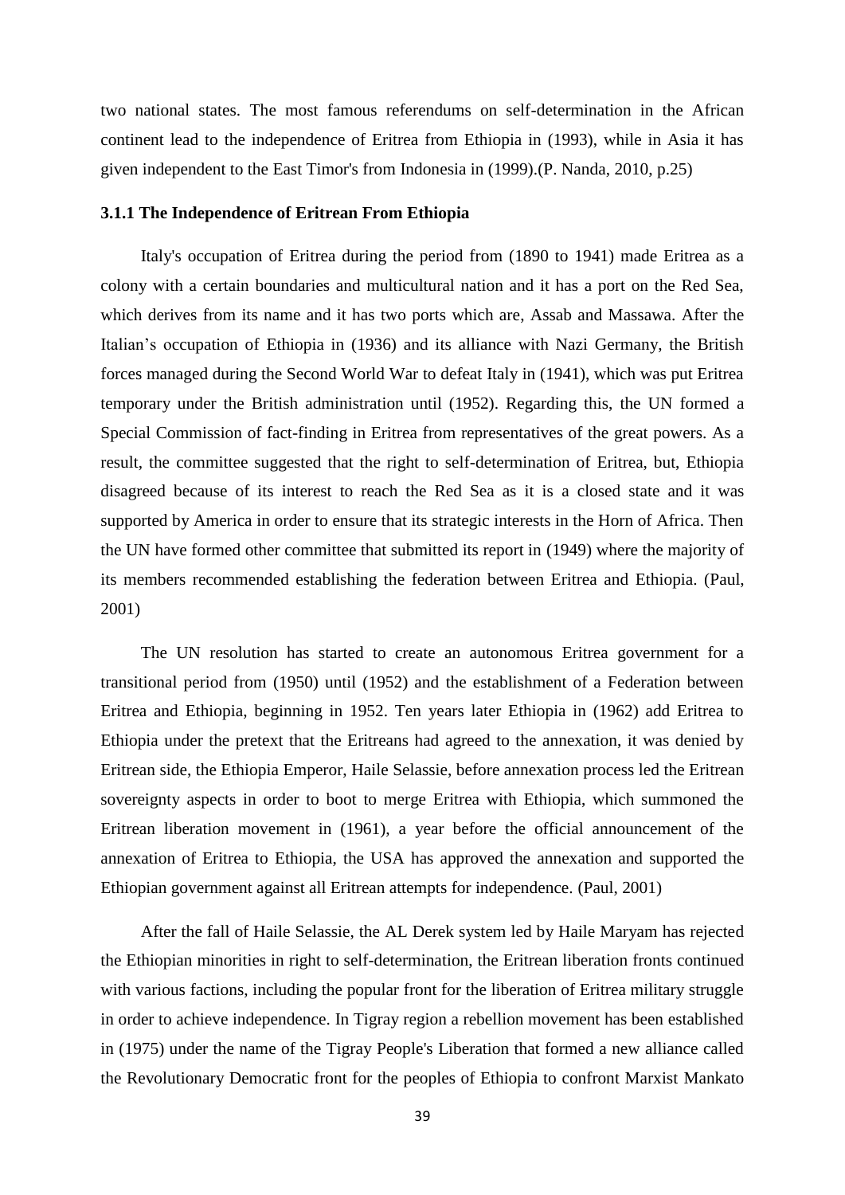two national states. The most famous referendums on self-determination in the African continent lead to the independence of Eritrea from Ethiopia in (1993), while in Asia it has given independent to the East Timor's from Indonesia in (1999).(P. Nanda, 2010, p.25)

### 3.1.1 The Independence of Eritrean From Ethiopia

Italy's occupation of Eritrea during the period from (1890 to 1941) made Eritrea as a colony with a certain boundaries and multicultural nation and it has a port on the Red Sea, which derives from its name and it has two ports which are, Assab and Massawa. After the Italian's occupation of Ethiopia in (1936) and its alliance with Nazi Germany, the British forces managed during the Second World War to defeat Italy in (1941), which was put Eritrea temporary under the British administration until (1952). Regarding this, the UN formed a Special Commission of fact-finding in Eritrea from representatives of the great powers. As a result, the committee suggested that the right to self-determination of Eritrea, but, Ethiopia disagreed because of its interest to reach the Red Sea as it is a closed state and it was supported by America in order to ensure that its strategic interests in the Horn of Africa. Then the UN have formed other committee that submitted its report in (1949) where the majority of its members recommended establishing the federation between Eritrea and Ethiopia. (Paul, 2001)

The UN resolution has started to create an autonomous Eritrea government for a transitional period from (1950) until (1952) and the establishment of a Federation between Eritrea and Ethiopia, beginning in 1952. Ten years later Ethiopia in (1962) add Eritrea to Ethiopia under the pretext that the Eritreans had agreed to the annexation, it was denied by Eritrean side, the Ethiopia Emperor, Haile Selassie, before annexation process led the Eritrean sovereignty aspects in order to boot to merge Eritrea with Ethiopia, which summoned the Eritrean liberation movement in (1961), a year before the official announcement of the annexation of Eritrea to Ethiopia, the USA has approved the annexation and supported the Ethiopian government against all Eritrean attempts for independence. (Paul, 2001)

After the fall of Haile Selassie, the AL Derek system led by Haile Maryam has rejected the Ethiopian minorities in right to self-determination, the Eritrean liberation fronts continued with various factions, including the popular front for the liberation of Eritrea military struggle in order to achieve independence. In Tigray region a rebellion movement has been established in (1975) under the name of the Tigray People's Liberation that formed a new alliance called the Revolutionary Democratic front for the peoples of Ethiopia to confront Marxist Mankato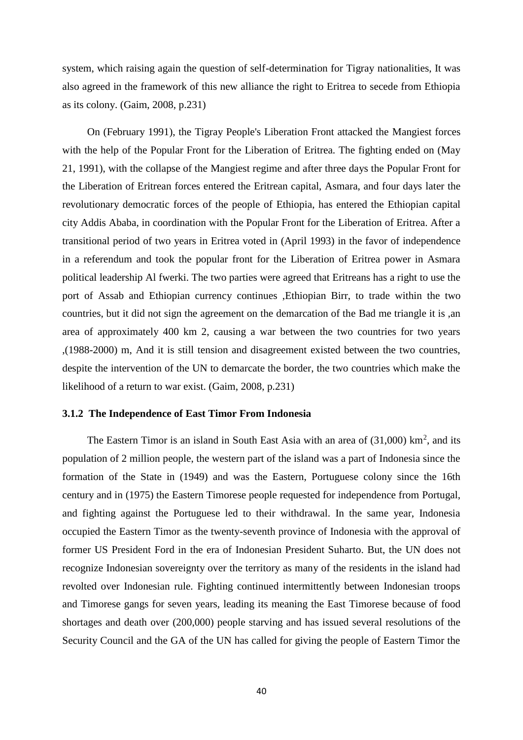system, which raising again the question of self-determination for Tigray nationalities, It was also agreed in the framework of this new alliance the right to Eritrea to secede from Ethiopia as its colony. (Gaim, 2008, p.231)

On (February 1991), the Tigray People's Liberation Front attacked the Mangiest forces with the help of the Popular Front for the Liberation of Eritrea. The fighting ended on (May 21, 1991), with the collapse of the Mangiest regime and after three days the Popular Front for the Liberation of Eritrean forces entered the Eritrean capital, Asmara, and four days later the revolutionary democratic forces of the people of Ethiopia, has entered the Ethiopian capital city Addis Ababa, in coordination with the Popular Front for the Liberation of Eritrea. After a transitional period of two years in Eritrea voted in (April 1993) in the favor of independence in a referendum and took the popular front for the Liberation of Eritrea power in Asmara political leadership Al fwerki. The two parties were agreed that Eritreans has a right to use the port of Assab and Ethiopian currency continues ,Ethiopian Birr, to trade within the two countries, but it did not sign the agreement on the demarcation of the Bad me triangle it is ,an area of approximately 400 km 2, causing a war between the two countries for two years ,(1988-2000) m, And it is still tension and disagreement existed between the two countries, despite the intervention of the UN to demarcate the border, the two countries which make the likelihood of a return to war exist. (Gaim, 2008, p.231)

### 3.1.2 The Independence of East Timor From Indonesia

The Eastern Timor is an island in South East Asia with an area of (31,000) $km^2$, and its population of 2 million people, the western part of the island was a part of Indonesia since the formation of the State in (1949) and was the Eastern, Portuguese colony since the 16th century and in (1975) the Eastern Timorese people requested for independence from Portugal, and fighting against the Portuguese led to their withdrawal. In the same year, Indonesia occupied the Eastern Timor as the twenty-seventh province of Indonesia with the approval of former US President Ford in the era of Indonesian President Suharto. But, the UN does not recognize Indonesian sovereignty over the territory as many of the residents in the island had revolted over Indonesian rule. Fighting continued intermittently between Indonesian troops and Timorese gangs for seven years, leading its meaning the East Timorese because of food shortages and death over (200,000) people starving and has issued several resolutions of the Security Council and the GA of the UN has called for giving the people of Eastern Timor the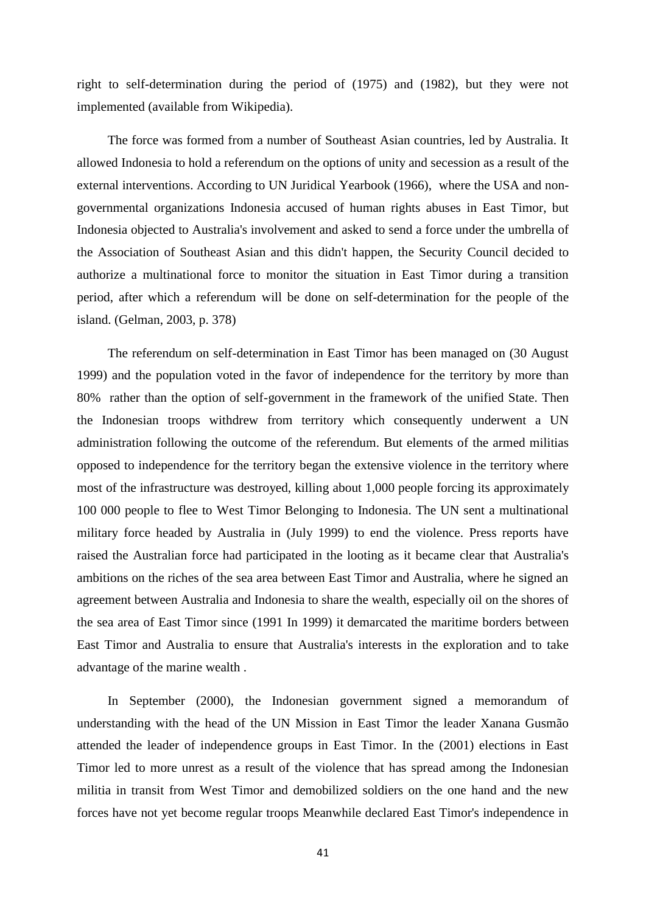right to self-determination during the period of (1975) and (1982), but they were not implemented (available from Wikipedia).

The force was formed from a number of Southeast Asian countries, led by Australia. It allowed Indonesia to hold a referendum on the options of unity and secession as a result of the external interventions. According to UN Juridical Yearbook (1966), where the USA and non-governmental organizations Indonesia accused of human rights abuses in East Timor, but Indonesia objected to Australia's involvement and asked to send a force under the umbrella of the Association of Southeast Asian and this didn't happen, the Security Council decided to authorize a multinational force to monitor the situation in East Timor during a transition period, after which a referendum will be done on self-determination for the people of the island. (Gelman, 2003, p. 378)

The referendum on self-determination in East Timor has been managed on (30 August 1999) and the population voted in the favor of independence for the territory by more than 80% rather than the option of self-government in the framework of the unified State. Then the Indonesian troops withdrew from territory which consequently underwent a UN administration following the outcome of the referendum. But elements of the armed militias opposed to independence for the territory began the extensive violence in the territory where most of the infrastructure was destroyed, killing about 1,000 people forcing its approximately 100 000 people to flee to West Timor Belonging to Indonesia. The UN sent a multinational military force headed by Australia in (July 1999) to end the violence. Press reports have raised the Australian force had participated in the looting as it became clear that Australia's ambitions on the riches of the sea area between East Timor and Australia, where he signed an agreement between Australia and Indonesia to share the wealth, especially oil on the shores of the sea area of East Timor since (1991 In 1999) it demarcated the maritime borders between East Timor and Australia to ensure that Australia's interests in the exploration and to take advantage of the marine wealth .

In September (2000), the Indonesian government signed a memorandum of understanding with the head of the UN Mission in East Timor the leader Xanana Gusmão attended the leader of independence groups in East Timor. In the (2001) elections in East Timor led to more unrest as a result of the violence that has spread among the Indonesian militia in transit from West Timor and demobilized soldiers on the one hand and the new forces have not yet become regular troops Meanwhile declared East Timor's independence in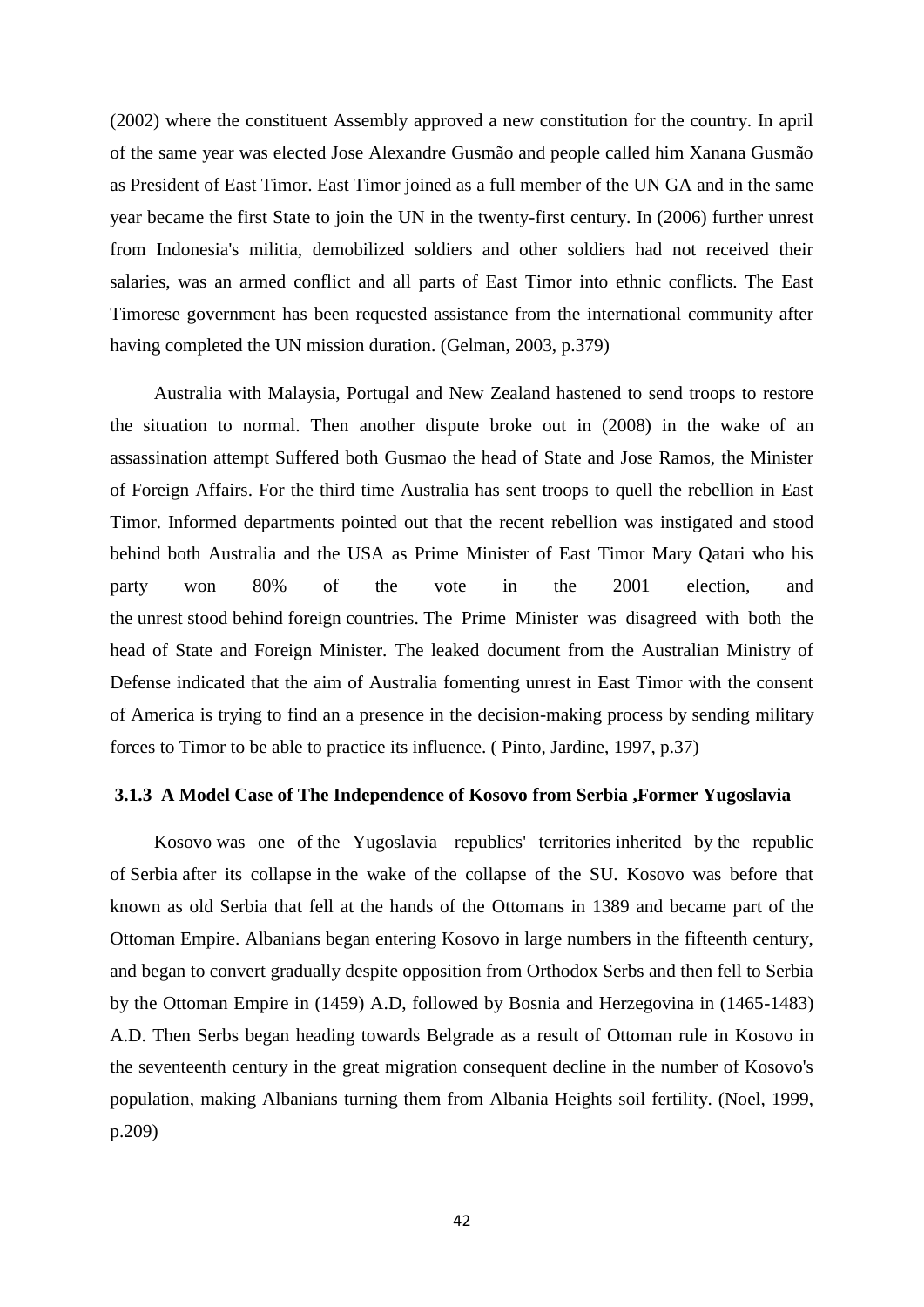(2002) where the constituent Assembly approved a new constitution for the country. In april of the same year was elected Jose Alexandre Gusmão and people called him Xanana Gusmão as President of East Timor. East Timor joined as a full member of the UN GA and in the same year became the first State to join the UN in the twenty-first century. In (2006) further unrest from Indonesia's militia, demobilized soldiers and other soldiers had not received their salaries, was an armed conflict and all parts of East Timor into ethnic conflicts. The East Timorese government has been requested assistance from the international community after having completed the UN mission duration. (Gelman, 2003, p.379)

Australia with Malaysia, Portugal and New Zealand hastened to send troops to restore the situation to normal. Then another dispute broke out in (2008) in the wake of an assassination attempt Suffered both Gusmao the head of State and Jose Ramos, the Minister of Foreign Affairs. For the third time Australia has sent troops to quell the rebellion in East Timor. Informed departments pointed out that the recent rebellion was instigated and stood behind both Australia and the USA as Prime Minister of East Timor Mary Qatari who his party won 80% of the vote in the 2001 election, and the unrest stood behind foreign countries. The Prime Minister was disagreed with both the head of State and Foreign Minister. The leaked document from the Australian Ministry of Defense indicated that the aim of Australia fomenting unrest in East Timor with the consent of America is trying to find an a presence in the decision-making process by sending military forces to Timor to be able to practice its influence. ( Pinto, Jardine, 1997, p.37)

### 3.1.3 A Model Case of The Independence of Kosovo from Serbia ,Former Yugoslavia

Kosovo was one of the Yugoslavia republics' territories inherited by the republic of Serbia after its collapse in the wake of the collapse of the SU. Kosovo was before that known as old Serbia that fell at the hands of the Ottomans in 1389 and became part of the Ottoman Empire. Albanians began entering Kosovo in large numbers in the fifteenth century, and began to convert gradually despite opposition from Orthodox Serbs and then fell to Serbia by the Ottoman Empire in (1459) A.D, followed by Bosnia and Herzegovina in (1465-1483) A.D. Then Serbs began heading towards Belgrade as a result of Ottoman rule in Kosovo in the seventeenth century in the great migration consequent decline in the number of Kosovo's population, making Albanians turning them from Albania Heights soil fertility. (Noel, 1999, p.209)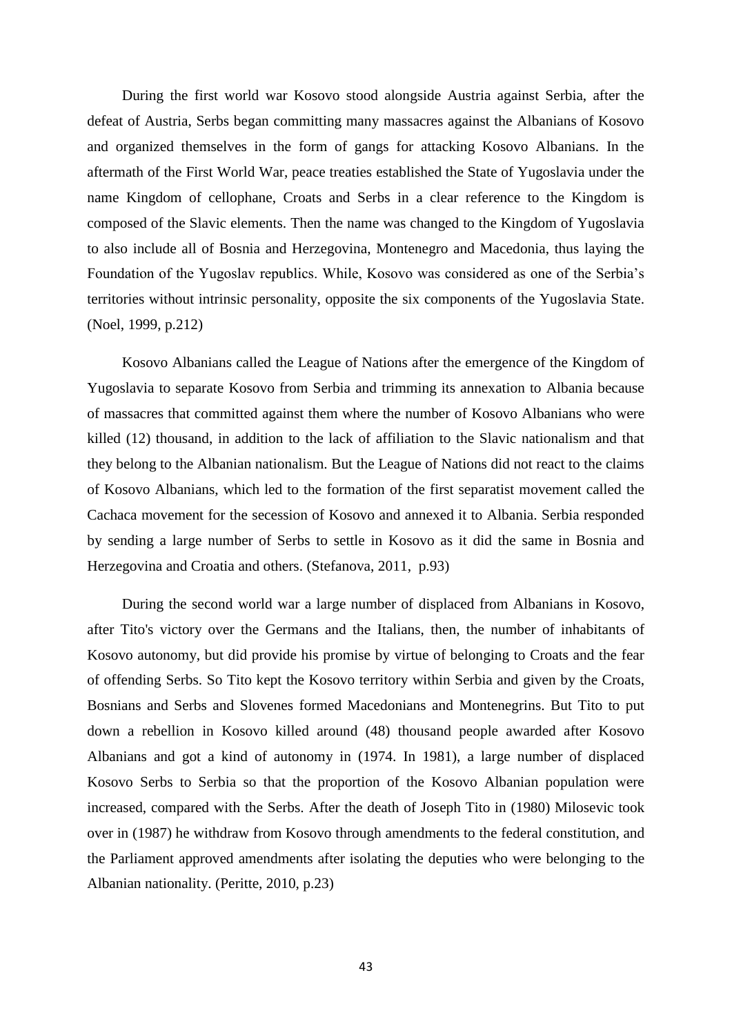During the first world war Kosovo stood alongside Austria against Serbia, after the defeat of Austria, Serbs began committing many massacres against the Albanians of Kosovo and organized themselves in the form of gangs for attacking Kosovo Albanians. In the aftermath of the First World War, peace treaties established the State of Yugoslavia under the name Kingdom of cellophane, Croats and Serbs in a clear reference to the Kingdom is composed of the Slavic elements. Then the name was changed to the Kingdom of Yugoslavia to also include all of Bosnia and Herzegovina, Montenegro and Macedonia, thus laying the Foundation of the Yugoslav republics. While, Kosovo was considered as one of the Serbia's territories without intrinsic personality, opposite the six components of the Yugoslavia State. (Noel, 1999, p.212)

Kosovo Albanians called the League of Nations after the emergence of the Kingdom of Yugoslavia to separate Kosovo from Serbia and trimming its annexation to Albania because of massacres that committed against them where the number of Kosovo Albanians who were killed (12) thousand, in addition to the lack of affiliation to the Slavic nationalism and that they belong to the Albanian nationalism. But the League of Nations did not react to the claims of Kosovo Albanians, which led to the formation of the first separatist movement called the Cachaca movement for the secession of Kosovo and annexed it to Albania. Serbia responded by sending a large number of Serbs to settle in Kosovo as it did the same in Bosnia and Herzegovina and Croatia and others. (Stefanova, 2011, p.93)

During the second world war a large number of displaced from Albanians in Kosovo, after Tito's victory over the Germans and the Italians, then, the number of inhabitants of Kosovo autonomy, but did provide his promise by virtue of belonging to Croats and the fear of offending Serbs. So Tito kept the Kosovo territory within Serbia and given by the Croats, Bosnians and Serbs and Slovenes formed Macedonians and Montenegrins. But Tito to put down a rebellion in Kosovo killed around (48) thousand people awarded after Kosovo Albanians and got a kind of autonomy in (1974. In 1981), a large number of displaced Kosovo Serbs to Serbia so that the proportion of the Kosovo Albanian population were increased, compared with the Serbs. After the death of Joseph Tito in (1980) Milosevic took over in (1987) he withdraw from Kosovo through amendments to the federal constitution, and the Parliament approved amendments after isolating the deputies who were belonging to the Albanian nationality. (Peritte, 2010, p.23)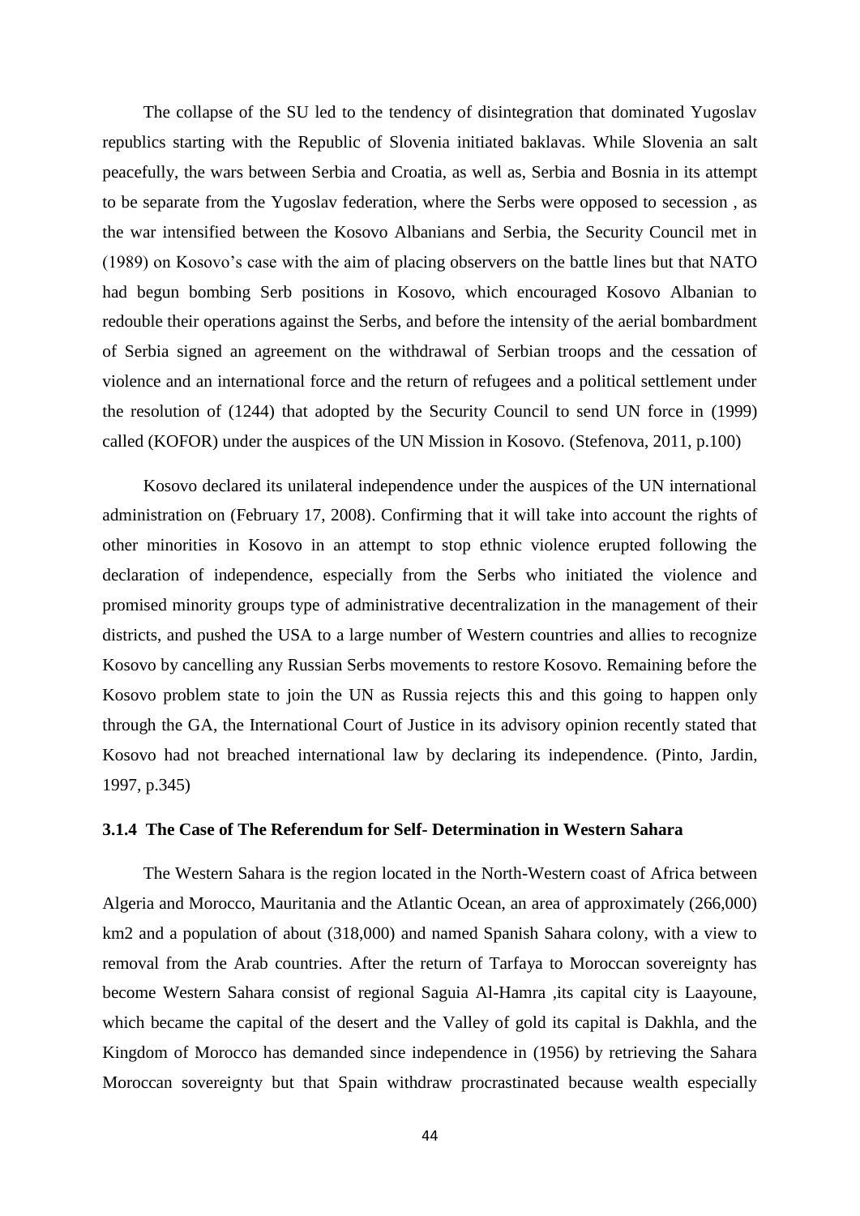The collapse of the SU led to the tendency of disintegration that dominated Yugoslav republics starting with the Republic of Slovenia initiated baklavas. While Slovenia an salt peacefully, the wars between Serbia and Croatia, as well as, Serbia and Bosnia in its attempt to be separate from the Yugoslav federation, where the Serbs were opposed to secession , as the war intensified between the Kosovo Albanians and Serbia, the Security Council met in (1989) on Kosovo's case with the aim of placing observers on the battle lines but that NATO had begun bombing Serb positions in Kosovo, which encouraged Kosovo Albanian to redouble their operations against the Serbs, and before the intensity of the aerial bombardment of Serbia signed an agreement on the withdrawal of Serbian troops and the cessation of violence and an international force and the return of refugees and a political settlement under the resolution of (1244) that adopted by the Security Council to send UN force in (1999) called (KOFOR) under the auspices of the UN Mission in Kosovo. (Stefenova, 2011, p.100)

Kosovo declared its unilateral independence under the auspices of the UN international administration on (February 17, 2008). Confirming that it will take into account the rights of other minorities in Kosovo in an attempt to stop ethnic violence erupted following the declaration of independence, especially from the Serbs who initiated the violence and promised minority groups type of administrative decentralization in the management of their districts, and pushed the USA to a large number of Western countries and allies to recognize Kosovo by cancelling any Russian Serbs movements to restore Kosovo. Remaining before the Kosovo problem state to join the UN as Russia rejects this and this going to happen only through the GA, the International Court of Justice in its advisory opinion recently stated that Kosovo had not breached international law by declaring its independence. (Pinto, Jardin, 1997, p.345)

### 3.1.4 The Case of The Referendum for Self- Determination in Western Sahara

The Western Sahara is the region located in the North-Western coast of Africa between Algeria and Morocco, Mauritania and the Atlantic Ocean, an area of approximately (266,000) km2 and a population of about (318,000) and named Spanish Sahara colony, with a view to removal from the Arab countries. After the return of Tarfaya to Moroccan sovereignty has become Western Sahara consist of regional Saguia Al-Hamra ,its capital city is Laayoune, which became the capital of the desert and the Valley of gold its capital is Dakhla, and the Kingdom of Morocco has demanded since independence in (1956) by retrieving the Sahara Moroccan sovereignty but that Spain withdraw procrastinated because wealth especially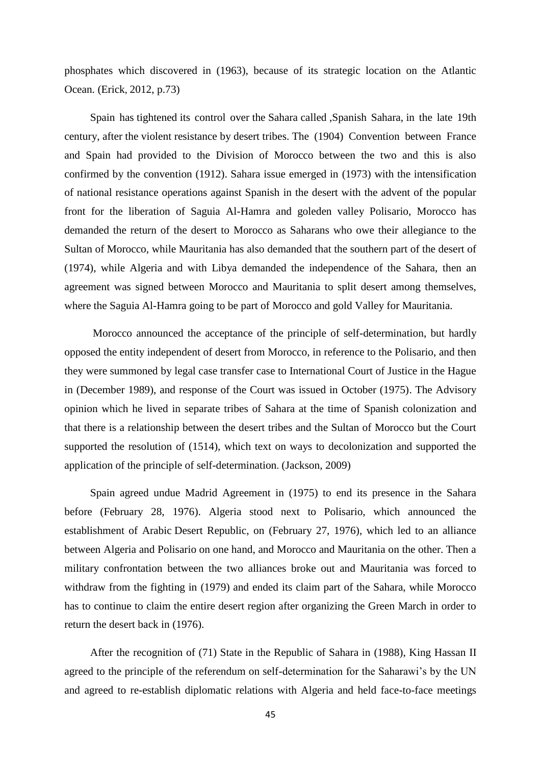phosphates which discovered in (1963), because of its strategic location on the Atlantic Ocean. (Erick, 2012, p.73)

Spain has tightened its control over the Sahara called ,Spanish Sahara, in the late 19th century, after the violent resistance by desert tribes. The (1904) Convention between France and Spain had provided to the Division of Morocco between the two and this is also confirmed by the convention (1912). Sahara issue emerged in (1973) with the intensification of national resistance operations against Spanish in the desert with the advent of the popular front for the liberation of Saguia Al-Hamra and goleden valley Polisario, Morocco has demanded the return of the desert to Morocco as Saharans who owe their allegiance to the Sultan of Morocco, while Mauritania has also demanded that the southern part of the desert of (1974), while Algeria and with Libya demanded the independence of the Sahara, then an agreement was signed between Morocco and Mauritania to split desert among themselves, where the Saguia Al-Hamra going to be part of Morocco and gold Valley for Mauritania.

Morocco announced the acceptance of the principle of self-determination, but hardly opposed the entity independent of desert from Morocco, in reference to the Polisario, and then they were summoned by legal case transfer case to International Court of Justice in the Hague in (December 1989), and response of the Court was issued in October (1975). The Advisory opinion which he lived in separate tribes of Sahara at the time of Spanish colonization and that there is a relationship between the desert tribes and the Sultan of Morocco but the Court supported the resolution of (1514), which text on ways to decolonization and supported the application of the principle of self-determination. (Jackson, 2009)

Spain agreed undue Madrid Agreement in (1975) to end its presence in the Sahara before (February 28, 1976). Algeria stood next to Polisario, which announced the establishment of Arabic Desert Republic, on (February 27, 1976), which led to an alliance between Algeria and Polisario on one hand, and Morocco and Mauritania on the other. Then a military confrontation between the two alliances broke out and Mauritania was forced to withdraw from the fighting in (1979) and ended its claim part of the Sahara, while Morocco has to continue to claim the entire desert region after organizing the Green March in order to return the desert back in (1976).

After the recognition of (71) State in the Republic of Sahara in (1988), King Hassan II agreed to the principle of the referendum on self-determination for the Saharawi's by the UN and agreed to re-establish diplomatic relations with Algeria and held face-to-face meetings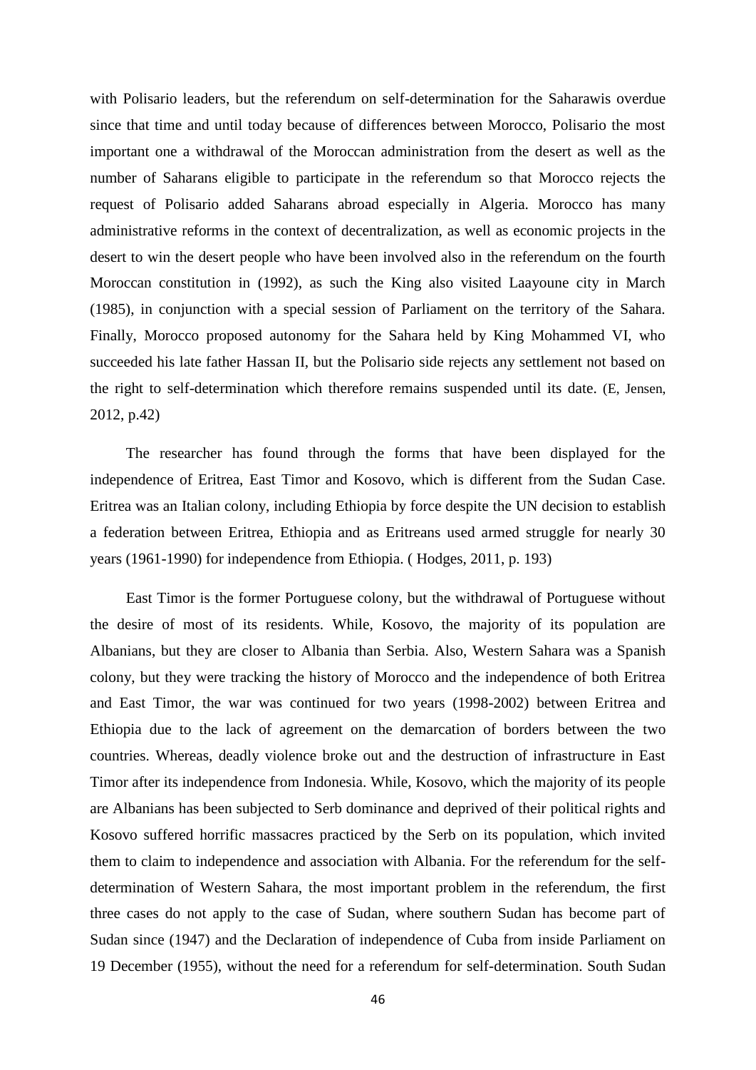with Polisario leaders, but the referendum on self-determination for the Saharawis overdue since that time and until today because of differences between Morocco, Polisario the most important one a withdrawal of the Moroccan administration from the desert as well as the number of Saharans eligible to participate in the referendum so that Morocco rejects the request of Polisario added Saharans abroad especially in Algeria. Morocco has many administrative reforms in the context of decentralization, as well as economic projects in the desert to win the desert people who have been involved also in the referendum on the fourth Moroccan constitution in (1992), as such the King also visited Laayoune city in March (1985), in conjunction with a special session of Parliament on the territory of the Sahara. Finally, Morocco proposed autonomy for the Sahara held by King Mohammed VI, who succeeded his late father Hassan II, but the Polisario side rejects any settlement not based on the right to self-determination which therefore remains suspended until its date. (E, Jensen, 2012, p.42)

The researcher has found through the forms that have been displayed for the independence of Eritrea, East Timor and Kosovo, which is different from the Sudan Case. Eritrea was an Italian colony, including Ethiopia by force despite the UN decision to establish a federation between Eritrea, Ethiopia and as Eritreans used armed struggle for nearly 30 years (1961-1990) for independence from Ethiopia. ( Hodges, 2011, p. 193)

East Timor is the former Portuguese colony, but the withdrawal of Portuguese without the desire of most of its residents. While, Kosovo, the majority of its population are Albanians, but they are closer to Albania than Serbia. Also, Western Sahara was a Spanish colony, but they were tracking the history of Morocco and the independence of both Eritrea and East Timor, the war was continued for two years (1998-2002) between Eritrea and Ethiopia due to the lack of agreement on the demarcation of borders between the two countries. Whereas, deadly violence broke out and the destruction of infrastructure in East Timor after its independence from Indonesia. While, Kosovo, which the majority of its people are Albanians has been subjected to Serb dominance and deprived of their political rights and Kosovo suffered horrific massacres practiced by the Serb on its population, which invited them to claim to independence and association with Albania. For the referendum for the self-determination of Western Sahara, the most important problem in the referendum, the first three cases do not apply to the case of Sudan, where southern Sudan has become part of Sudan since (1947) and the Declaration of independence of Cuba from inside Parliament on 19 December (1955), without the need for a referendum for self-determination. South Sudan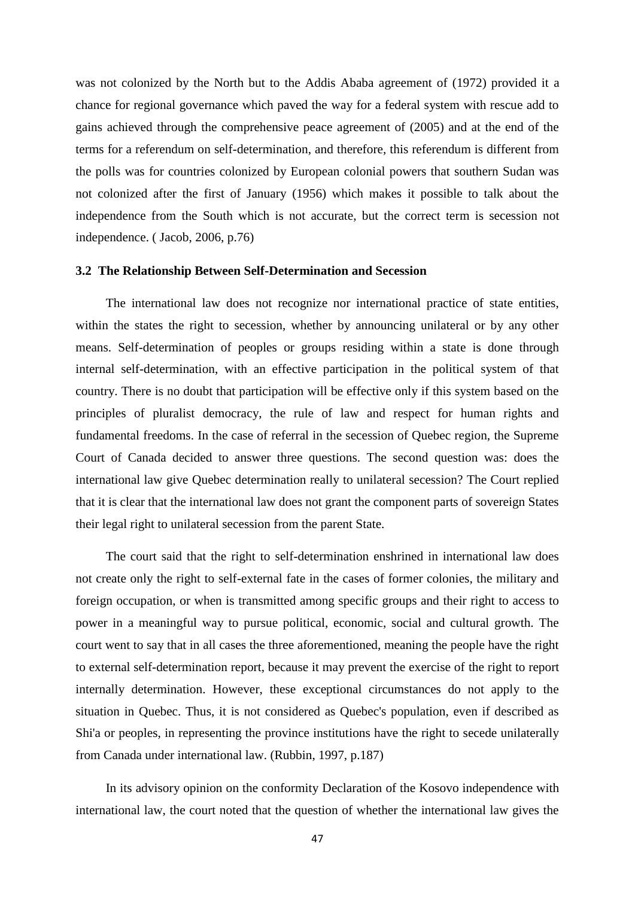was not colonized by the North but to the Addis Ababa agreement of (1972) provided it a chance for regional governance which paved the way for a federal system with rescue add to gains achieved through the comprehensive peace agreement of (2005) and at the end of the terms for a referendum on self-determination, and therefore, this referendum is different from the polls was for countries colonized by European colonial powers that southern Sudan was not colonized after the first of January (1956) which makes it possible to talk about the independence from the South which is not accurate, but the correct term is secession not independence. ( Jacob, 2006, p.76)

### 3.2 The Relationship Between Self-Determination and Secession

The international law does not recognize nor international practice of state entities, within the states the right to secession, whether by announcing unilateral or by any other means. Self-determination of peoples or groups residing within a state is done through internal self-determination, with an effective participation in the political system of that country. There is no doubt that participation will be effective only if this system based on the principles of pluralist democracy, the rule of law and respect for human rights and fundamental freedoms. In the case of referral in the secession of Quebec region, the Supreme Court of Canada decided to answer three questions. The second question was: does the international law give Quebec determination really to unilateral secession? The Court replied that it is clear that the international law does not grant the component parts of sovereign States their legal right to unilateral secession from the parent State.

The court said that the right to self-determination enshrined in international law does not create only the right to self-external fate in the cases of former colonies, the military and foreign occupation, or when is transmitted among specific groups and their right to access to power in a meaningful way to pursue political, economic, social and cultural growth. The court went to say that in all cases the three aforementioned, meaning the people have the right to external self-determination report, because it may prevent the exercise of the right to report internally determination. However, these exceptional circumstances do not apply to the situation in Quebec. Thus, it is not considered as Quebec's population, even if described as Shi'a or peoples, in representing the province institutions have the right to secede unilaterally from Canada under international law. (Rubbin, 1997, p.187)

In its advisory opinion on the conformity Declaration of the Kosovo independence with international law, the court noted that the question of whether the international law gives the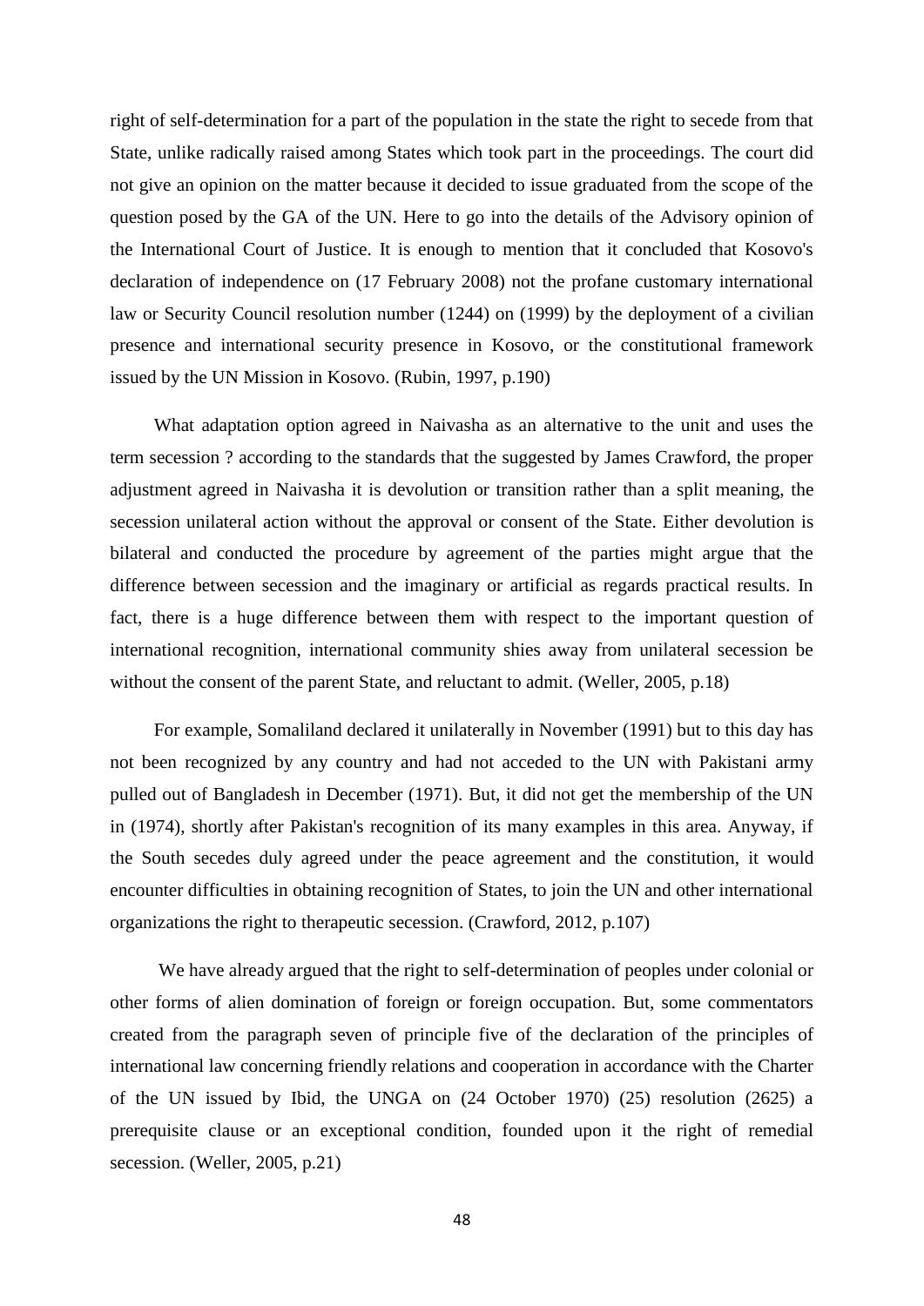right of self-determination for a part of the population in the state the right to secede from that State, unlike radically raised among States which took part in the proceedings. The court did not give an opinion on the matter because it decided to issue graduated from the scope of the question posed by the GA of the UN. Here to go into the details of the Advisory opinion of the International Court of Justice. It is enough to mention that it concluded that Kosovo's declaration of independence on (17 February 2008) not the profane customary international law or Security Council resolution number (1244) on (1999) by the deployment of a civilian presence and international security presence in Kosovo, or the constitutional framework issued by the UN Mission in Kosovo. (Rubin, 1997, p.190)

What adaptation option agreed in Naivasha as an alternative to the unit and uses the term secession ? according to the standards that the suggested by James Crawford, the proper adjustment agreed in Naivasha it is devolution or transition rather than a split meaning, the secession unilateral action without the approval or consent of the State. Either devolution is bilateral and conducted the procedure by agreement of the parties might argue that the difference between secession and the imaginary or artificial as regards practical results. In fact, there is a huge difference between them with respect to the important question of international recognition, international community shies away from unilateral secession be without the consent of the parent State, and reluctant to admit. (Weller, 2005, p.18)

For example, Somaliland declared it unilaterally in November (1991) but to this day has not been recognized by any country and had not acceded to the UN with Pakistani army pulled out of Bangladesh in December (1971). But, it did not get the membership of the UN in (1974), shortly after Pakistan's recognition of its many examples in this area. Anyway, if the South secedes duly agreed under the peace agreement and the constitution, it would encounter difficulties in obtaining recognition of States, to join the UN and other international organizations the right to therapeutic secession. (Crawford, 2012, p.107)

We have already argued that the right to self-determination of peoples under colonial or other forms of alien domination of foreign or foreign occupation. But, some commentators created from the paragraph seven of principle five of the declaration of the principles of international law concerning friendly relations and cooperation in accordance with the Charter of the UN issued by Ibid, the UNGA on (24 October 1970) (25) resolution (2625) a prerequisite clause or an exceptional condition, founded upon it the right of remedial secession. (Weller, 2005, p.21)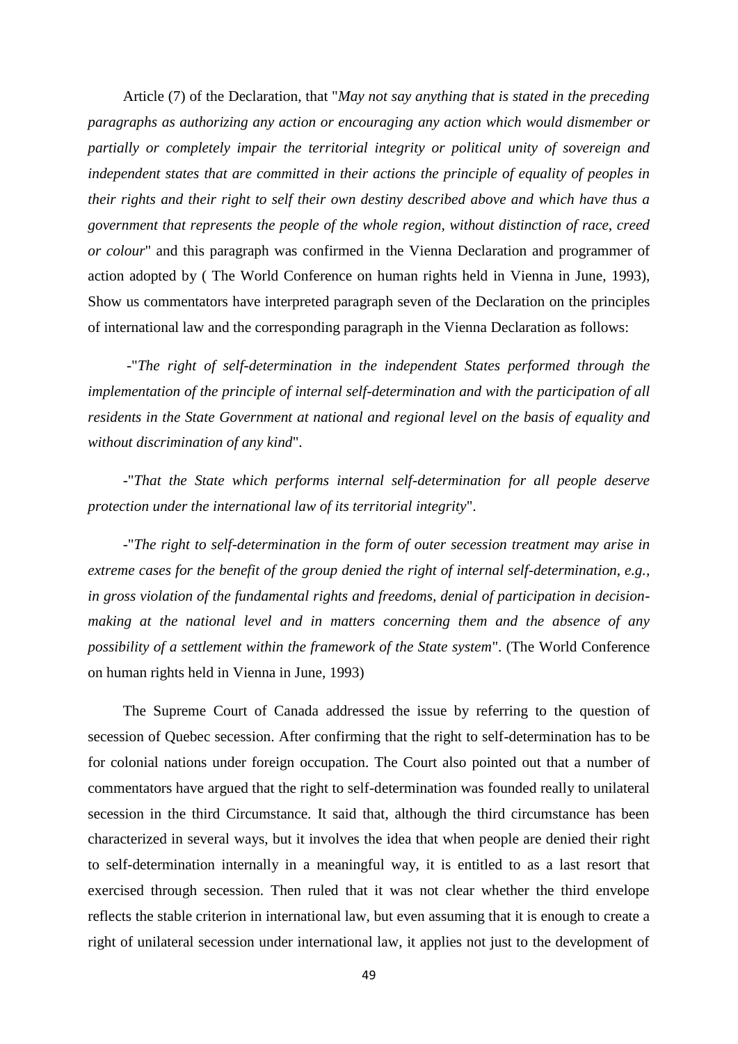Article (7) of the Declaration, that "*May not say anything that is stated in the preceding paragraphs as authorizing any action or encouraging any action which would dismember or partially or completely impair the territorial integrity or political unity of sovereign and independent states that are committed in their actions the principle of equality of peoples in their rights and their right to self their own destiny described above and which have thus a government that represents the people of the whole region, without distinction of race, creed or colour*" and this paragraph was confirmed in the Vienna Declaration and programmer of action adopted by ( The World Conference on human rights held in Vienna in June, 1993), Show us commentators have interpreted paragraph seven of the Declaration on the principles of international law and the corresponding paragraph in the Vienna Declaration as follows:

-"*The right of self-determination in the independent States performed through the implementation of the principle of internal self-determination and with the participation of all residents in the State Government at national and regional level on the basis of equality and without discrimination of any kind*".

-"*That the State which performs internal self-determination for all people deserve protection under the international law of its territorial integrity*".

-"*The right to self-determination in the form of outer secession treatment may arise in extreme cases for the benefit of the group denied the right of internal self-determination, e.g., in gross violation of the fundamental rights and freedoms, denial of participation in decision-making at the national level and in matters concerning them and the absence of any possibility of a settlement within the framework of the State system*". (The World Conference on human rights held in Vienna in June, 1993)

The Supreme Court of Canada addressed the issue by referring to the question of secession of Quebec secession. After confirming that the right to self-determination has to be for colonial nations under foreign occupation. The Court also pointed out that a number of commentators have argued that the right to self-determination was founded really to unilateral secession in the third Circumstance. It said that, although the third circumstance has been characterized in several ways, but it involves the idea that when people are denied their right to self-determination internally in a meaningful way, it is entitled to as a last resort that exercised through secession. Then ruled that it was not clear whether the third envelope reflects the stable criterion in international law, but even assuming that it is enough to create a right of unilateral secession under international law, it applies not just to the development of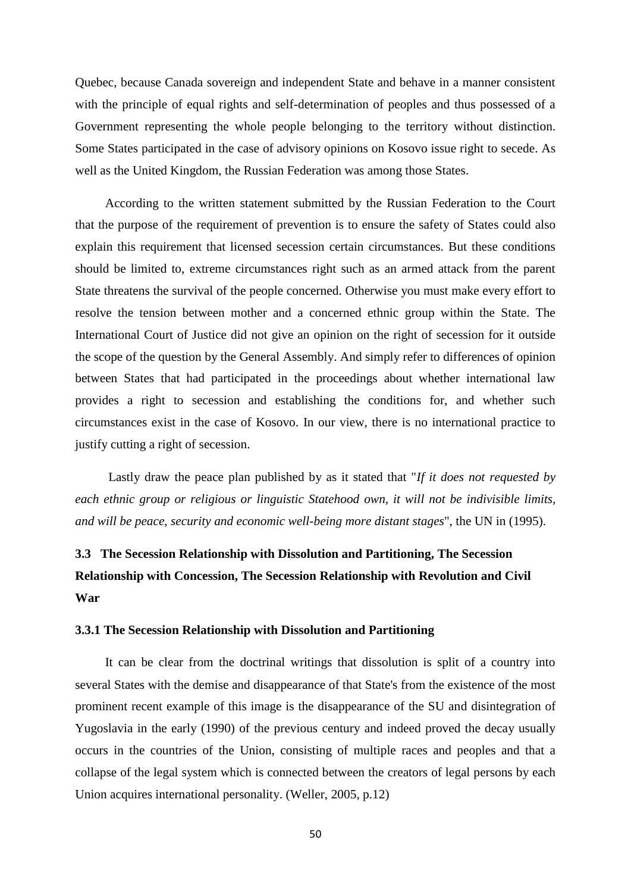Quebec, because Canada sovereign and independent State and behave in a manner consistent with the principle of equal rights and self-determination of peoples and thus possessed of a Government representing the whole people belonging to the territory without distinction. Some States participated in the case of advisory opinions on Kosovo issue right to secede. As well as the United Kingdom, the Russian Federation was among those States.

According to the written statement submitted by the Russian Federation to the Court that the purpose of the requirement of prevention is to ensure the safety of States could also explain this requirement that licensed secession certain circumstances. But these conditions should be limited to, extreme circumstances right such as an armed attack from the parent State threatens the survival of the people concerned. Otherwise you must make every effort to resolve the tension between mother and a concerned ethnic group within the State. The International Court of Justice did not give an opinion on the right of secession for it outside the scope of the question by the General Assembly. And simply refer to differences of opinion between States that had participated in the proceedings about whether international law provides a right to secession and establishing the conditions for, and whether such circumstances exist in the case of Kosovo. In our view, there is no international practice to justify cutting a right of secession.

Lastly draw the peace plan published by as it stated that "*If it does not requested by each ethnic group or religious or linguistic Statehood own, it will not be indivisible limits, and will be peace, security and economic well-being more distant stages*", the UN in (1995).

### 3.3 The Secession Relationship with Dissolution and Partitioning, The Secession Relationship with Concession, The Secession Relationship with Revolution and Civil War

#### 3.3.1 The Secession Relationship with Dissolution and Partitioning

It can be clear from the doctrinal writings that dissolution is split of a country into several States with the demise and disappearance of that State's from the existence of the most prominent recent example of this image is the disappearance of the SU and disintegration of Yugoslavia in the early (1990) of the previous century and indeed proved the decay usually occurs in the countries of the Union, consisting of multiple races and peoples and that a collapse of the legal system which is connected between the creators of legal persons by each Union acquires international personality. (Weller, 2005, p.12)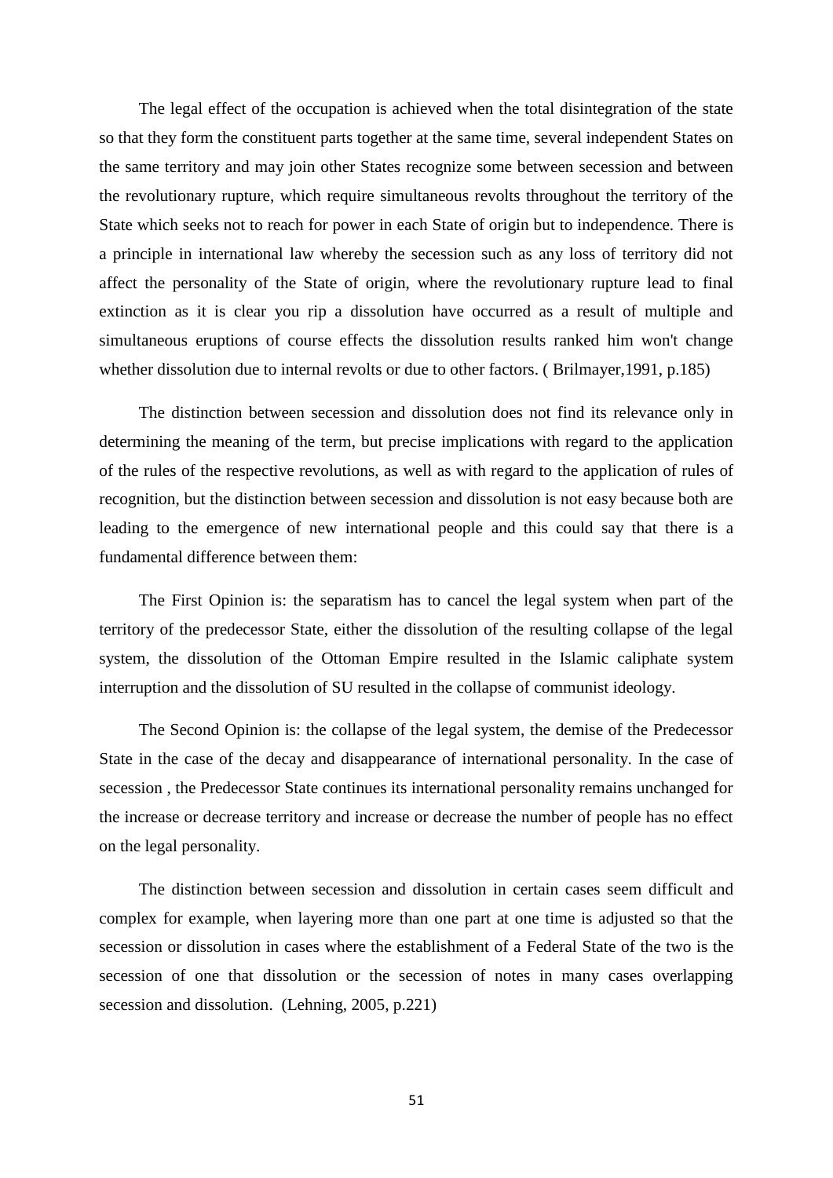The legal effect of the occupation is achieved when the total disintegration of the state so that they form the constituent parts together at the same time, several independent States on the same territory and may join other States recognize some between secession and between the revolutionary rupture, which require simultaneous revolts throughout the territory of the State which seeks not to reach for power in each State of origin but to independence. There is a principle in international law whereby the secession such as any loss of territory did not affect the personality of the State of origin, where the revolutionary rupture lead to final extinction as it is clear you rip a dissolution have occurred as a result of multiple and simultaneous eruptions of course effects the dissolution results ranked him won't change whether dissolution due to internal revolts or due to other factors. ( Brilmayer,1991, p.185)

The distinction between secession and dissolution does not find its relevance only in determining the meaning of the term, but precise implications with regard to the application of the rules of the respective revolutions, as well as with regard to the application of rules of recognition, but the distinction between secession and dissolution is not easy because both are leading to the emergence of new international people and this could say that there is a fundamental difference between them:

The First Opinion is: the separatism has to cancel the legal system when part of the territory of the predecessor State, either the dissolution of the resulting collapse of the legal system, the dissolution of the Ottoman Empire resulted in the Islamic caliphate system interruption and the dissolution of SU resulted in the collapse of communist ideology.

The Second Opinion is: the collapse of the legal system, the demise of the Predecessor State in the case of the decay and disappearance of international personality. In the case of secession , the Predecessor State continues its international personality remains unchanged for the increase or decrease territory and increase or decrease the number of people has no effect on the legal personality.

The distinction between secession and dissolution in certain cases seem difficult and complex for example, when layering more than one part at one time is adjusted so that the secession or dissolution in cases where the establishment of a Federal State of the two is the secession of one that dissolution or the secession of notes in many cases overlapping secession and dissolution. (Lehning, 2005, p.221)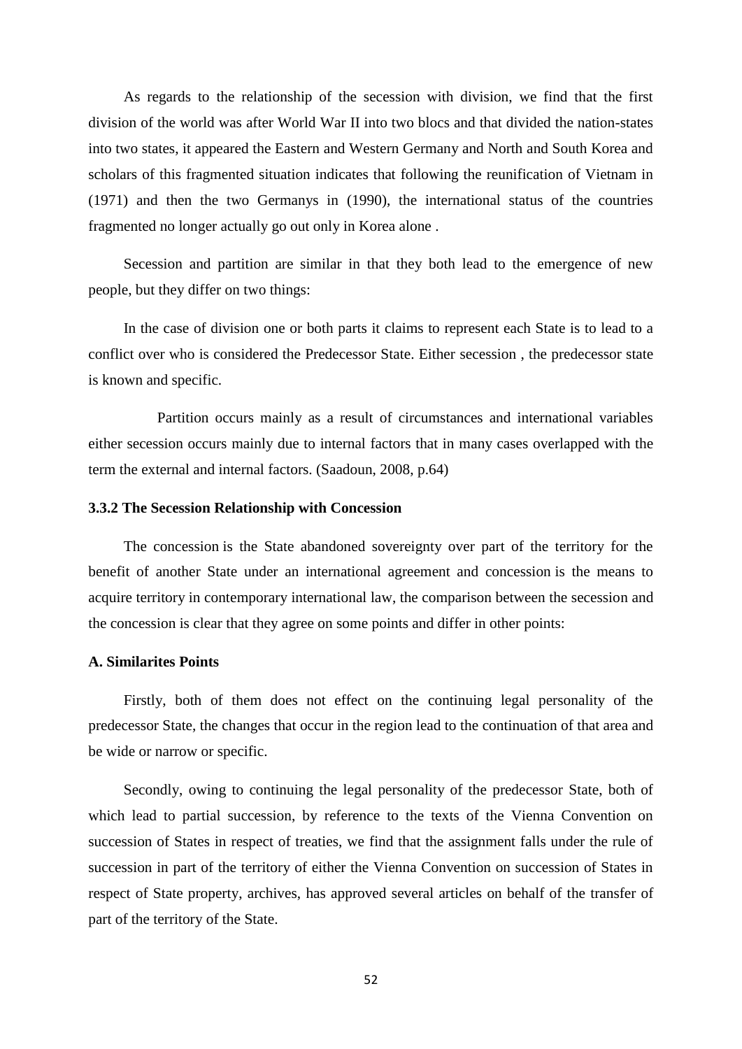As regards to the relationship of the secession with division, we find that the first division of the world was after World War II into two blocs and that divided the nation-states into two states, it appeared the Eastern and Western Germany and North and South Korea and scholars of this fragmented situation indicates that following the reunification of Vietnam in (1971) and then the two Germanys in (1990), the international status of the countries fragmented no longer actually go out only in Korea alone .

Secession and partition are similar in that they both lead to the emergence of new people, but they differ on two things:

In the case of division one or both parts it claims to represent each State is to lead to a conflict over who is considered the Predecessor State. Either secession , the predecessor state is known and specific.

Partition occurs mainly as a result of circumstances and international variables either secession occurs mainly due to internal factors that in many cases overlapped with the term the external and internal factors. (Saadoun, 2008, p.64)

### 3.3.2 The Secession Relationship with Concession

The concession is the State abandoned sovereignty over part of the territory for the benefit of another State under an international agreement and concession is the means to acquire territory in contemporary international law, the comparison between the secession and the concession is clear that they agree on some points and differ in other points:

**A. Similarites Points**

Firstly, both of them does not effect on the continuing legal personality of the predecessor State, the changes that occur in the region lead to the continuation of that area and be wide or narrow or specific.

Secondly, owing to continuing the legal personality of the predecessor State, both of which lead to partial succession, by reference to the texts of the Vienna Convention on succession of States in respect of treaties, we find that the assignment falls under the rule of succession in part of the territory of either the Vienna Convention on succession of States in respect of State property, archives, has approved several articles on behalf of the transfer of part of the territory of the State.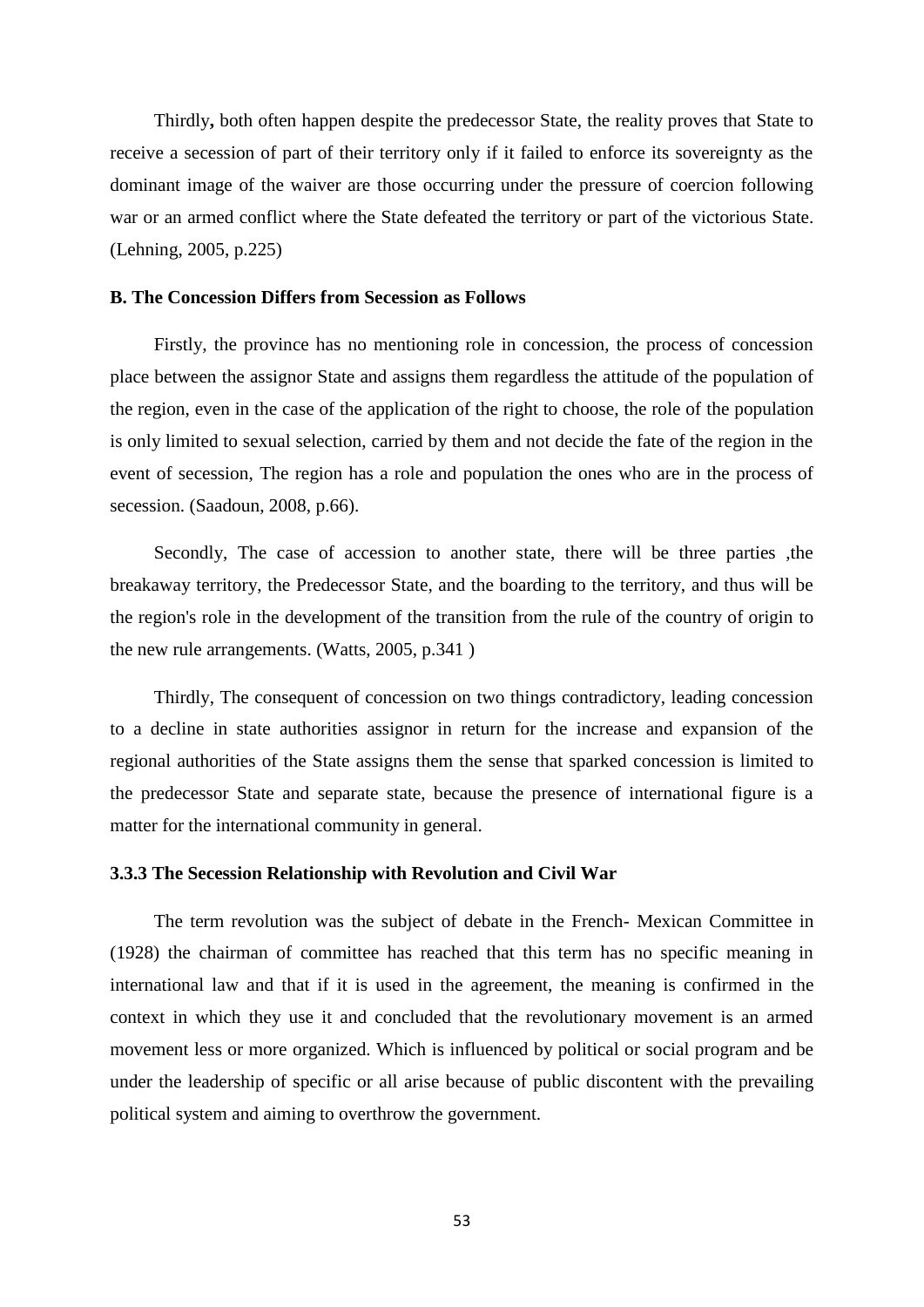Thirdly**,** both often happen despite the predecessor State, the reality proves that State to receive a secession of part of their territory only if it failed to enforce its sovereignty as the dominant image of the waiver are those occurring under the pressure of coercion following war or an armed conflict where the State defeated the territory or part of the victorious State. (Lehning, 2005, p.225)

**B. The Concession Differs from Secession as Follows**

Firstly, the province has no mentioning role in concession, the process of concession place between the assignor State and assigns them regardless the attitude of the population of the region, even in the case of the application of the right to choose, the role of the population is only limited to sexual selection, carried by them and not decide the fate of the region in the event of secession, The region has a role and population the ones who are in the process of secession. (Saadoun, 2008, p.66).

Secondly, The case of accession to another state, there will be three parties ,the breakaway territory, the Predecessor State, and the boarding to the territory, and thus will be the region's role in the development of the transition from the rule of the country of origin to the new rule arrangements. (Watts, 2005, p.341 )

Thirdly, The consequent of concession on two things contradictory, leading concession to a decline in state authorities assignor in return for the increase and expansion of the regional authorities of the State assigns them the sense that sparked concession is limited to the predecessor State and separate state, because the presence of international figure is a matter for the international community in general.

### 3.3.3 The Secession Relationship with Revolution and Civil War

The term revolution was the subject of debate in the French- Mexican Committee in (1928) the chairman of committee has reached that this term has no specific meaning in international law and that if it is used in the agreement, the meaning is confirmed in the context in which they use it and concluded that the revolutionary movement is an armed movement less or more organized. Which is influenced by political or social program and be under the leadership of specific or all arise because of public discontent with the prevailing political system and aiming to overthrow the government.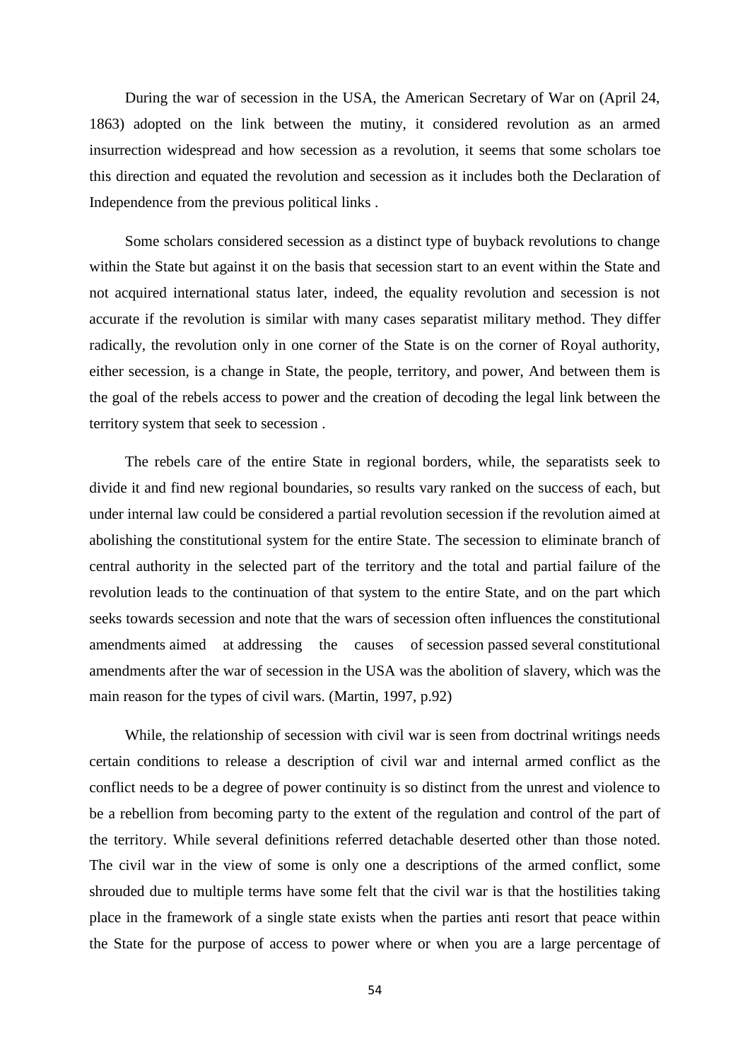During the war of secession in the USA, the American Secretary of War on (April 24, 1863) adopted on the link between the mutiny, it considered revolution as an armed insurrection widespread and how secession as a revolution, it seems that some scholars toe this direction and equated the revolution and secession as it includes both the Declaration of Independence from the previous political links .

Some scholars considered secession as a distinct type of buyback revolutions to change within the State but against it on the basis that secession start to an event within the State and not acquired international status later, indeed, the equality revolution and secession is not accurate if the revolution is similar with many cases separatist military method. They differ radically, the revolution only in one corner of the State is on the corner of Royal authority, either secession, is a change in State, the people, territory, and power, And between them is the goal of the rebels access to power and the creation of decoding the legal link between the territory system that seek to secession .

The rebels care of the entire State in regional borders, while, the separatists seek to divide it and find new regional boundaries, so results vary ranked on the success of each, but under internal law could be considered a partial revolution secession if the revolution aimed at abolishing the constitutional system for the entire State. The secession to eliminate branch of central authority in the selected part of the territory and the total and partial failure of the revolution leads to the continuation of that system to the entire State, and on the part which seeks towards secession and note that the wars of secession often influences the constitutional amendments aimed at addressing the causes of secession passed several constitutional amendments after the war of secession in the USA was the abolition of slavery, which was the main reason for the types of civil wars. (Martin, 1997, p.92)

While, the relationship of secession with civil war is seen from doctrinal writings needs certain conditions to release a description of civil war and internal armed conflict as the conflict needs to be a degree of power continuity is so distinct from the unrest and violence to be a rebellion from becoming party to the extent of the regulation and control of the part of the territory. While several definitions referred detachable deserted other than those noted. The civil war in the view of some is only one a descriptions of the armed conflict, some shrouded due to multiple terms have some felt that the civil war is that the hostilities taking place in the framework of a single state exists when the parties anti resort that peace within the State for the purpose of access to power where or when you are a large percentage of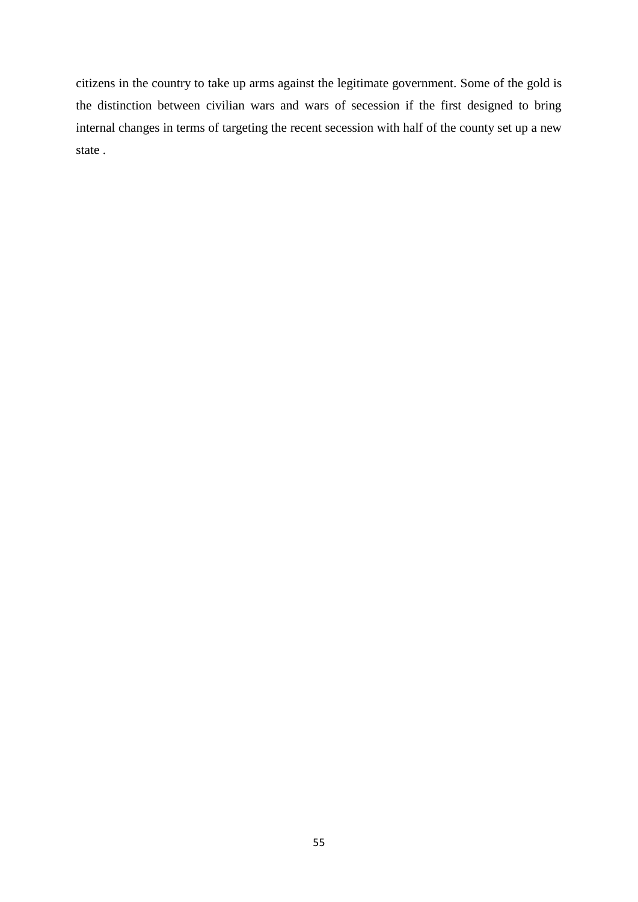citizens in the country to take up arms against the legitimate government. Some of the gold is the distinction between civilian wars and wars of secession if the first designed to bring internal changes in terms of targeting the recent secession with half of the county set up a new state .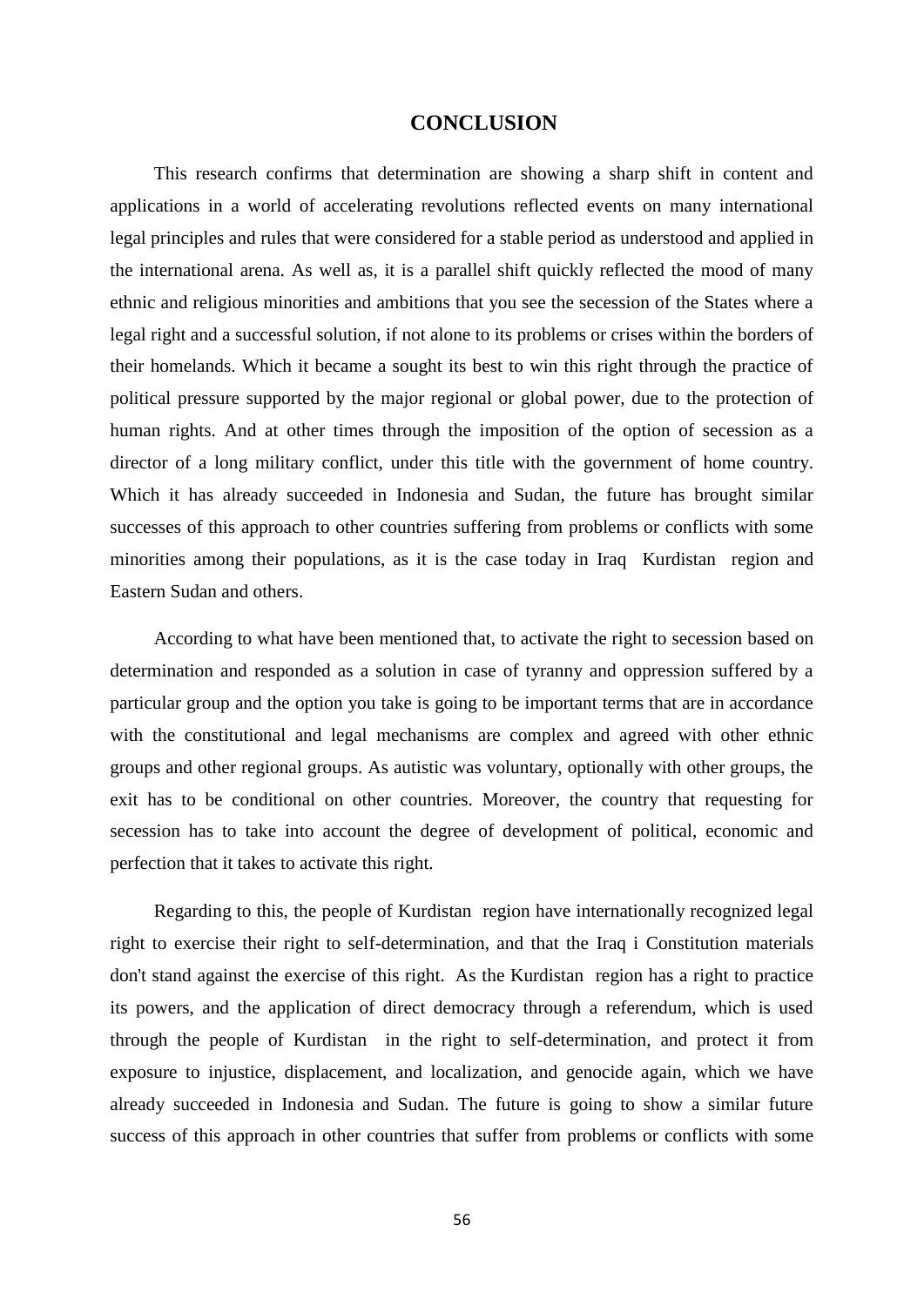# CONCLUSION

This research confirms that determination are showing a sharp shift in content and applications in a world of accelerating revolutions reflected events on many international legal principles and rules that were considered for a stable period as understood and applied in the international arena. As well as, it is a parallel shift quickly reflected the mood of many ethnic and religious minorities and ambitions that you see the secession of the States where a legal right and a successful solution, if not alone to its problems or crises within the borders of their homelands. Which it became a sought its best to win this right through the practice of political pressure supported by the major regional or global power, due to the protection of human rights. And at other times through the imposition of the option of secession as a director of a long military conflict, under this title with the government of home country. Which it has already succeeded in Indonesia and Sudan, the future has brought similar successes of this approach to other countries suffering from problems or conflicts with some minorities among their populations, as it is the case today in Iraq Kurdistan region and Eastern Sudan and others.

According to what have been mentioned that, to activate the right to secession based on determination and responded as a solution in case of tyranny and oppression suffered by a particular group and the option you take is going to be important terms that are in accordance with the constitutional and legal mechanisms are complex and agreed with other ethnic groups and other regional groups. As autistic was voluntary, optionally with other groups, the exit has to be conditional on other countries. Moreover, the country that requesting for secession has to take into account the degree of development of political, economic and perfection that it takes to activate this right.

Regarding to this, the people of Kurdistan region have internationally recognized legal right to exercise their right to self-determination, and that the Iraq i Constitution materials don't stand against the exercise of this right. As the Kurdistan region has a right to practice its powers, and the application of direct democracy through a referendum, which is used through the people of Kurdistan in the right to self-determination, and protect it from exposure to injustice, displacement, and localization, and genocide again, which we have already succeeded in Indonesia and Sudan. The future is going to show a similar future success of this approach in other countries that suffer from problems or conflicts with some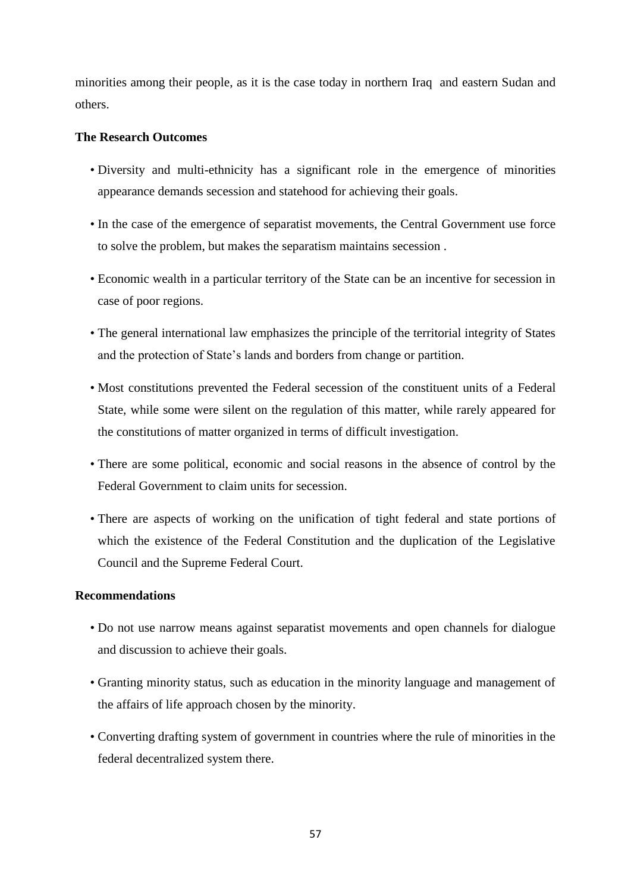minorities among their people, as it is the case today in northern Iraq and eastern Sudan and others.

**The Research Outcomes**

- Diversity and multi-ethnicity has a significant role in the emergence of minorities appearance demands secession and statehood for achieving their goals.
- In the case of the emergence of separatist movements, the Central Government use force to solve the problem, but makes the separatism maintains secession .
- Economic wealth in a particular territory of the State can be an incentive for secession in case of poor regions.
- The general international law emphasizes the principle of the territorial integrity of States and the protection of State's lands and borders from change or partition.
- Most constitutions prevented the Federal secession of the constituent units of a Federal State, while some were silent on the regulation of this matter, while rarely appeared for the constitutions of matter organized in terms of difficult investigation.
- There are some political, economic and social reasons in the absence of control by the Federal Government to claim units for secession.
- There are aspects of working on the unification of tight federal and state portions of which the existence of the Federal Constitution and the duplication of the Legislative Council and the Supreme Federal Court.

**Recommendations**

- Do not use narrow means against separatist movements and open channels for dialogue and discussion to achieve their goals.
- Granting minority status, such as education in the minority language and management of the affairs of life approach chosen by the minority.
- Converting drafting system of government in countries where the rule of minorities in the federal decentralized system there.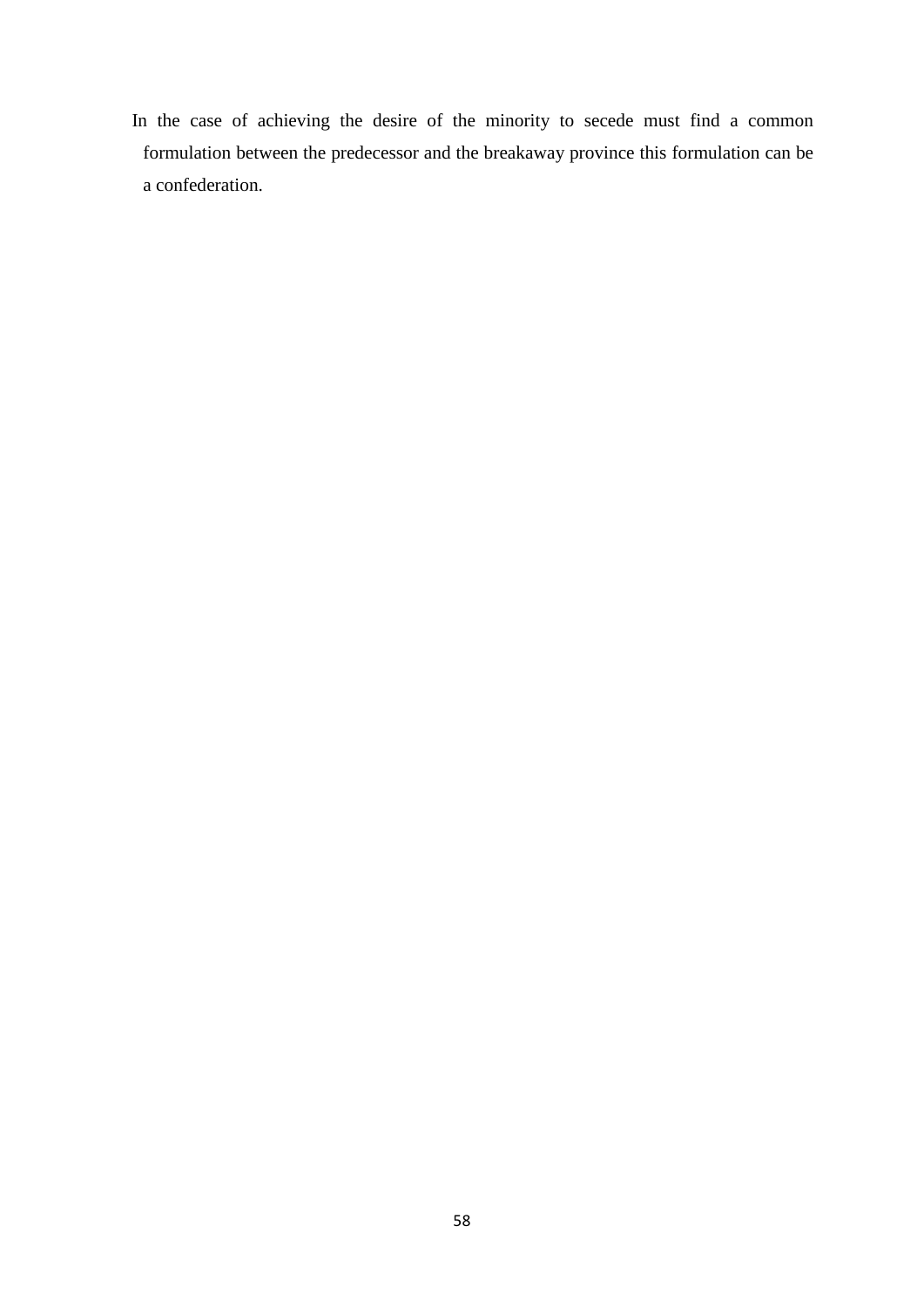In the case of achieving the desire of the minority to secede must find a common formulation between the predecessor and the breakaway province this formulation can be a confederation.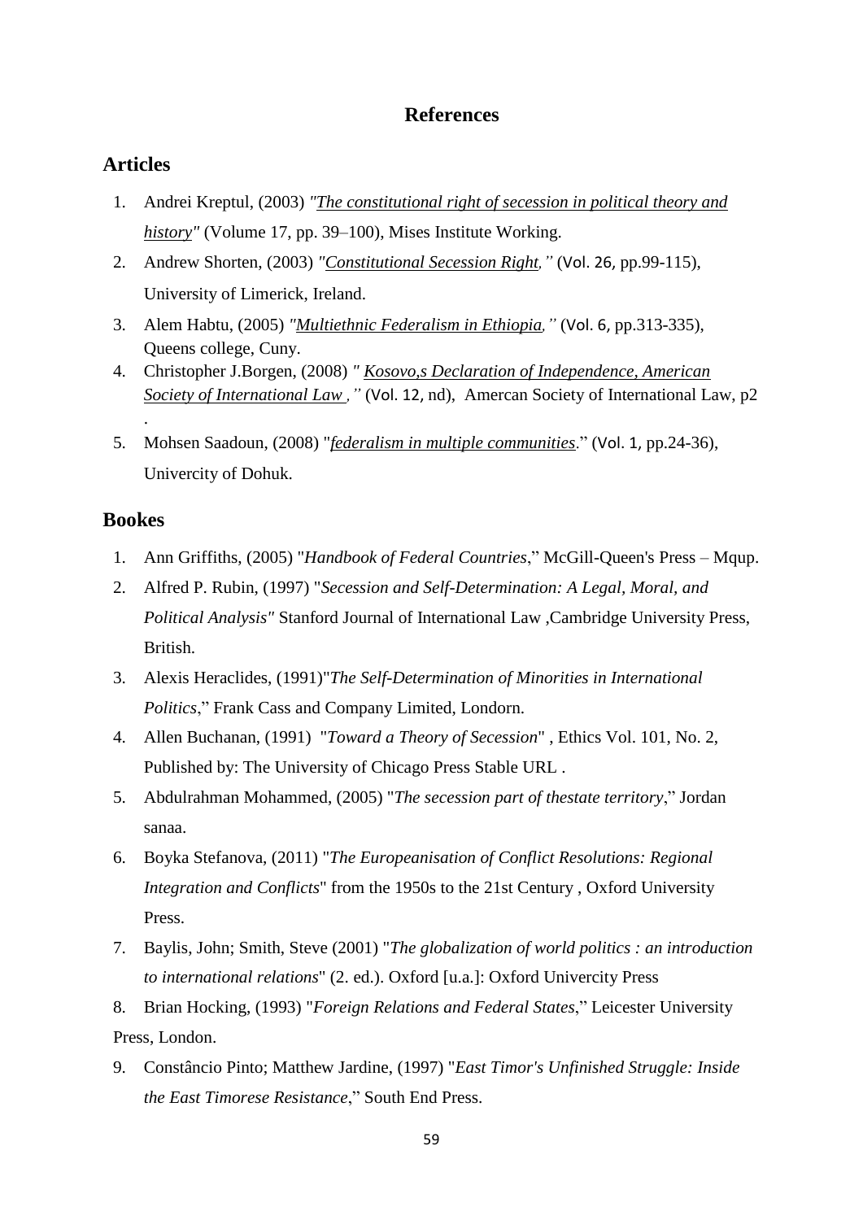# References

## Articles

1. Andrei Kreptul, (2003) *"The constitutional right of secession in political theory and history"* (Volume 17, pp. 39–100), Mises Institute Working.
2. Andrew Shorten, (2003) *"Constitutional Secession Right,"* (Vol. 26, pp.99-115), University of Limerick, Ireland.
3. Alem Habtu, (2005) *"Multiethnic Federalism in Ethiopia,"* (Vol. 6, pp.313-335), Queens college, Cuny.
4. Christopher J.Borgen, (2008) *" Kosovo,s Declaration of Independence, American Society of International Law ,"* (Vol. 12, nd), Amercan Society of International Law, p2 .
5. Mohsen Saadoun, (2008) "*federalism in multiple communities*." (Vol. 1, pp.24-36), Univercity of Dohuk.

## Bookes

1. Ann Griffiths, (2005) "*Handbook of Federal Countries*," McGill-Queen's Press – Mqup.
2. Alfred P. Rubin, (1997) "*Secession and Self-Determination: A Legal, Moral, and Political Analysis"* Stanford Journal of International Law ,Cambridge University Press, British.
3. Alexis Heraclides, (1991)"*The Self-Determination of Minorities in International Politics*," Frank Cass and Company Limited, Londorn.
4. Allen Buchanan, (1991) "*Toward a Theory of Secession*" , Ethics Vol. 101, No. 2, Published by: The University of Chicago Press Stable URL .
5. Abdulrahman Mohammed, (2005) "*The secession part of thestate territory*," Jordan sanaa.
6. Boyka Stefanova, (2011) "*The Europeanisation of Conflict Resolutions: Regional Integration and Conflicts*" from the 1950s to the 21st Century , Oxford University Press.
7. Baylis, John; Smith, Steve (2001) "*The globalization of world politics : an introduction to international relations*" (2. ed.). Oxford [u.a.]: Oxford Univercity Press
8. Brian Hocking, (1993) "*Foreign Relations and Federal States*," Leicester University Press, London.
9. Constâncio Pinto; Matthew Jardine, (1997) "*East Timor's Unfinished Struggle: Inside the East Timorese Resistance*," South End Press.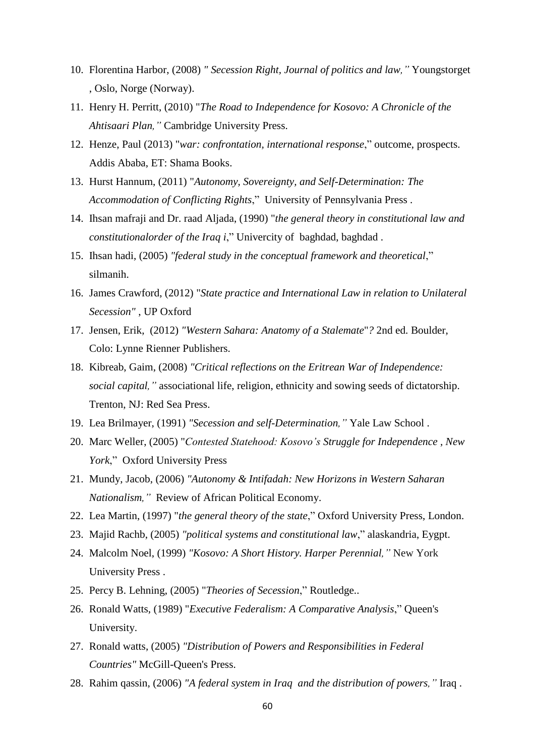10. Florentina Harbor, (2008) *" Secession Right, Journal of politics and law,"* Youngstorget , Oslo, Norge (Norway).
11. Henry H. Perritt, (2010) "*The Road to Independence for Kosovo: A Chronicle of the Ahtisaari Plan,"* Cambridge University Press.
12. Henze, Paul (2013) "*war: confrontation, international response*," outcome, prospects. Addis Ababa, ET: Shama Books.
13. Hurst Hannum, (2011) "*Autonomy, Sovereignty, and Self-Determination: The Accommodation of Conflicting Rights*," University of Pennsylvania Press .
14. Ihsan mafraji and Dr. raad Aljada, (1990) "*the general theory in constitutional law and constitutionalorder of the Iraq i*," Univercity of baghdad, baghdad .
15. Ihsan hadi, (2005) *"federal study in the conceptual framework and theoretical*," silmanih.
16. James Crawford, (2012) "*State practice and International Law in relation to Unilateral Secession"* , UP Oxford
17. Jensen, Erik, (2012) *"Western Sahara: Anatomy of a Stalemate*"*?* 2nd ed. Boulder, Colo: Lynne Rienner Publishers.
18. Kibreab, Gaim, (2008) *"Critical reflections on the Eritrean War of Independence: social capital,"* associational life, religion, ethnicity and sowing seeds of dictatorship. Trenton, NJ: Red Sea Press.
19. Lea Brilmayer, (1991) *"Secession and self-Determination,"* Yale Law School .
20. Marc Weller, (2005) "*Contested Statehood: Kosovo's Struggle for Independence , New York*," Oxford University Press
21. Mundy, Jacob, (2006) *"Autonomy & Intifadah: New Horizons in Western Saharan Nationalism,"* Review of African Political Economy.
22. Lea Martin, (1997) "*the general theory of the state*," Oxford University Press, London.
23. Majid Rachb, (2005) *"political systems and constitutional law*," alaskandria, Eygpt.
24. Malcolm Noel, (1999) *"Kosovo: A Short History. Harper Perennial,"* New York University Press .
25. Percy B. Lehning, (2005) "*Theories of Secession*," Routledge..
26. Ronald Watts, (1989) "*Executive Federalism: A Comparative Analysis*," Queen's University.
27. Ronald watts, (2005) *"Distribution of Powers and Responsibilities in Federal Countries"* McGill-Queen's Press.
28. Rahim qassin, (2006) *"A federal system in Iraq and the distribution of powers,"* Iraq .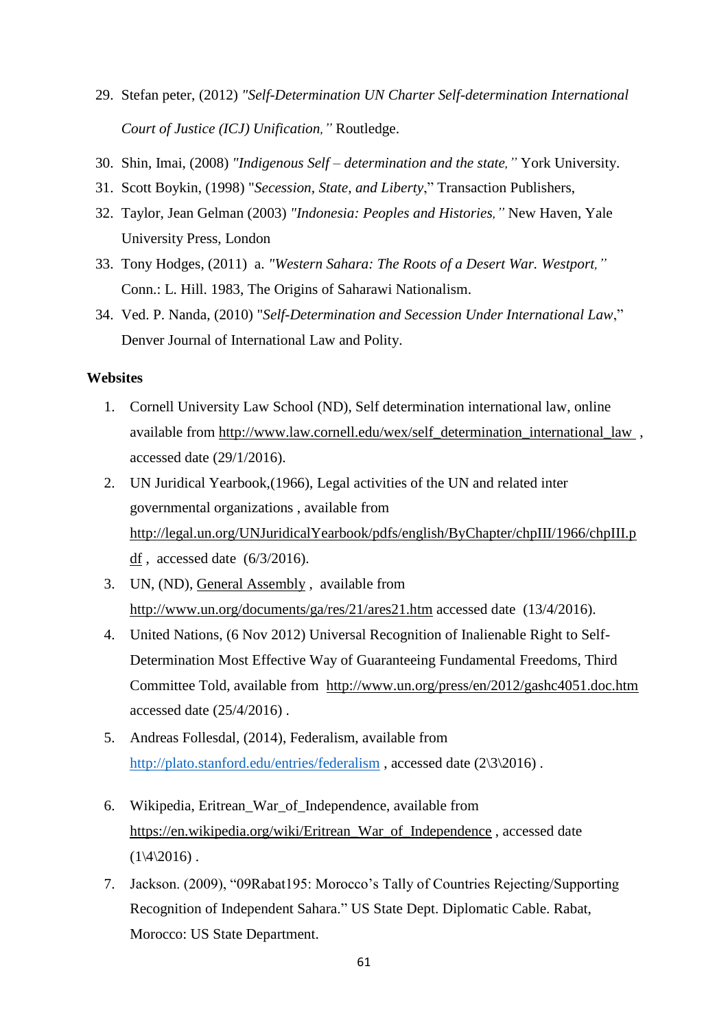29. Stefan peter, (2012) *"Self-Determination UN Charter Self-determination International Court of Justice (ICJ) Unification,"* Routledge.
30. Shin, Imai, (2008) *"Indigenous Self – determination and the state,"* York University.
31. Scott Boykin, (1998) "*Secession, State, and Liberty*," Transaction Publishers,
32. Taylor, Jean Gelman (2003) *"Indonesia: Peoples and Histories,"* New Haven, Yale University Press, London
33. Tony Hodges, (2011) a. *"Western Sahara: The Roots of a Desert War. Westport,"* Conn.: L. Hill. 1983, The Origins of Saharawi Nationalism.
34. Ved. P. Nanda, (2010) "*Self-Determination and Secession Under International Law*," Denver Journal of International Law and Polity.

**Websites**

1. Cornell University Law School (ND), Self determination international law, online available from http://www.law.cornell.edu/wex/self_determination_international_law , accessed date (29/1/2016).
2. UN Juridical Yearbook,(1966), Legal activities of the UN and related inter governmental organizations , available from http://legal.un.org/UNJuridicalYearbook/pdfs/english/ByChapter/chpIII/1966/chpIII.pdf , accessed date (6/3/2016).
3. UN, (ND), General Assembly , available from http://www.un.org/documents/ga/res/21/ares21.htm accessed date (13/4/2016).
4. United Nations, (6 Nov 2012) Universal Recognition of Inalienable Right to Self-Determination Most Effective Way of Guaranteeing Fundamental Freedoms, Third Committee Told, available from http://www.un.org/press/en/2012/gashc4051.doc.htm accessed date (25/4/2016) .
5. Andreas Follesdal, (2014), Federalism, available from http://plato.stanford.edu/entries/federalism , accessed date (2\3\2016) .
6. Wikipedia, Eritrean_War_of_Independence, available from https://en.wikipedia.org/wiki/Eritrean_War_of_Independence , accessed date (1\4\2016) .
7. Jackson. (2009), "09Rabat195: Morocco's Tally of Countries Rejecting/Supporting Recognition of Independent Sahara." US State Dept. Diplomatic Cable. Rabat, Morocco: US State Department.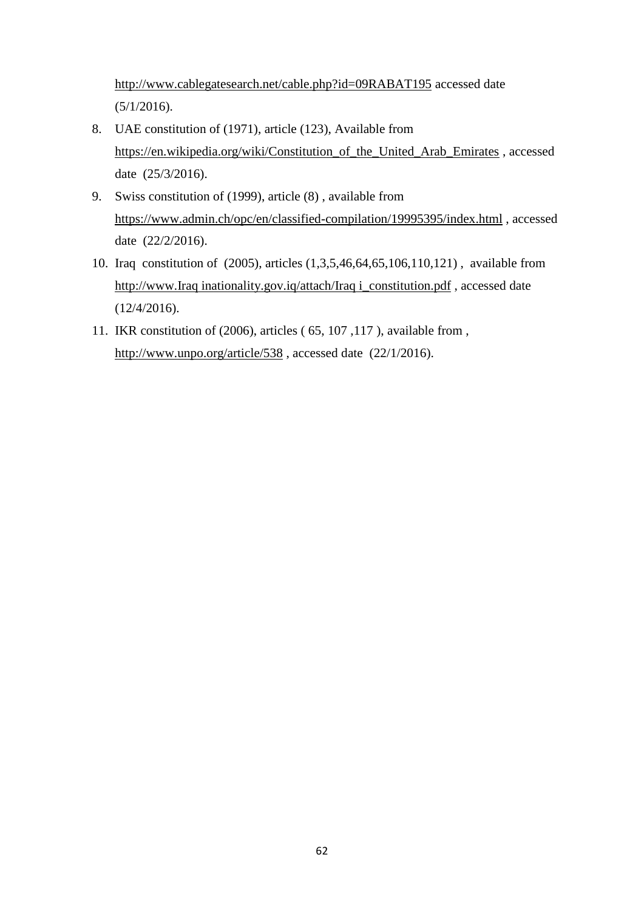http://www.cablegatesearch.net/cable.php?id=09RABAT195 accessed date (5/1/2016).

8. UAE constitution of (1971), article (123), Available from https://en.wikipedia.org/wiki/Constitution_of_the_United_Arab_Emirates , accessed date (25/3/2016).
9. Swiss constitution of (1999), article (8) , available from https://www.admin.ch/opc/en/classified-compilation/19995395/index.html , accessed date (22/2/2016).
10. Iraq constitution of (2005), articles (1,3,5,46,64,65,106,110,121) , available from http://www.Iraq inationality.gov.iq/attach/Iraq i_constitution.pdf , accessed date (12/4/2016).
11. IKR constitution of (2006), articles ( 65, 107 ,117 ), available from , http://www.unpo.org/article/538 , accessed date (22/1/2016).